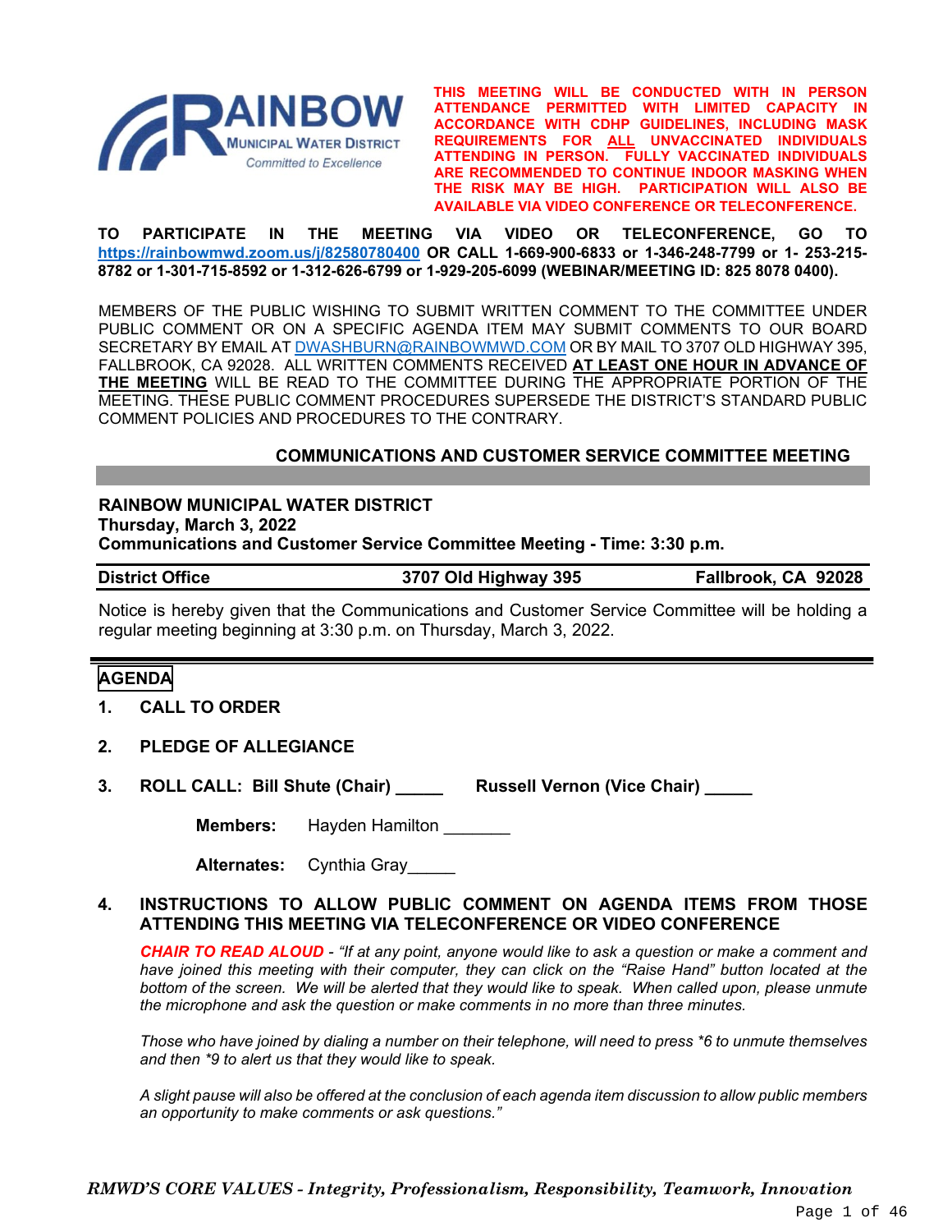**RAINBOW MUNICIPAL WATER DISTRICT**
*Committed to Excellence*

**THIS MEETING WILL BE CONDUCTED WITH IN PERSON ATTENDANCE PERMITTED WITH LIMITED CAPACITY IN ACCORDANCE WITH CDHP GUIDELINES, INCLUDING MASK REQUIREMENTS FOR <u>ALL</u> UNVACCINATED INDIVIDUALS ATTENDING IN PERSON. FULLY VACCINATED INDIVIDUALS ARE RECOMMENDED TO CONTINUE INDOOR MASKING WHEN THE RISK MAY BE HIGH. PARTICIPATION WILL ALSO BE AVAILABLE VIA VIDEO CONFERENCE OR TELECONFERENCE.**

**TO PARTICIPATE IN THE MEETING VIA VIDEO OR TELECONFERENCE, GO TO https://rainbowmwd.zoom.us/j/82580780400 OR CALL 1-669-900-6833 or 1-346-248-7799 or 1- 253-215-8782 or 1-301-715-8592 or 1-312-626-6799 or 1-929-205-6099 (WEBINAR/MEETING ID: 825 8078 0400).**

MEMBERS OF THE PUBLIC WISHING TO SUBMIT WRITTEN COMMENT TO THE COMMITTEE UNDER PUBLIC COMMENT OR ON A SPECIFIC AGENDA ITEM MAY SUBMIT COMMENTS TO OUR BOARD SECRETARY BY EMAIL AT DWASHBURN@RAINBOWMWD.COM OR BY MAIL TO 3707 OLD HIGHWAY 395, FALLBROOK, CA 92028. ALL WRITTEN COMMENTS RECEIVED **<u>AT LEAST ONE HOUR IN ADVANCE OF THE MEETING</u>** WILL BE READ TO THE COMMITTEE DURING THE APPROPRIATE PORTION OF THE MEETING. THESE PUBLIC COMMENT PROCEDURES SUPERSEDE THE DISTRICT'S STANDARD PUBLIC COMMENT POLICIES AND PROCEDURES TO THE CONTRARY.

## COMMUNICATIONS AND CUSTOMER SERVICE COMMITTEE MEETING

**RAINBOW MUNICIPAL WATER DISTRICT**
**Thursday, March 3, 2022**
**Communications and Customer Service Committee Meeting - Time: 3:30 p.m.**

**District Office** | **3707 Old Highway 395** | **Fallbrook, CA 92028**

Notice is hereby given that the Communications and Customer Service Committee will be holding a regular meeting beginning at 3:30 p.m. on Thursday, March 3, 2022.

## AGENDA

1. **CALL TO ORDER**

2. **PLEDGE OF ALLEGIANCE**

3. **ROLL CALL: Bill Shute (Chair) _____ Russell Vernon (Vice Chair) _____**

   **Members:** Hayden Hamilton _______

   **Alternates:** Cynthia Gray_____

4. **INSTRUCTIONS TO ALLOW PUBLIC COMMENT ON AGENDA ITEMS FROM THOSE ATTENDING THIS MEETING VIA TELECONFERENCE OR VIDEO CONFERENCE**

   ***CHAIR TO READ ALOUD*** - *"If at any point, anyone would like to ask a question or make a comment and have joined this meeting with their computer, they can click on the "Raise Hand" button located at the bottom of the screen. We will be alerted that they would like to speak. When called upon, please unmute the microphone and ask the question or make comments in no more than three minutes.*

   *Those who have joined by dialing a number on their telephone, will need to press *6 to unmute themselves and then *9 to alert us that they would like to speak.*

   *A slight pause will also be offered at the conclusion of each agenda item discussion to allow public members an opportunity to make comments or ask questions."*

***RMWD'S CORE VALUES - Integrity, Professionalism, Responsibility, Teamwork, Innovation***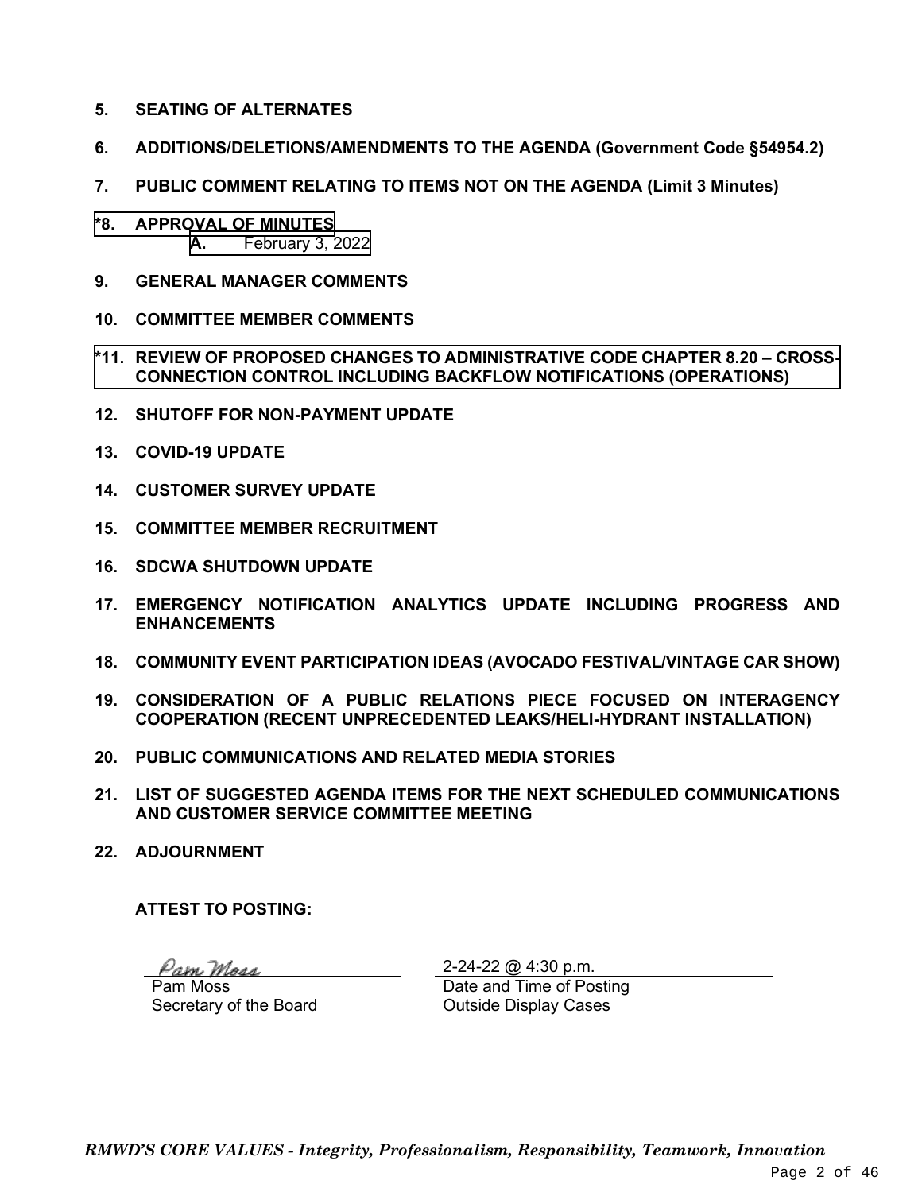**5. SEATING OF ALTERNATES**

**6. ADDITIONS/DELETIONS/AMENDMENTS TO THE AGENDA (Government Code §54954.2)**

**7. PUBLIC COMMENT RELATING TO ITEMS NOT ON THE AGENDA (Limit 3 Minutes)**

**\*8. APPROVAL OF MINUTES**

**A.** February 3, 2022

**9. GENERAL MANAGER COMMENTS**

**10. COMMITTEE MEMBER COMMENTS**

**\*11. REVIEW OF PROPOSED CHANGES TO ADMINISTRATIVE CODE CHAPTER 8.20 – CROSS-CONNECTION CONTROL INCLUDING BACKFLOW NOTIFICATIONS (OPERATIONS)**

**12. SHUTOFF FOR NON-PAYMENT UPDATE**

**13. COVID-19 UPDATE**

**14. CUSTOMER SURVEY UPDATE**

**15. COMMITTEE MEMBER RECRUITMENT**

**16. SDCWA SHUTDOWN UPDATE**

**17. EMERGENCY NOTIFICATION ANALYTICS UPDATE INCLUDING PROGRESS AND ENHANCEMENTS**

**18. COMMUNITY EVENT PARTICIPATION IDEAS (AVOCADO FESTIVAL/VINTAGE CAR SHOW)**

**19. CONSIDERATION OF A PUBLIC RELATIONS PIECE FOCUSED ON INTERAGENCY COOPERATION (RECENT UNPRECEDENTED LEAKS/HELI-HYDRANT INSTALLATION)**

**20. PUBLIC COMMUNICATIONS AND RELATED MEDIA STORIES**

**21. LIST OF SUGGESTED AGENDA ITEMS FOR THE NEXT SCHEDULED COMMUNICATIONS AND CUSTOMER SERVICE COMMITTEE MEETING**

**22. ADJOURNMENT**

**ATTEST TO POSTING:**

*Pam Moss*
Pam Moss
Secretary of the Board

2-24-22 @ 4:30 p.m.
Date and Time of Posting
Outside Display Cases

***RMWD'S CORE VALUES - Integrity, Professionalism, Responsibility, Teamwork, Innovation***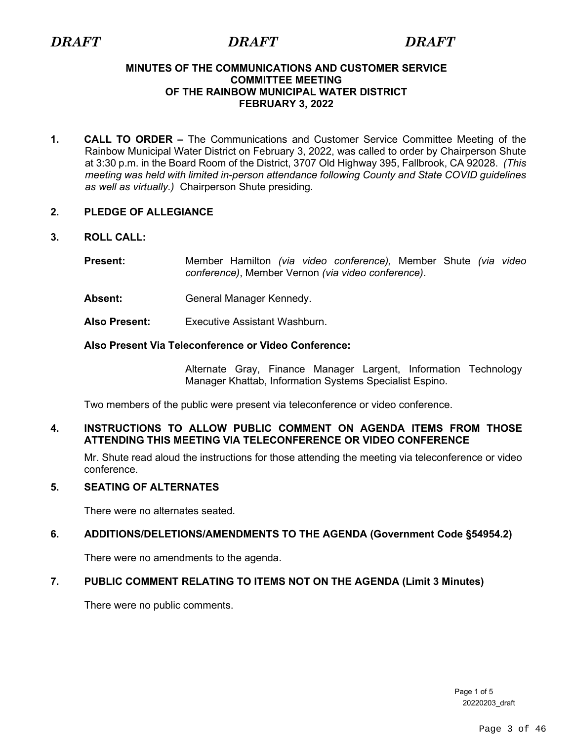*DRAFT* *DRAFT* *DRAFT*

**MINUTES OF THE COMMUNICATIONS AND CUSTOMER SERVICE COMMITTEE MEETING OF THE RAINBOW MUNICIPAL WATER DISTRICT FEBRUARY 3, 2022**

**1. CALL TO ORDER –** The Communications and Customer Service Committee Meeting of the Rainbow Municipal Water District on February 3, 2022, was called to order by Chairperson Shute at 3:30 p.m. in the Board Room of the District, 3707 Old Highway 395, Fallbrook, CA 92028. *(This meeting was held with limited in-person attendance following County and State COVID guidelines as well as virtually.)* Chairperson Shute presiding.

**2. PLEDGE OF ALLEGIANCE**

**3. ROLL CALL:**

**Present:** Member Hamilton *(via video conference),* Member Shute *(via video conference)*, Member Vernon *(via video conference)*.

**Absent:** General Manager Kennedy.

**Also Present:** Executive Assistant Washburn.

**Also Present Via Teleconference or Video Conference:**

Alternate Gray, Finance Manager Largent, Information Technology Manager Khattab, Information Systems Specialist Espino.

Two members of the public were present via teleconference or video conference.

**4. INSTRUCTIONS TO ALLOW PUBLIC COMMENT ON AGENDA ITEMS FROM THOSE ATTENDING THIS MEETING VIA TELECONFERENCE OR VIDEO CONFERENCE**

Mr. Shute read aloud the instructions for those attending the meeting via teleconference or video conference.

**5. SEATING OF ALTERNATES**

There were no alternates seated.

**6. ADDITIONS/DELETIONS/AMENDMENTS TO THE AGENDA (Government Code §54954.2)**

There were no amendments to the agenda.

**7. PUBLIC COMMENT RELATING TO ITEMS NOT ON THE AGENDA (Limit 3 Minutes)**

There were no public comments.

20220203_draft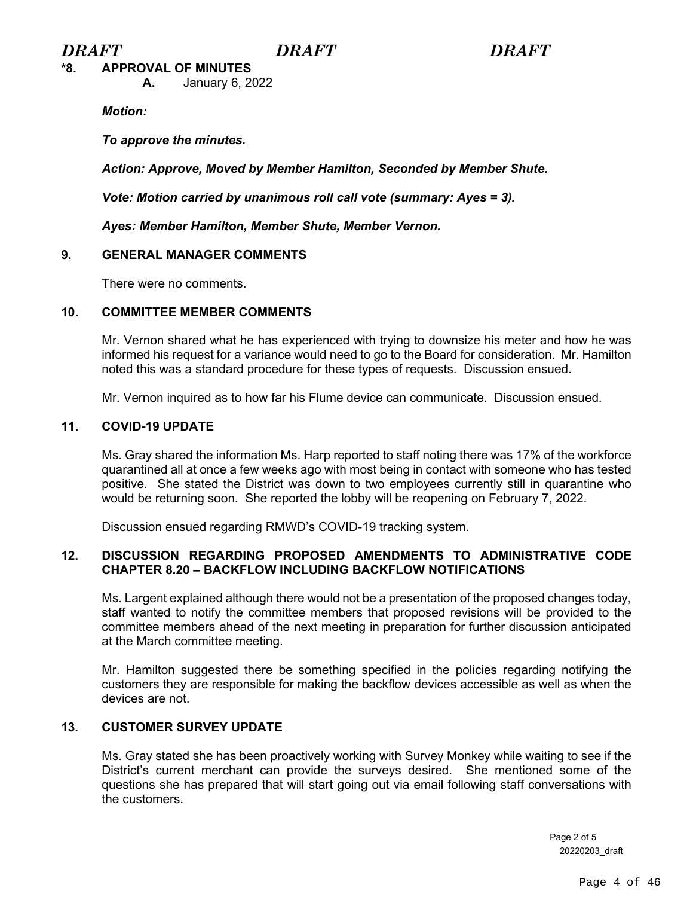*DRAFT DRAFT DRAFT*

**\*8. APPROVAL OF MINUTES**

**A.** January 6, 2022

***Motion:***

***To approve the minutes.***

***Action: Approve, Moved by Member Hamilton, Seconded by Member Shute.***

***Vote: Motion carried by unanimous roll call vote (summary: Ayes = 3).***

***Ayes: Member Hamilton, Member Shute, Member Vernon.***

**9. GENERAL MANAGER COMMENTS**

There were no comments.

**10. COMMITTEE MEMBER COMMENTS**

Mr. Vernon shared what he has experienced with trying to downsize his meter and how he was informed his request for a variance would need to go to the Board for consideration. Mr. Hamilton noted this was a standard procedure for these types of requests. Discussion ensued.

Mr. Vernon inquired as to how far his Flume device can communicate. Discussion ensued.

**11. COVID-19 UPDATE**

Ms. Gray shared the information Ms. Harp reported to staff noting there was 17% of the workforce quarantined all at once a few weeks ago with most being in contact with someone who has tested positive. She stated the District was down to two employees currently still in quarantine who would be returning soon. She reported the lobby will be reopening on February 7, 2022.

Discussion ensued regarding RMWD's COVID-19 tracking system.

**12. DISCUSSION REGARDING PROPOSED AMENDMENTS TO ADMINISTRATIVE CODE CHAPTER 8.20 – BACKFLOW INCLUDING BACKFLOW NOTIFICATIONS**

Ms. Largent explained although there would not be a presentation of the proposed changes today, staff wanted to notify the committee members that proposed revisions will be provided to the committee members ahead of the next meeting in preparation for further discussion anticipated at the March committee meeting.

Mr. Hamilton suggested there be something specified in the policies regarding notifying the customers they are responsible for making the backflow devices accessible as well as when the devices are not.

**13. CUSTOMER SURVEY UPDATE**

Ms. Gray stated she has been proactively working with Survey Monkey while waiting to see if the District's current merchant can provide the surveys desired. She mentioned some of the questions she has prepared that will start going out via email following staff conversations with the customers.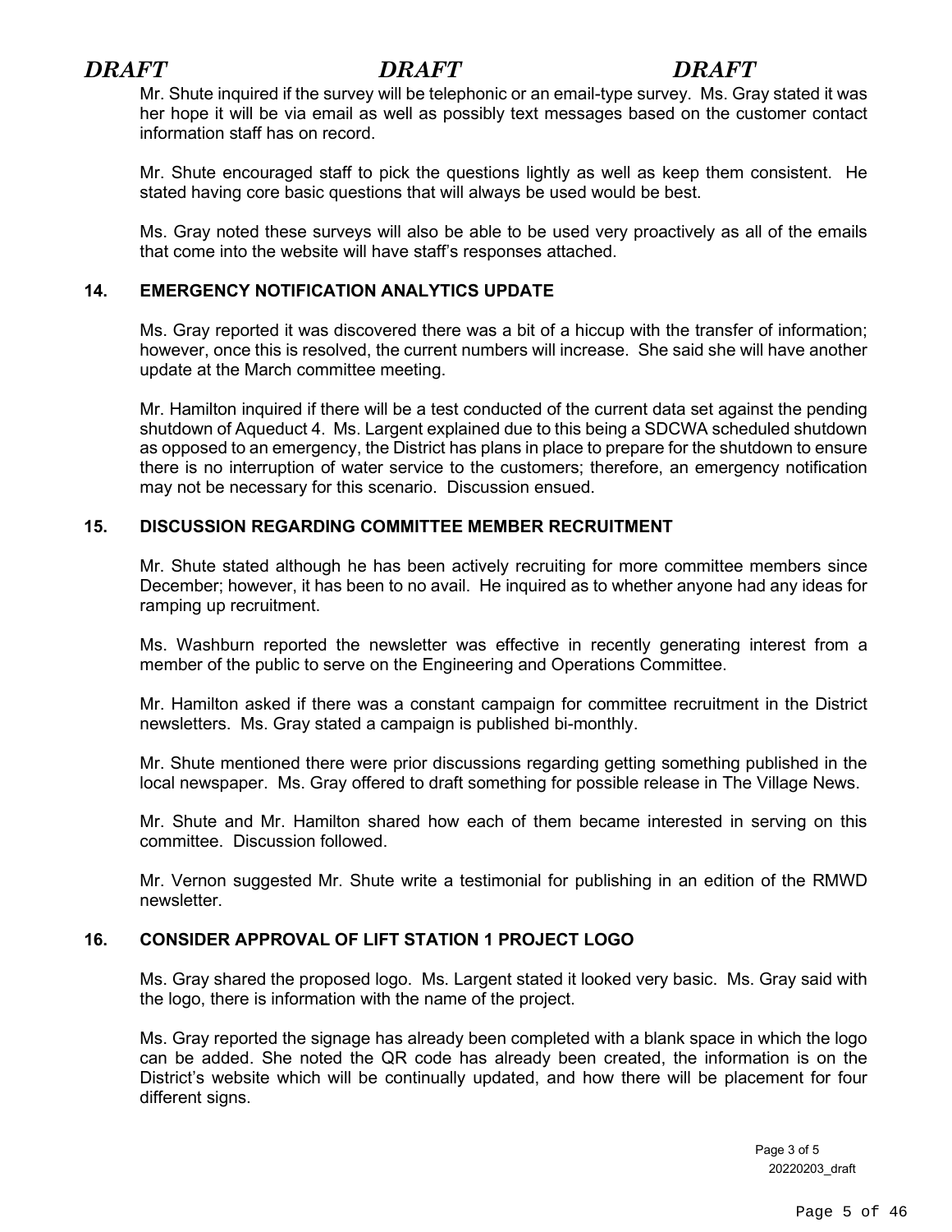Mr. Shute inquired if the survey will be telephonic or an email-type survey. Ms. Gray stated it was her hope it will be via email as well as possibly text messages based on the customer contact information staff has on record.

Mr. Shute encouraged staff to pick the questions lightly as well as keep them consistent. He stated having core basic questions that will always be used would be best.

Ms. Gray noted these surveys will also be able to be used very proactively as all of the emails that come into the website will have staff's responses attached.

## 14. EMERGENCY NOTIFICATION ANALYTICS UPDATE

Ms. Gray reported it was discovered there was a bit of a hiccup with the transfer of information; however, once this is resolved, the current numbers will increase. She said she will have another update at the March committee meeting.

Mr. Hamilton inquired if there will be a test conducted of the current data set against the pending shutdown of Aqueduct 4. Ms. Largent explained due to this being a SDCWA scheduled shutdown as opposed to an emergency, the District has plans in place to prepare for the shutdown to ensure there is no interruption of water service to the customers; therefore, an emergency notification may not be necessary for this scenario. Discussion ensued.

## 15. DISCUSSION REGARDING COMMITTEE MEMBER RECRUITMENT

Mr. Shute stated although he has been actively recruiting for more committee members since December; however, it has been to no avail. He inquired as to whether anyone had any ideas for ramping up recruitment.

Ms. Washburn reported the newsletter was effective in recently generating interest from a member of the public to serve on the Engineering and Operations Committee.

Mr. Hamilton asked if there was a constant campaign for committee recruitment in the District newsletters. Ms. Gray stated a campaign is published bi-monthly.

Mr. Shute mentioned there were prior discussions regarding getting something published in the local newspaper. Ms. Gray offered to draft something for possible release in The Village News.

Mr. Shute and Mr. Hamilton shared how each of them became interested in serving on this committee. Discussion followed.

Mr. Vernon suggested Mr. Shute write a testimonial for publishing in an edition of the RMWD newsletter.

## 16. CONSIDER APPROVAL OF LIFT STATION 1 PROJECT LOGO

Ms. Gray shared the proposed logo. Ms. Largent stated it looked very basic. Ms. Gray said with the logo, there is information with the name of the project.

Ms. Gray reported the signage has already been completed with a blank space in which the logo can be added. She noted the QR code has already been created, the information is on the District's website which will be continually updated, and how there will be placement for four different signs.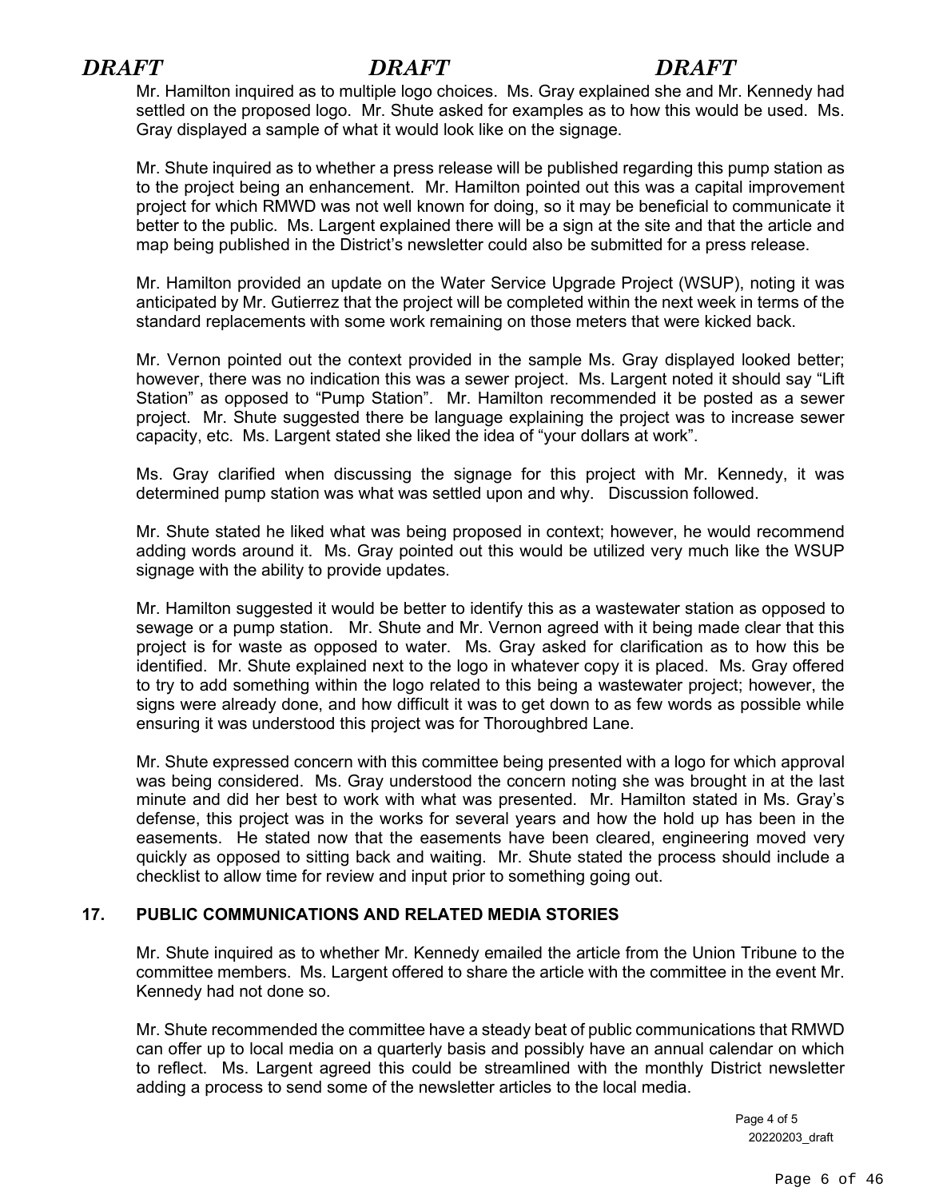*DRAFT* *DRAFT* *DRAFT*

Mr. Hamilton inquired as to multiple logo choices. Ms. Gray explained she and Mr. Kennedy had settled on the proposed logo. Mr. Shute asked for examples as to how this would be used. Ms. Gray displayed a sample of what it would look like on the signage.

Mr. Shute inquired as to whether a press release will be published regarding this pump station as to the project being an enhancement. Mr. Hamilton pointed out this was a capital improvement project for which RMWD was not well known for doing, so it may be beneficial to communicate it better to the public. Ms. Largent explained there will be a sign at the site and that the article and map being published in the District's newsletter could also be submitted for a press release.

Mr. Hamilton provided an update on the Water Service Upgrade Project (WSUP), noting it was anticipated by Mr. Gutierrez that the project will be completed within the next week in terms of the standard replacements with some work remaining on those meters that were kicked back.

Mr. Vernon pointed out the context provided in the sample Ms. Gray displayed looked better; however, there was no indication this was a sewer project. Ms. Largent noted it should say "Lift Station" as opposed to "Pump Station". Mr. Hamilton recommended it be posted as a sewer project. Mr. Shute suggested there be language explaining the project was to increase sewer capacity, etc. Ms. Largent stated she liked the idea of "your dollars at work".

Ms. Gray clarified when discussing the signage for this project with Mr. Kennedy, it was determined pump station was what was settled upon and why. Discussion followed.

Mr. Shute stated he liked what was being proposed in context; however, he would recommend adding words around it. Ms. Gray pointed out this would be utilized very much like the WSUP signage with the ability to provide updates.

Mr. Hamilton suggested it would be better to identify this as a wastewater station as opposed to sewage or a pump station. Mr. Shute and Mr. Vernon agreed with it being made clear that this project is for waste as opposed to water. Ms. Gray asked for clarification as to how this be identified. Mr. Shute explained next to the logo in whatever copy it is placed. Ms. Gray offered to try to add something within the logo related to this being a wastewater project; however, the signs were already done, and how difficult it was to get down to as few words as possible while ensuring it was understood this project was for Thoroughbred Lane.

Mr. Shute expressed concern with this committee being presented with a logo for which approval was being considered. Ms. Gray understood the concern noting she was brought in at the last minute and did her best to work with what was presented. Mr. Hamilton stated in Ms. Gray's defense, this project was in the works for several years and how the hold up has been in the easements. He stated now that the easements have been cleared, engineering moved very quickly as opposed to sitting back and waiting. Mr. Shute stated the process should include a checklist to allow time for review and input prior to something going out.

**17. PUBLIC COMMUNICATIONS AND RELATED MEDIA STORIES**

Mr. Shute inquired as to whether Mr. Kennedy emailed the article from the Union Tribune to the committee members. Ms. Largent offered to share the article with the committee in the event Mr. Kennedy had not done so.

Mr. Shute recommended the committee have a steady beat of public communications that RMWD can offer up to local media on a quarterly basis and possibly have an annual calendar on which to reflect. Ms. Largent agreed this could be streamlined with the monthly District newsletter adding a process to send some of the newsletter articles to the local media.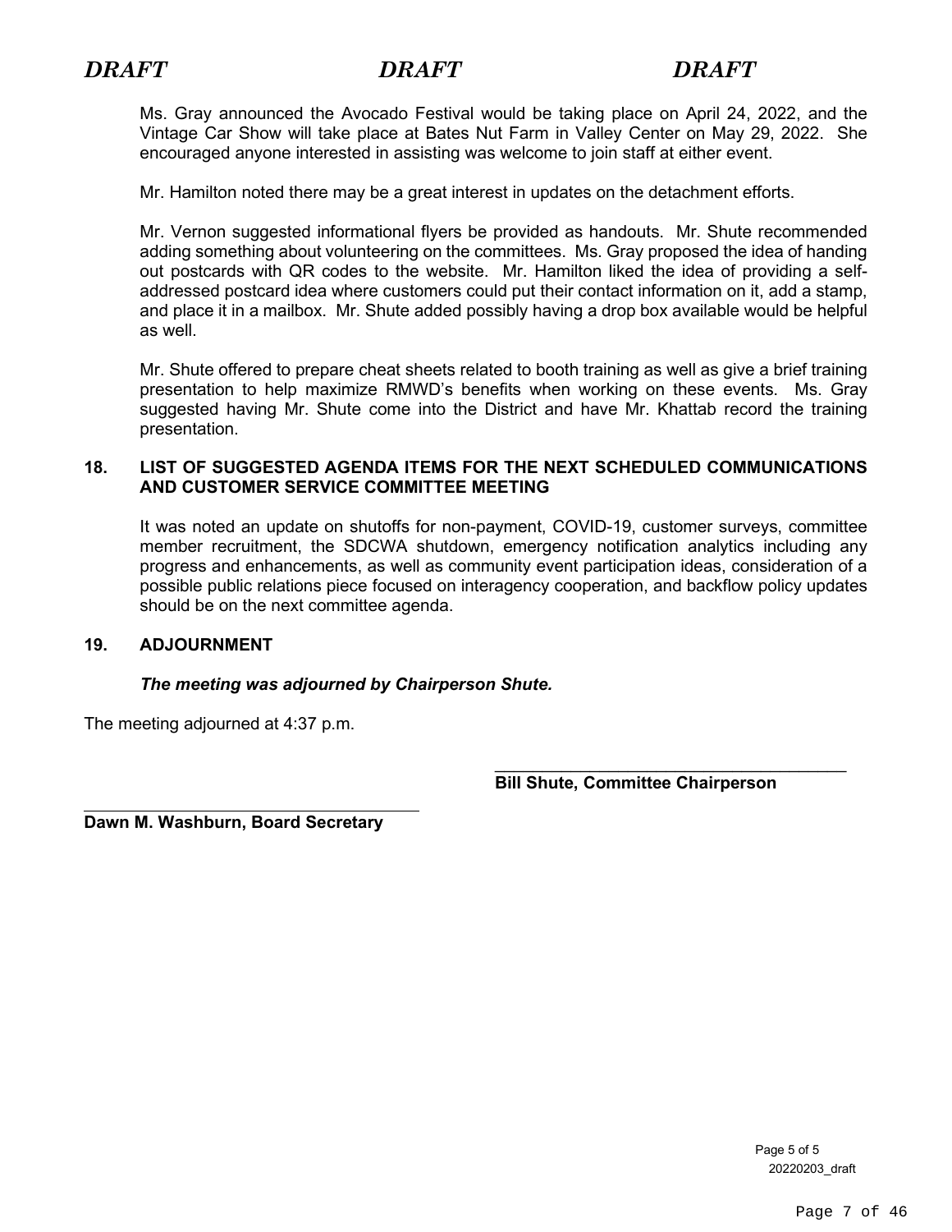*DRAFT* *DRAFT* *DRAFT*

Ms. Gray announced the Avocado Festival would be taking place on April 24, 2022, and the Vintage Car Show will take place at Bates Nut Farm in Valley Center on May 29, 2022. She encouraged anyone interested in assisting was welcome to join staff at either event.

Mr. Hamilton noted there may be a great interest in updates on the detachment efforts.

Mr. Vernon suggested informational flyers be provided as handouts. Mr. Shute recommended adding something about volunteering on the committees. Ms. Gray proposed the idea of handing out postcards with QR codes to the website. Mr. Hamilton liked the idea of providing a self-addressed postcard idea where customers could put their contact information on it, add a stamp, and place it in a mailbox. Mr. Shute added possibly having a drop box available would be helpful as well.

Mr. Shute offered to prepare cheat sheets related to booth training as well as give a brief training presentation to help maximize RMWD's benefits when working on these events. Ms. Gray suggested having Mr. Shute come into the District and have Mr. Khattab record the training presentation.

**18. LIST OF SUGGESTED AGENDA ITEMS FOR THE NEXT SCHEDULED COMMUNICATIONS AND CUSTOMER SERVICE COMMITTEE MEETING**

It was noted an update on shutoffs for non-payment, COVID-19, customer surveys, committee member recruitment, the SDCWA shutdown, emergency notification analytics including any progress and enhancements, as well as community event participation ideas, consideration of a possible public relations piece focused on interagency cooperation, and backflow policy updates should be on the next committee agenda.

**19. ADJOURNMENT**

***The meeting was adjourned by Chairperson Shute.***

The meeting adjourned at 4:37 p.m.

\_\_\_\_\_\_\_\_\_\_\_\_\_\_\_\_\_\_\_\_\_\_\_\_\_\_\_\_\_\_\_\_\_\_\_\_\_\_\_\_
**Bill Shute, Committee Chairperson**

\_\_\_\_\_\_\_\_\_\_\_\_\_\_\_\_\_\_\_\_\_\_\_\_\_\_\_\_\_\_\_\_\_\_\_\_\_\_\_\_
**Dawn M. Washburn, Board Secretary**

20220203_draft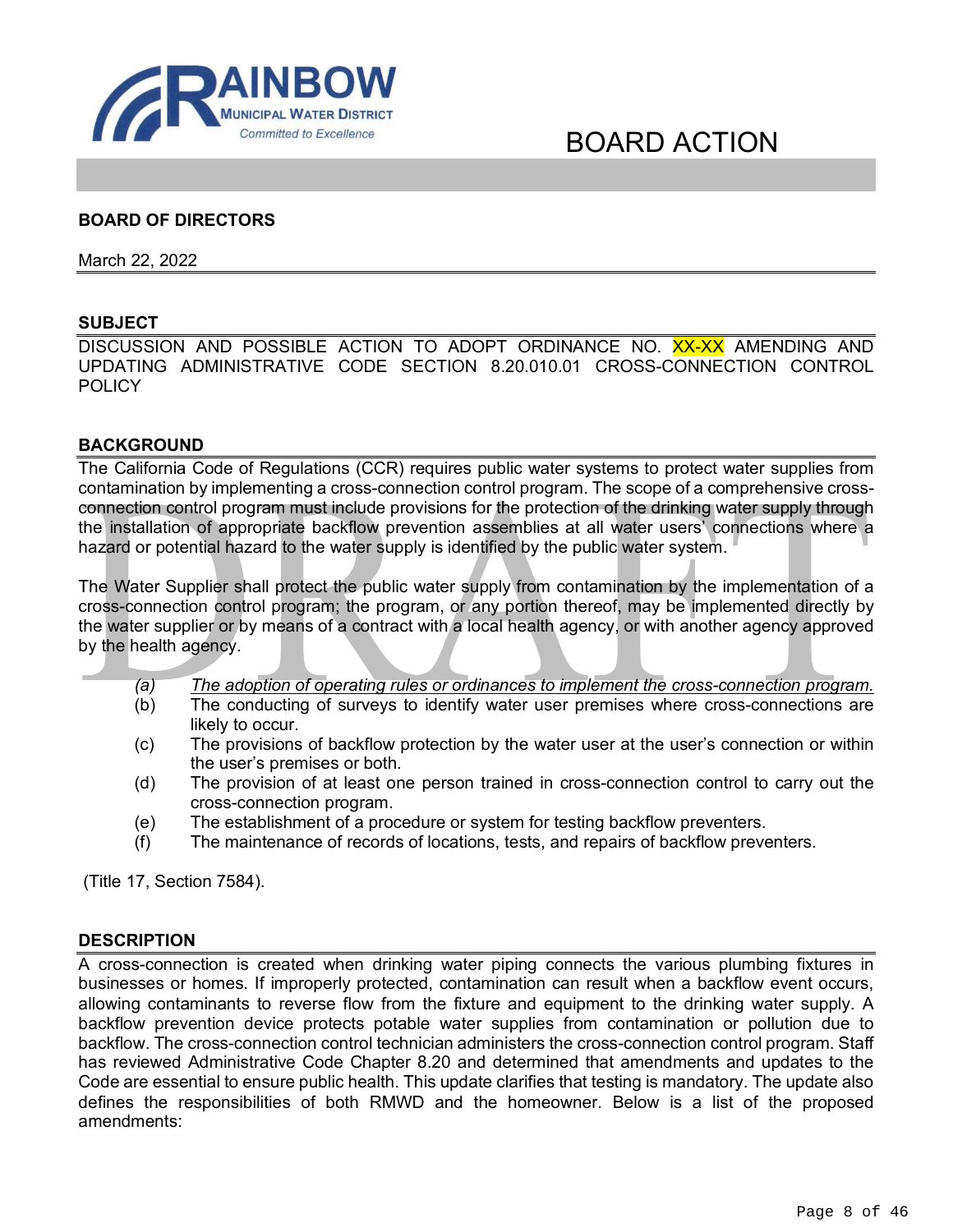RAINBOW MUNICIPAL WATER DISTRICT
Committed to Excellence

# BOARD ACTION

**BOARD OF DIRECTORS**

March 22, 2022

## SUBJECT

DISCUSSION AND POSSIBLE ACTION TO ADOPT ORDINANCE NO. XX-XX AMENDING AND UPDATING ADMINISTRATIVE CODE SECTION 8.20.010.01 CROSS-CONNECTION CONTROL POLICY

## BACKGROUND

The California Code of Regulations (CCR) requires public water systems to protect water supplies from contamination by implementing a cross-connection control program. The scope of a comprehensive cross-connection control program must include provisions for the protection of the drinking water supply through the installation of appropriate backflow prevention assemblies at all water users' connections where a hazard or potential hazard to the water supply is identified by the public water system.

The Water Supplier shall protect the public water supply from contamination by the implementation of a cross-connection control program; the program, or any portion thereof, may be implemented directly by the water supplier or by means of a contract with a local health agency, or with another agency approved by the health agency.

- (a) *The adoption of operating rules or ordinances to implement the cross-connection program.*
- (b) The conducting of surveys to identify water user premises where cross-connections are likely to occur.
- (c) The provisions of backflow protection by the water user at the user's connection or within the user's premises or both.
- (d) The provision of at least one person trained in cross-connection control to carry out the cross-connection program.
- (e) The establishment of a procedure or system for testing backflow preventers.
- (f) The maintenance of records of locations, tests, and repairs of backflow preventers.

(Title 17, Section 7584).

## DESCRIPTION

A cross-connection is created when drinking water piping connects the various plumbing fixtures in businesses or homes. If improperly protected, contamination can result when a backflow event occurs, allowing contaminants to reverse flow from the fixture and equipment to the drinking water supply. A backflow prevention device protects potable water supplies from contamination or pollution due to backflow. The cross-connection control technician administers the cross-connection control program. Staff has reviewed Administrative Code Chapter 8.20 and determined that amendments and updates to the Code are essential to ensure public health. This update clarifies that testing is mandatory. The update also defines the responsibilities of both RMWD and the homeowner. Below is a list of the proposed amendments: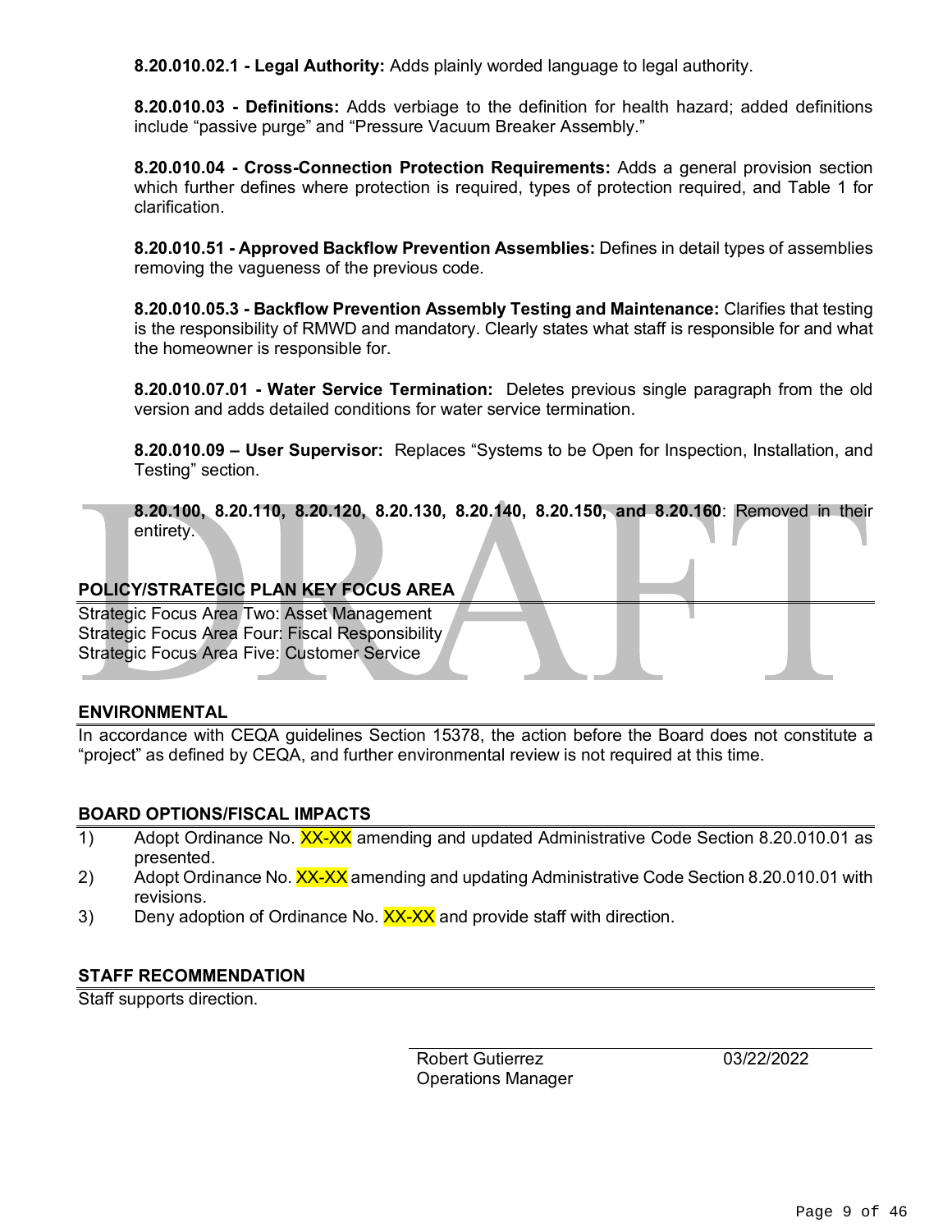**8.20.010.02.1 - Legal Authority:** Adds plainly worded language to legal authority.

**8.20.010.03 - Definitions:** Adds verbiage to the definition for health hazard; added definitions include "passive purge" and "Pressure Vacuum Breaker Assembly."

**8.20.010.04 - Cross-Connection Protection Requirements:** Adds a general provision section which further defines where protection is required, types of protection required, and Table 1 for clarification.

**8.20.010.51 - Approved Backflow Prevention Assemblies:** Defines in detail types of assemblies removing the vagueness of the previous code.

**8.20.010.05.3 - Backflow Prevention Assembly Testing and Maintenance:** Clarifies that testing is the responsibility of RMWD and mandatory. Clearly states what staff is responsible for and what the homeowner is responsible for.

**8.20.010.07.01 - Water Service Termination:** Deletes previous single paragraph from the old version and adds detailed conditions for water service termination.

**8.20.010.09 – User Supervisor:** Replaces "Systems to be Open for Inspection, Installation, and Testing" section.

**8.20.100, 8.20.110, 8.20.120, 8.20.130, 8.20.140, 8.20.150, and 8.20.160**: Removed in their entirety.

## POLICY/STRATEGIC PLAN KEY FOCUS AREA

Strategic Focus Area Two: Asset Management
Strategic Focus Area Four: Fiscal Responsibility
Strategic Focus Area Five: Customer Service

## ENVIRONMENTAL

In accordance with CEQA guidelines Section 15378, the action before the Board does not constitute a "project" as defined by CEQA, and further environmental review is not required at this time.

## BOARD OPTIONS/FISCAL IMPACTS

1) Adopt Ordinance No. XX-XX amending and updated Administrative Code Section 8.20.010.01 as presented.
2) Adopt Ordinance No. XX-XX amending and updating Administrative Code Section 8.20.010.01 with revisions.
3) Deny adoption of Ordinance No. XX-XX and provide staff with direction.

## STAFF RECOMMENDATION

Staff supports direction.

Robert Gutierrez
Operations Manager

03/22/2022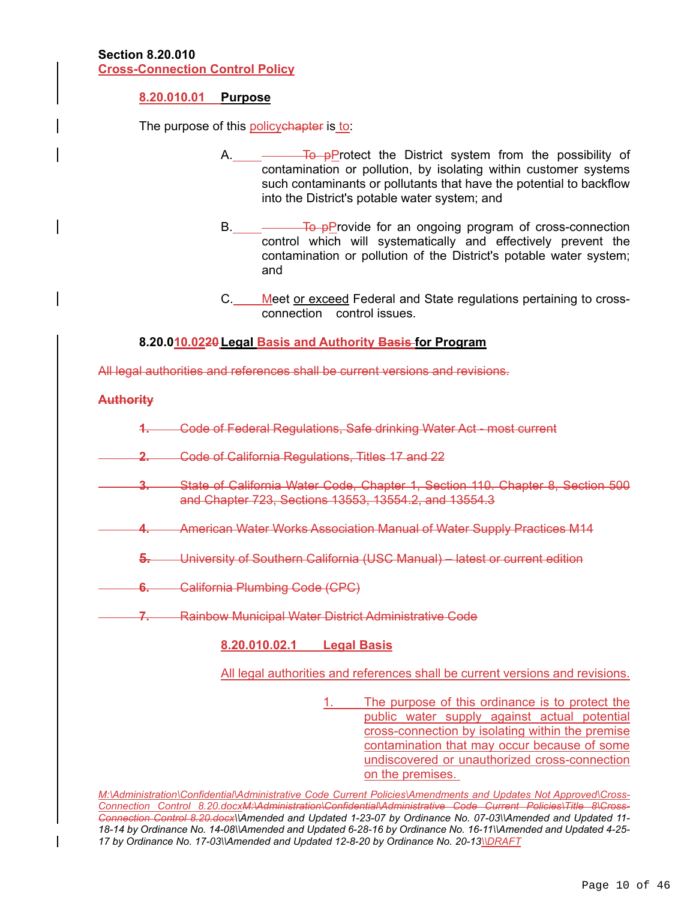**Section 8.20.010**
**Cross-Connection Control Policy**

**8.20.010.01 Purpose**

The purpose of this ~~chapter~~ policy is to:

A. ~~To p~~Protect the District system from the possibility of contamination or pollution, by isolating within customer systems such contaminants or pollutants that have the potential to backflow into the District's potable water system; and

B. ~~To p~~Provide for an ongoing program of cross-connection control which will systematically and effectively prevent the contamination or pollution of the District's potable water system; and

C. Meet or exceed Federal and State regulations pertaining to cross-connection control issues.

**8.20.0~~20~~10.02 Legal Basis and Authority ~~Basis~~ for Program**

~~All legal authorities and references shall be current versions and revisions.~~

~~**Authority**~~

~~1. Code of Federal Regulations, Safe drinking Water Act - most current~~

~~2. Code of California Regulations, Titles 17 and 22~~

~~3. State of California Water Code, Chapter 1, Section 110. Chapter 8, Section 500 and Chapter 723, Sections 13553, 13554.2, and 13554.3~~

~~4. American Water Works Association Manual of Water Supply Practices M14~~

~~5. University of Southern California (USC Manual) – latest or current edition~~

~~6. California Plumbing Code (CPC)~~

~~7. Rainbow Municipal Water District Administrative Code~~

**8.20.010.02.1 Legal Basis**

All legal authorities and references shall be current versions and revisions.

1. The purpose of this ordinance is to protect the public water supply against actual potential cross-connection by isolating within the premise contamination that may occur because of some undiscovered or unauthorized cross-connection on the premises.

*M:\Administration\Confidential\Administrative Code Current Policies\Amendments and Updates Not Approved\Cross-Connection Control 8.20.docx~~M:\Administration\Confidential\Administrative Code Current Policies\Title 8\Cross-Connection Control 8.20.docx~~\\Amended and Updated 1-23-07 by Ordinance No. 07-03\\Amended and Updated 11-18-14 by Ordinance No. 14-08\\Amended and Updated 6-28-16 by Ordinance No. 16-11\\Amended and Updated 4-25-17 by Ordinance No. 17-03\\Amended and Updated 12-8-20 by Ordinance No. 20-13\\DRAFT*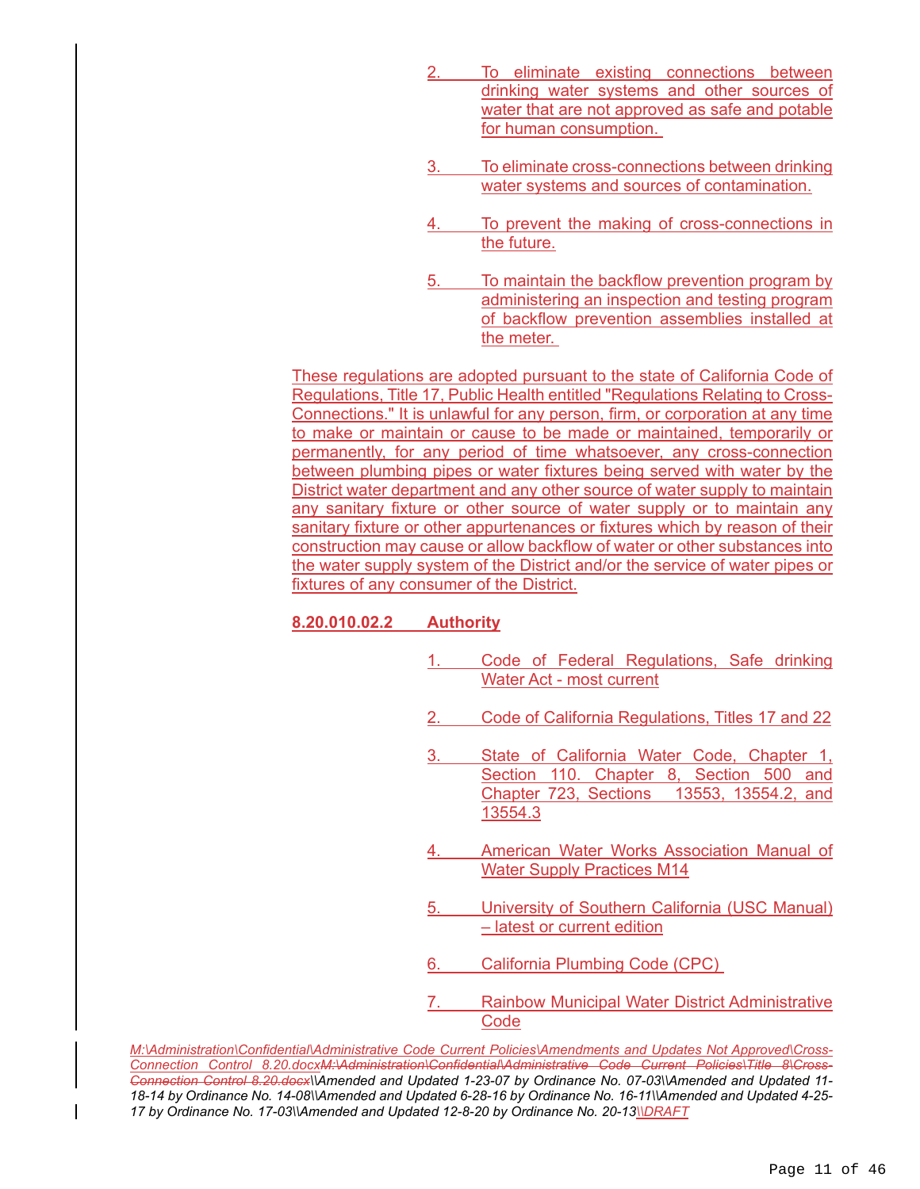2. To eliminate existing connections between drinking water systems and other sources of water that are not approved as safe and potable for human consumption.

3. To eliminate cross-connections between drinking water systems and sources of contamination.

4. To prevent the making of cross-connections in the future.

5. To maintain the backflow prevention program by administering an inspection and testing program of backflow prevention assemblies installed at the meter.

These regulations are adopted pursuant to the state of California Code of Regulations, Title 17, Public Health entitled "Regulations Relating to Cross-Connections." It is unlawful for any person, firm, or corporation at any time to make or maintain or cause to be made or maintained, temporarily or permanently, for any period of time whatsoever, any cross-connection between plumbing pipes or water fixtures being served with water by the District water department and any other source of water supply to maintain any sanitary fixture or other source of water supply or to maintain any sanitary fixture or other appurtenances or fixtures which by reason of their construction may cause or allow backflow of water or other substances into the water supply system of the District and/or the service of water pipes or fixtures of any consumer of the District.

**8.20.010.02.2 Authority**

1. Code of Federal Regulations, Safe drinking Water Act - most current

2. Code of California Regulations, Titles 17 and 22

3. State of California Water Code, Chapter 1, Section 110. Chapter 8, Section 500 and Chapter 723, Sections 13553, 13554.2, and 13554.3

4. American Water Works Association Manual of Water Supply Practices M14

5. University of Southern California (USC Manual) – latest or current edition

6. California Plumbing Code (CPC)

7. Rainbow Municipal Water District Administrative Code

*M:\Administration\Confidential\Administrative Code Current Policies\Amendments and Updates Not Approved\Cross-Connection Control 8.20.docx~~M:\Administration\Confidential\Administrative Code Current Policies\Title 8\Cross-Connection Control 8.20.docx~~\\Amended and Updated 1-23-07 by Ordinance No. 07-03\\Amended and Updated 11-18-14 by Ordinance No. 14-08\\Amended and Updated 6-28-16 by Ordinance No. 16-11\\Amended and Updated 4-25-17 by Ordinance No. 17-03\\Amended and Updated 12-8-20 by Ordinance No. 20-13\\DRAFT*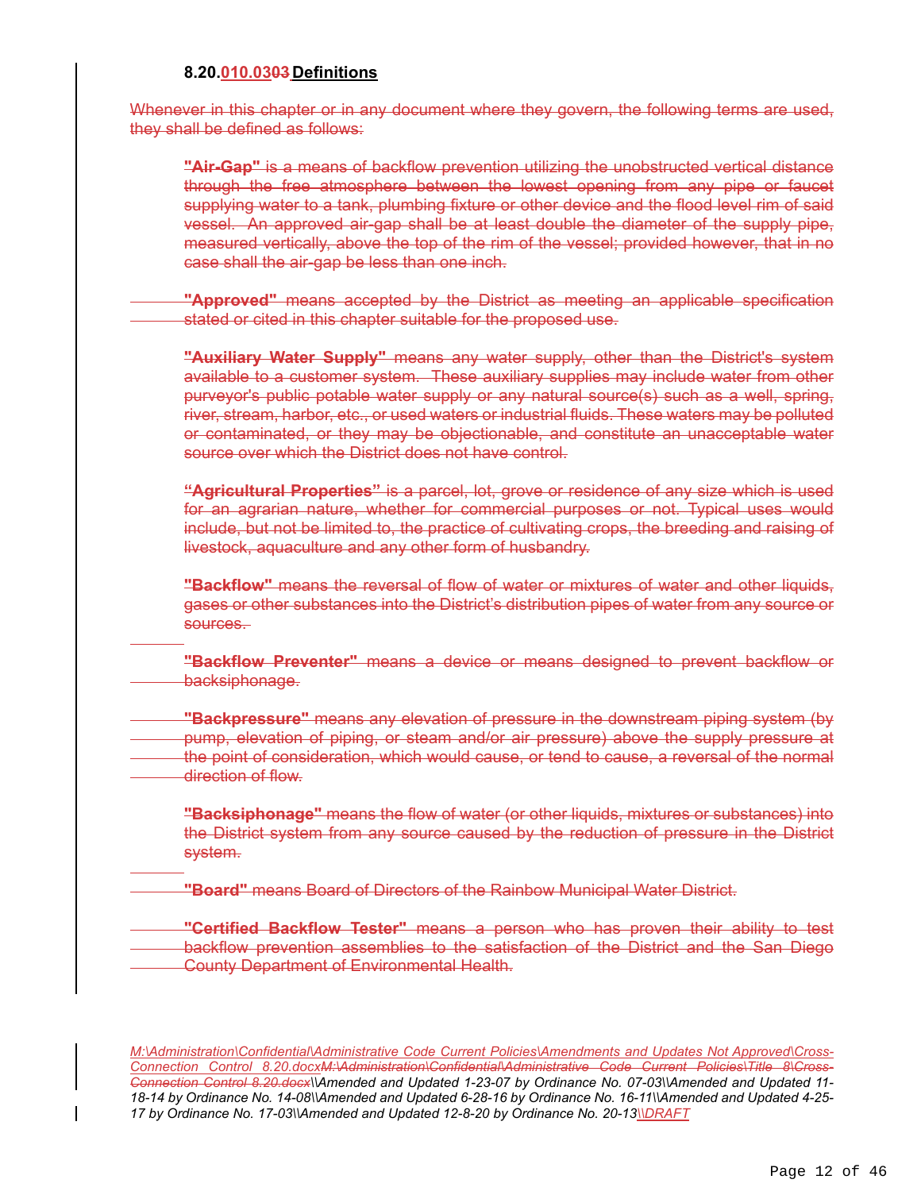### 8.20.010.0303 Definitions

Whenever in this chapter or in any document where they govern, the following terms are used, they shall be defined as follows:

> **"Air-Gap"** is a means of backflow prevention utilizing the unobstructed vertical distance through the free atmosphere between the lowest opening from any pipe or faucet supplying water to a tank, plumbing fixture or other device and the flood level rim of said vessel. An approved air-gap shall be at least double the diameter of the supply pipe, measured vertically, above the top of the rim of the vessel; provided however, that in no case shall the air-gap be less than one inch.
>
> **"Approved"** means accepted by the District as meeting an applicable specification stated or cited in this chapter suitable for the proposed use.
>
> **"Auxiliary Water Supply"** means any water supply, other than the District's system available to a customer system. These auxiliary supplies may include water from other purveyor's public potable water supply or any natural source(s) such as a well, spring, river, stream, harbor, etc., or used waters or industrial fluids. These waters may be polluted or contaminated, or they may be objectionable, and constitute an unacceptable water source over which the District does not have control.
>
> **"Agricultural Properties"** is a parcel, lot, grove or residence of any size which is used for an agrarian nature, whether for commercial purposes or not. Typical uses would include, but not be limited to, the practice of cultivating crops, the breeding and raising of livestock, aquaculture and any other form of husbandry.
>
> **"Backflow"** means the reversal of flow of water or mixtures of water and other liquids, gases or other substances into the District's distribution pipes of water from any source or sources.
>
> **"Backflow Preventer"** means a device or means designed to prevent backflow or backsiphonage.
>
> **"Backpressure"** means any elevation of pressure in the downstream piping system (by pump, elevation of piping, or steam and/or air pressure) above the supply pressure at the point of consideration, which would cause, or tend to cause, a reversal of the normal direction of flow.
>
> **"Backsiphonage"** means the flow of water (or other liquids, mixtures or substances) into the District system from any source caused by the reduction of pressure in the District system.
>
> **"Board"** means Board of Directors of the Rainbow Municipal Water District.
>
> **"Certified Backflow Tester"** means a person who has proven their ability to test backflow prevention assemblies to the satisfaction of the District and the San Diego County Department of Environmental Health.

*M:\Administration\Confidential\Administrative Code Current Policies\Amendments and Updates Not Approved\Cross-Connection Control 8.20.docxM:\Administration\Confidential\Administrative Code Current Policies\Title 8\Cross-Connection Control 8.20.docx\\Amended and Updated 1-23-07 by Ordinance No. 07-03\\Amended and Updated 11-18-14 by Ordinance No. 14-08\\Amended and Updated 6-28-16 by Ordinance No. 16-11\\Amended and Updated 4-25-17 by Ordinance No. 17-03\\Amended and Updated 12-8-20 by Ordinance No. 20-13\\DRAFT*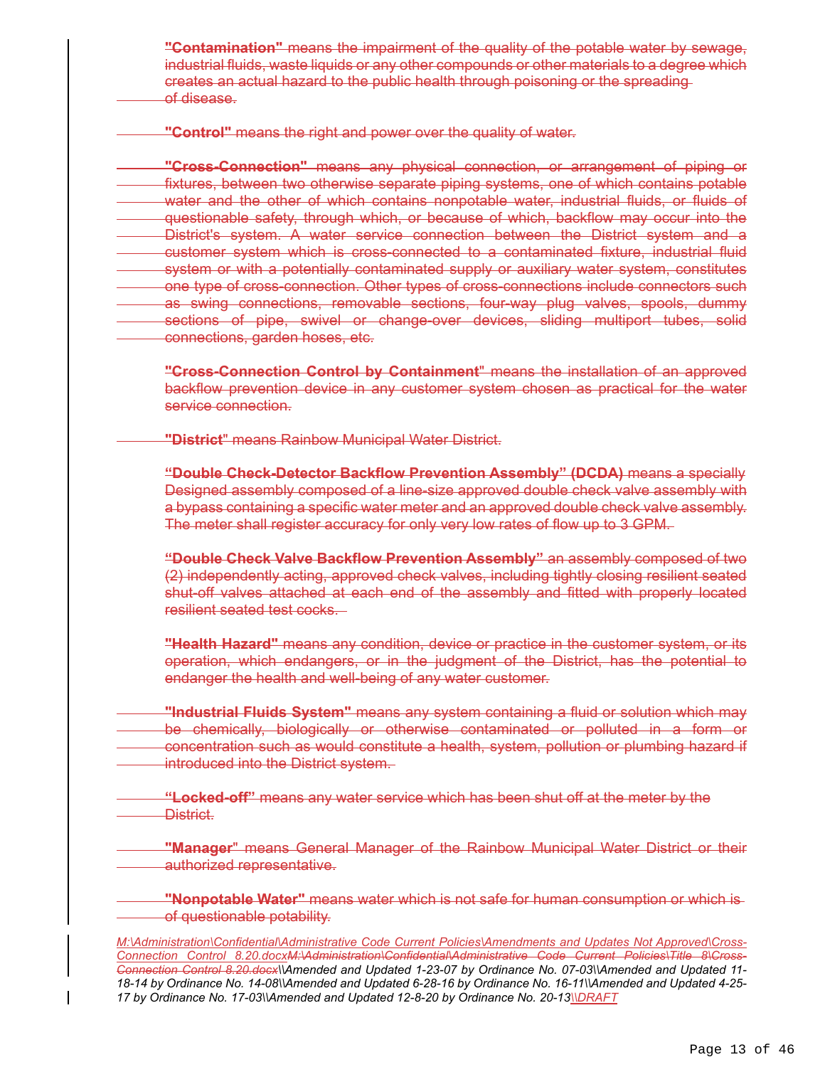**"Contamination"** means the impairment of the quality of the potable water by sewage, industrial fluids, waste liquids or any other compounds or other materials to a degree which creates an actual hazard to the public health through poisoning or the spreading of disease.

**"Control"** means the right and power over the quality of water.

**"Cross-Connection"** means any physical connection, or arrangement of piping or fixtures, between two otherwise separate piping systems, one of which contains potable water and the other of which contains nonpotable water, industrial fluids, or fluids of questionable safety, through which, or because of which, backflow may occur into the District's system. A water service connection between the District system and a customer system which is cross-connected to a contaminated fixture, industrial fluid system or with a potentially contaminated supply or auxiliary water system, constitutes one type of cross-connection. Other types of cross-connections include connectors such as swing connections, removable sections, four-way plug valves, spools, dummy sections of pipe, swivel or change-over devices, sliding multiport tubes, solid connections, garden hoses, etc.

**"Cross-Connection Control by Containment"** means the installation of an approved backflow prevention device in any customer system chosen as practical for the water service connection.

**"District"** means Rainbow Municipal Water District.

**"Double Check-Detector Backflow Prevention Assembly" (DCDA)** means a specially Designed assembly composed of a line-size approved double check valve assembly with a bypass containing a specific water meter and an approved double check valve assembly. The meter shall register accuracy for only very low rates of flow up to 3 GPM.

**"Double Check Valve Backflow Prevention Assembly"** an assembly composed of two (2) independently acting, approved check valves, including tightly closing resilient seated shut-off valves attached at each end of the assembly and fitted with properly located resilient seated test cocks.

**"Health Hazard"** means any condition, device or practice in the customer system, or its operation, which endangers, or in the judgment of the District, has the potential to endanger the health and well-being of any water customer.

**"Industrial Fluids System"** means any system containing a fluid or solution which may be chemically, biologically or otherwise contaminated or polluted in a form or concentration such as would constitute a health, system, pollution or plumbing hazard if introduced into the District system.

**"Locked-off"** means any water service which has been shut off at the meter by the District.

**"Manager"** means General Manager of the Rainbow Municipal Water District or their authorized representative.

**"Nonpotable Water"** means water which is not safe for human consumption or which is of questionable potability.

*M:\Administration\Confidential\Administrative Code Current Policies\Amendments and Updates Not Approved\Cross-Connection Control 8.20.docxM:\Administration\Confidential\Administrative Code Current Policies\Title 8\Cross-Connection Control 8.20.docx\\Amended and Updated 1-23-07 by Ordinance No. 07-03\\Amended and Updated 11-18-14 by Ordinance No. 14-08\\Amended and Updated 6-28-16 by Ordinance No. 16-11\\Amended and Updated 4-25-17 by Ordinance No. 17-03\\Amended and Updated 12-8-20 by Ordinance No. 20-13\\DRAFT*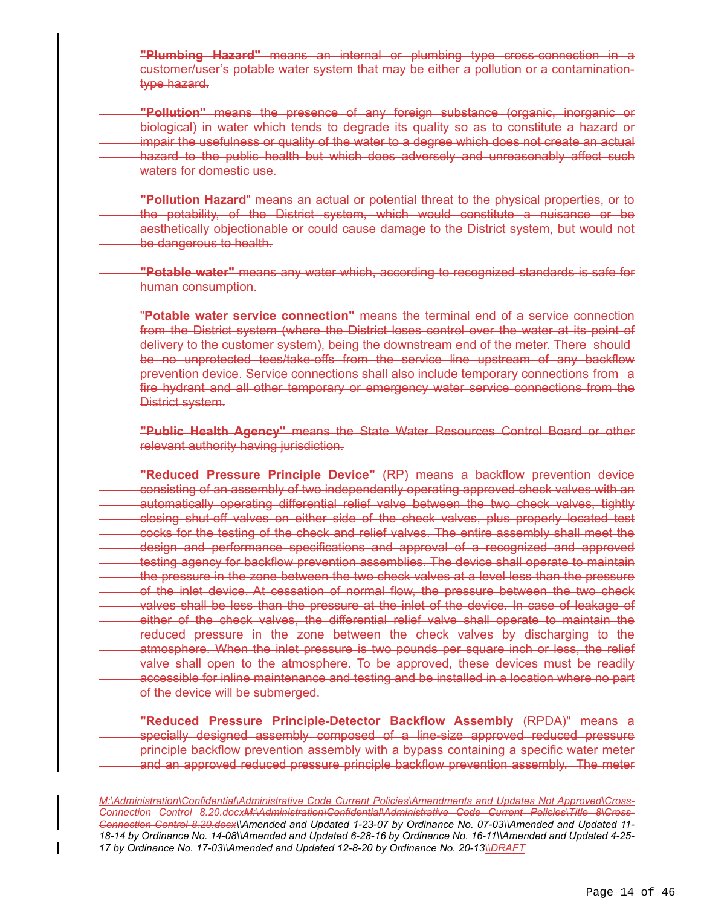**"Plumbing Hazard"** means an internal or plumbing type cross-connection in a customer/user's potable water system that may be either a pollution or a contamination-type hazard.

**"Pollution"** means the presence of any foreign substance (organic, inorganic or biological) in water which tends to degrade its quality so as to constitute a hazard or impair the usefulness or quality of the water to a degree which does not create an actual hazard to the public health but which does adversely and unreasonably affect such waters for domestic use.

**"Pollution Hazard"** means an actual or potential threat to the physical properties, or to the potability, of the District system, which would constitute a nuisance or be aesthetically objectionable or could cause damage to the District system, but would not be dangerous to health.

**"Potable water"** means any water which, according to recognized standards is safe for human consumption.

**"Potable water service connection"** means the terminal end of a service connection from the District system (where the District loses control over the water at its point of delivery to the customer system), being the downstream end of the meter. There should be no unprotected tees/take-offs from the service line upstream of any backflow prevention device. Service connections shall also include temporary connections from a fire hydrant and all other temporary or emergency water service connections from the District system.

**"Public Health Agency"** means the State Water Resources Control Board or other relevant authority having jurisdiction.

**"Reduced Pressure Principle Device"** (RP) means a backflow prevention device consisting of an assembly of two independently operating approved check valves with an automatically operating differential relief valve between the two check valves, tightly closing shut-off valves on either side of the check valves, plus properly located test cocks for the testing of the check and relief valves. The entire assembly shall meet the design and performance specifications and approval of a recognized and approved testing agency for backflow prevention assemblies. The device shall operate to maintain the pressure in the zone between the two check valves at a level less than the pressure of the inlet device. At cessation of normal flow, the pressure between the two check valves shall be less than the pressure at the inlet of the device. In case of leakage of either of the check valves, the differential relief valve shall operate to maintain the reduced pressure in the zone between the check valves by discharging to the atmosphere. When the inlet pressure is two pounds per square inch or less, the relief valve shall open to the atmosphere. To be approved, these devices must be readily accessible for inline maintenance and testing and be installed in a location where no part of the device will be submerged.

**"Reduced Pressure Principle-Detector Backflow Assembly** (RPDA)" means a specially designed assembly composed of a line-size approved reduced pressure principle backflow prevention assembly with a bypass containing a specific water meter and an approved reduced pressure principle backflow prevention assembly. The meter

*M:\Administration\Confidential\Administrative Code Current Policies\Amendments and Updates Not Approved\Cross-Connection Control 8.20.docxM:\Administration\Confidential\Administrative Code Current Policies\Title 8\Cross-Connection Control 8.20.docx\\Amended and Updated 1-23-07 by Ordinance No. 07-03\\Amended and Updated 11-18-14 by Ordinance No. 14-08\\Amended and Updated 6-28-16 by Ordinance No. 16-11\\Amended and Updated 4-25-17 by Ordinance No. 17-03\\Amended and Updated 12-8-20 by Ordinance No. 20-13\\DRAFT*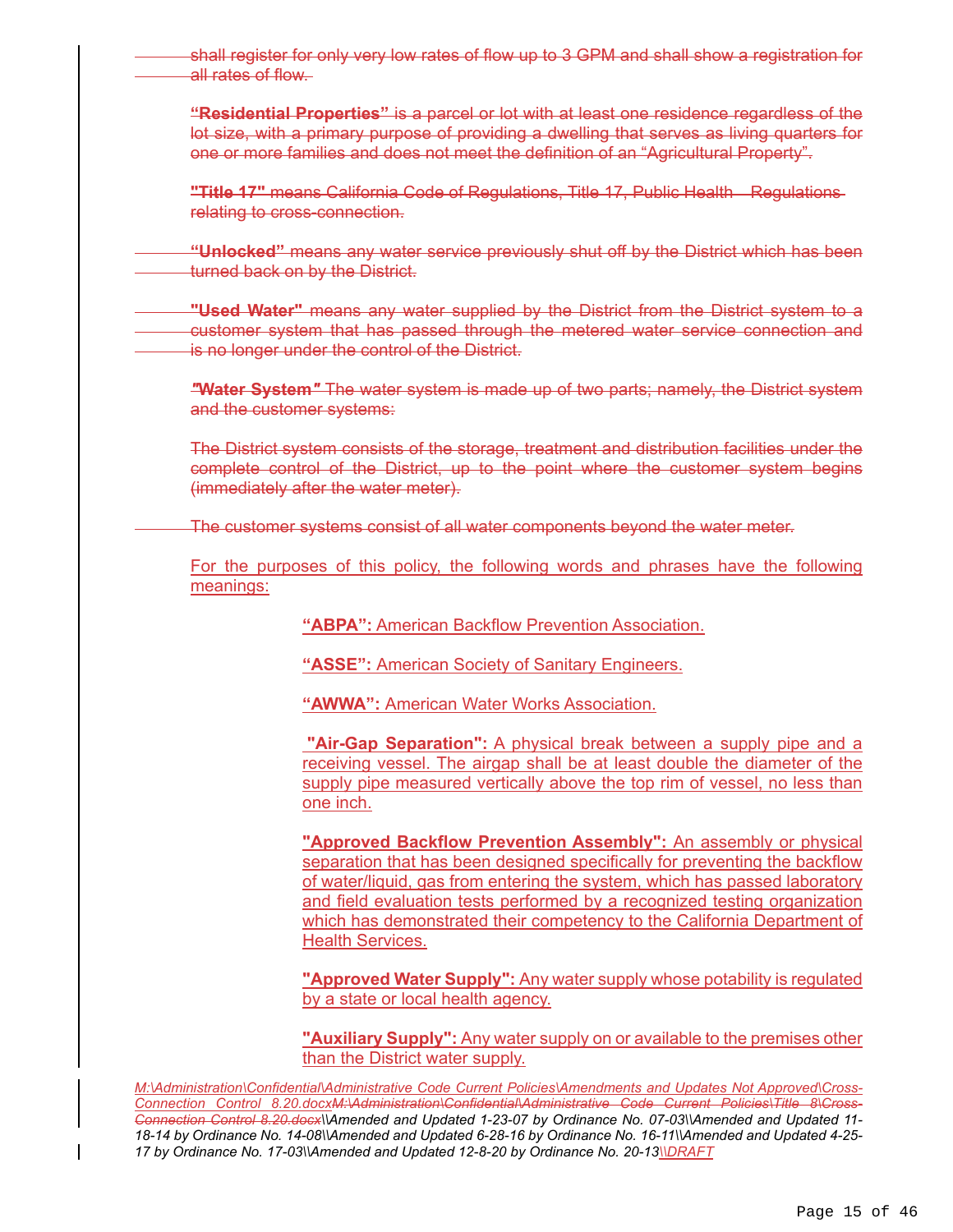~~shall register for only very low rates of flow up to 3 GPM and shall show a registration for all rates of flow.~~

~~**"Residential Properties"** is a parcel or lot with at least one residence regardless of the lot size, with a primary purpose of providing a dwelling that serves as living quarters for one or more families and does not meet the definition of an "Agricultural Property".~~

~~**"Title 17"** means California Code of Regulations, Title 17, Public Health – Regulations relating to cross-connection.~~

~~**"Unlocked"** means any water service previously shut off by the District which has been turned back on by the District.~~

~~**"Used Water"** means any water supplied by the District from the District system to a customer system that has passed through the metered water service connection and is no longer under the control of the District.~~

~~**"Water System"** The water system is made up of two parts; namely, the District system and the customer systems:~~

~~The District system consists of the storage, treatment and distribution facilities under the complete control of the District, up to the point where the customer system begins (immediately after the water meter).~~

~~The customer systems consist of all water components beyond the water meter.~~

<u>For the purposes of this policy, the following words and phrases have the following meanings:</u>

<u>**"ABPA":** American Backflow Prevention Association.</u>

<u>**"ASSE":** American Society of Sanitary Engineers.</u>

<u>**"AWWA":** American Water Works Association.</u>

<u>**"Air-Gap Separation":** A physical break between a supply pipe and a receiving vessel. The airgap shall be at least double the diameter of the supply pipe measured vertically above the top rim of vessel, no less than one inch.</u>

<u>**"Approved Backflow Prevention Assembly":** An assembly or physical separation that has been designed specifically for preventing the backflow of water/liquid, gas from entering the system, which has passed laboratory and field evaluation tests performed by a recognized testing organization which has demonstrated their competency to the California Department of Health Services.</u>

<u>**"Approved Water Supply":** Any water supply whose potability is regulated by a state or local health agency.</u>

<u>**"Auxiliary Supply":** Any water supply on or available to the premises other than the District water supply.</u>

*<u>M:\Administration\Confidential\Administrative Code Current Policies\Amendments and Updates Not Approved\Cross-Connection Control 8.20.docx</u>~~M:\Administration\Confidential\Administrative Code Current Policies\Title 8\Cross-Connection Control 8.20.docx~~\\Amended and Updated 1-23-07 by Ordinance No. 07-03\\Amended and Updated 11-18-14 by Ordinance No. 14-08\\Amended and Updated 6-28-16 by Ordinance No. 16-11\\Amended and Updated 4-25-17 by Ordinance No. 17-03\\Amended and Updated 12-8-20 by Ordinance No. 20-13<u>\\DRAFT</u>*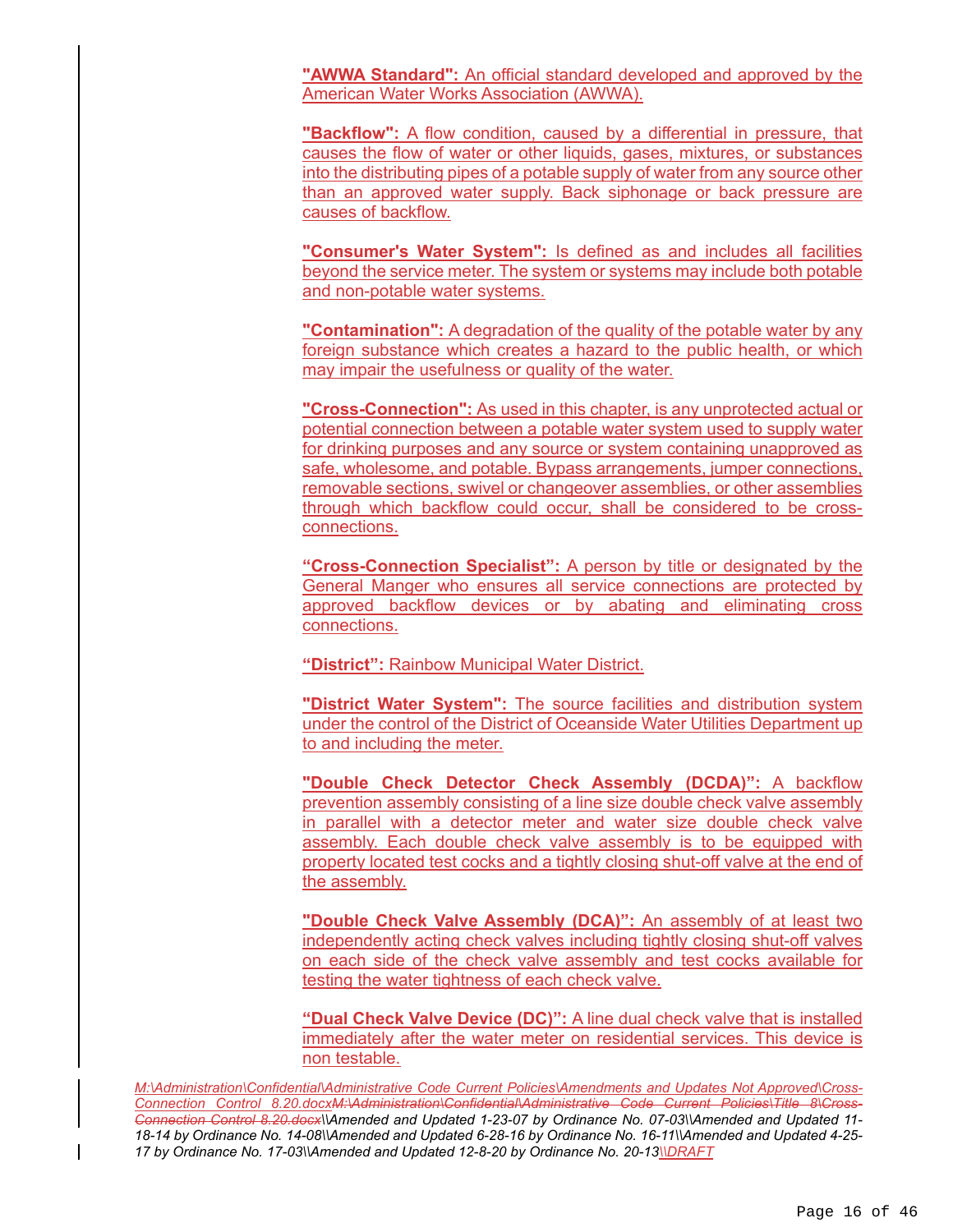**"AWWA Standard":** An official standard developed and approved by the American Water Works Association (AWWA).

**"Backflow":** A flow condition, caused by a differential in pressure, that causes the flow of water or other liquids, gases, mixtures, or substances into the distributing pipes of a potable supply of water from any source other than an approved water supply. Back siphonage or back pressure are causes of backflow.

**"Consumer's Water System":** Is defined as and includes all facilities beyond the service meter. The system or systems may include both potable and non-potable water systems.

**"Contamination":** A degradation of the quality of the potable water by any foreign substance which creates a hazard to the public health, or which may impair the usefulness or quality of the water.

**"Cross-Connection":** As used in this chapter, is any unprotected actual or potential connection between a potable water system used to supply water for drinking purposes and any source or system containing unapproved as safe, wholesome, and potable. Bypass arrangements, jumper connections, removable sections, swivel or changeover assemblies, or other assemblies through which backflow could occur, shall be considered to be cross-connections.

**"Cross-Connection Specialist":** A person by title or designated by the General Manger who ensures all service connections are protected by approved backflow devices or by abating and eliminating cross connections.

**"District":** Rainbow Municipal Water District.

**"District Water System":** The source facilities and distribution system under the control of the District of Oceanside Water Utilities Department up to and including the meter.

**"Double Check Detector Check Assembly (DCDA)":** A backflow prevention assembly consisting of a line size double check valve assembly in parallel with a detector meter and water size double check valve assembly. Each double check valve assembly is to be equipped with property located test cocks and a tightly closing shut-off valve at the end of the assembly.

**"Double Check Valve Assembly (DCA)":** An assembly of at least two independently acting check valves including tightly closing shut-off valves on each side of the check valve assembly and test cocks available for testing the water tightness of each check valve.

**"Dual Check Valve Device (DC)":** A line dual check valve that is installed immediately after the water meter on residential services. This device is non testable.

*M:\Administration\Confidential\Administrative Code Current Policies\Amendments and Updates Not Approved\Cross-Connection Control 8.20.docx~~M:\Administration\Confidential\Administrative Code Current Policies\Title 8\Cross-Connection Control 8.20.docx~~\\Amended and Updated 1-23-07 by Ordinance No. 07-03\\Amended and Updated 11-18-14 by Ordinance No. 14-08\\Amended and Updated 6-28-16 by Ordinance No. 16-11\\Amended and Updated 4-25-17 by Ordinance No. 17-03\\Amended and Updated 12-8-20 by Ordinance No. 20-13\\DRAFT*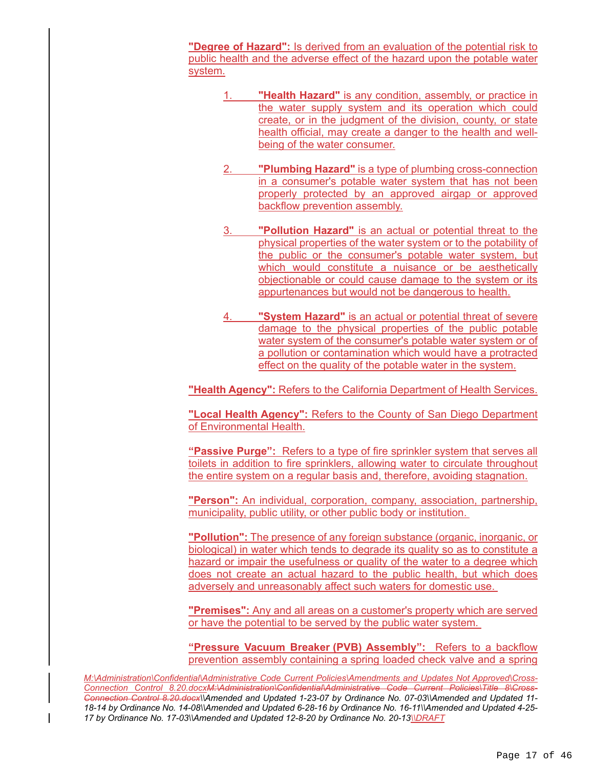**"Degree of Hazard":** Is derived from an evaluation of the potential risk to public health and the adverse effect of the hazard upon the potable water system.

1. **"Health Hazard"** is any condition, assembly, or practice in the water supply system and its operation which could create, or in the judgment of the division, county, or state health official, may create a danger to the health and well-being of the water consumer.

2. **"Plumbing Hazard"** is a type of plumbing cross-connection in a consumer's potable water system that has not been properly protected by an approved airgap or approved backflow prevention assembly.

3. **"Pollution Hazard"** is an actual or potential threat to the physical properties of the water system or to the potability of the public or the consumer's potable water system, but which would constitute a nuisance or be aesthetically objectionable or could cause damage to the system or its appurtenances but would not be dangerous to health.

4. **"System Hazard"** is an actual or potential threat of severe damage to the physical properties of the public potable water system of the consumer's potable water system or of a pollution or contamination which would have a protracted effect on the quality of the potable water in the system.

**"Health Agency":** Refers to the California Department of Health Services.

**"Local Health Agency":** Refers to the County of San Diego Department of Environmental Health.

**"Passive Purge":** Refers to a type of fire sprinkler system that serves all toilets in addition to fire sprinklers, allowing water to circulate throughout the entire system on a regular basis and, therefore, avoiding stagnation.

**"Person":** An individual, corporation, company, association, partnership, municipality, public utility, or other public body or institution.

**"Pollution":** The presence of any foreign substance (organic, inorganic, or biological) in water which tends to degrade its quality so as to constitute a hazard or impair the usefulness or quality of the water to a degree which does not create an actual hazard to the public health, but which does adversely and unreasonably affect such waters for domestic use.

**"Premises":** Any and all areas on a customer's property which are served or have the potential to be served by the public water system.

**"Pressure Vacuum Breaker (PVB) Assembly":** Refers to a backflow prevention assembly containing a spring loaded check valve and a spring

*M:\Administration\Confidential\Administrative Code Current Policies\Amendments and Updates Not Approved\Cross-Connection Control 8.20.docx~~M:\Administration\Confidential\Administrative Code Current Policies\Title 8\Cross-Connection Control 8.20.docx~~\\Amended and Updated 1-23-07 by Ordinance No. 07-03\\Amended and Updated 11-18-14 by Ordinance No. 14-08\\Amended and Updated 6-28-16 by Ordinance No. 16-11\\Amended and Updated 4-25-17 by Ordinance No. 17-03\\Amended and Updated 12-8-20 by Ordinance No. 20-13\\DRAFT*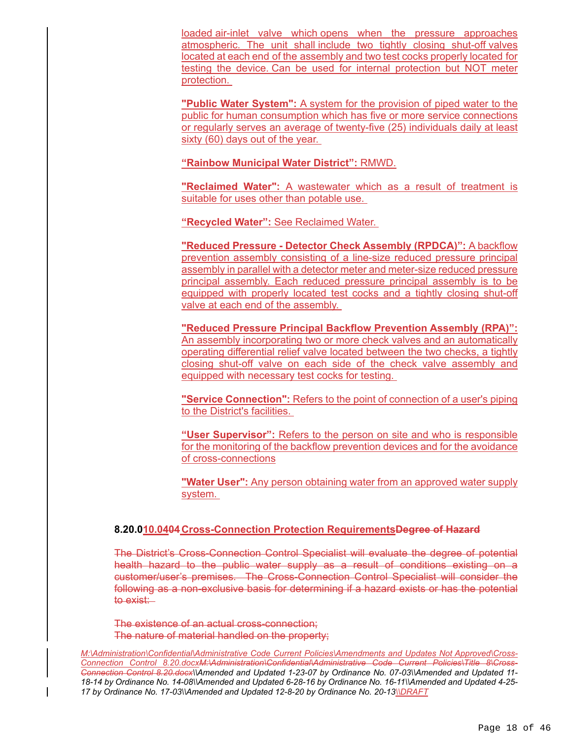loaded air-inlet valve which opens when the pressure approaches atmospheric. The unit shall include two tightly closing shut-off valves located at each end of the assembly and two test cocks properly located for testing the device. Can be used for internal protection but NOT meter protection.

**"Public Water System":** A system for the provision of piped water to the public for human consumption which has five or more service connections or regularly serves an average of twenty-five (25) individuals daily at least sixty (60) days out of the year.

**"Rainbow Municipal Water District":** RMWD.

**"Reclaimed Water":** A wastewater which as a result of treatment is suitable for uses other than potable use.

**"Recycled Water":** See Reclaimed Water.

**"Reduced Pressure - Detector Check Assembly (RPDCA)":** A backflow prevention assembly consisting of a line-size reduced pressure principal assembly in parallel with a detector meter and meter-size reduced pressure principal assembly. Each reduced pressure principal assembly is to be equipped with properly located test cocks and a tightly closing shut-off valve at each end of the assembly.

**"Reduced Pressure Principal Backflow Prevention Assembly (RPA)":** An assembly incorporating two or more check valves and an automatically operating differential relief valve located between the two checks, a tightly closing shut-off valve on each side of the check valve assembly and equipped with necessary test cocks for testing.

**"Service Connection":** Refers to the point of connection of a user's piping to the District's facilities.

**"User Supervisor":** Refers to the person on site and who is responsible for the monitoring of the backflow prevention devices and for the avoidance of cross-connections

**"Water User":** Any person obtaining water from an approved water supply system.

### 8.20.010.0404 Cross-Connection Protection RequirementsDegree of Hazard

~~The District's Cross-Connection Control Specialist will evaluate the degree of potential health hazard to the public water supply as a result of conditions existing on a customer/user's premises. The Cross-Connection Control Specialist will consider the following as a non-exclusive basis for determining if a hazard exists or has the potential to exist:~~

~~The existence of an actual cross-connection;~~
~~The nature of material handled on the property;~~

*M:\Administration\Confidential\Administrative Code Current Policies\Amendments and Updates Not Approved\Cross-Connection Control 8.20.docx~~M:\Administration\Confidential\Administrative Code Current Policies\Title 8\Cross-Connection Control 8.20.docx~~\\Amended and Updated 1-23-07 by Ordinance No. 07-03\\Amended and Updated 11-18-14 by Ordinance No. 14-08\\Amended and Updated 6-28-16 by Ordinance No. 16-11\\Amended and Updated 4-25-17 by Ordinance No. 17-03\\Amended and Updated 12-8-20 by Ordinance No. 20-13\\DRAFT*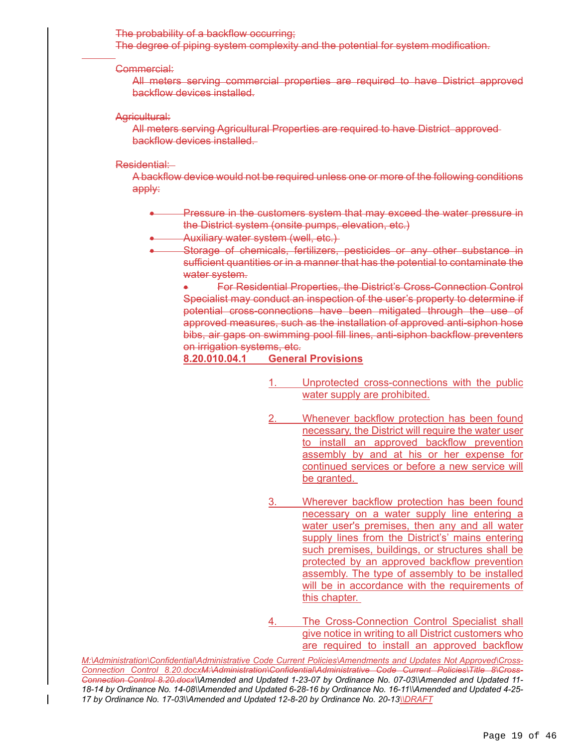~~The probability of a backflow occurring;~~
~~The degree of piping system complexity and the potential for system modification.~~

~~Commercial:~~
~~All meters serving commercial properties are required to have District approved backflow devices installed.~~

~~Agricultural:~~
~~All meters serving Agricultural Properties are required to have District approved backflow devices installed.~~

~~Residential:~~
~~A backflow device would not be required unless one or more of the following conditions apply:~~

- ~~Pressure in the customers system that may exceed the water pressure in the District system (onsite pumps, elevation, etc.)~~
- ~~Auxiliary water system (well, etc.)~~
- ~~Storage of chemicals, fertilizers, pesticides or any other substance in sufficient quantities or in a manner that has the potential to contaminate the water system.~~
  - ~~For Residential Properties, the District's Cross-Connection Control Specialist may conduct an inspection of the user's property to determine if potential cross-connections have been mitigated through the use of approved measures, such as the installation of approved anti-siphon hose bibs, air gaps on swimming pool fill lines, anti-siphon backflow preventers on irrigation systems, etc.~~

**8.20.010.04.1 General Provisions**

1. Unprotected cross-connections with the public water supply are prohibited.

2. Whenever backflow protection has been found necessary, the District will require the water user to install an approved backflow prevention assembly by and at his or her expense for continued services or before a new service will be granted.

3. Wherever backflow protection has been found necessary on a water supply line entering a water user's premises, then any and all water supply lines from the District's' mains entering such premises, buildings, or structures shall be protected by an approved backflow prevention assembly. The type of assembly to be installed will be in accordance with the requirements of this chapter.

4. The Cross-Connection Control Specialist shall give notice in writing to all District customers who are required to install an approved backflow

*M:\Administration\Confidential\Administrative Code Current Policies\Amendments and Updates Not Approved\Cross-Connection Control 8.20.docx~~M:\Administration\Confidential\Administrative Code Current Policies\Title 8\Cross-Connection Control 8.20.docx~~\\Amended and Updated 1-23-07 by Ordinance No. 07-03\\Amended and Updated 11-18-14 by Ordinance No. 14-08\\Amended and Updated 6-28-16 by Ordinance No. 16-11\\Amended and Updated 4-25-17 by Ordinance No. 17-03\\Amended and Updated 12-8-20 by Ordinance No. 20-13\\DRAFT*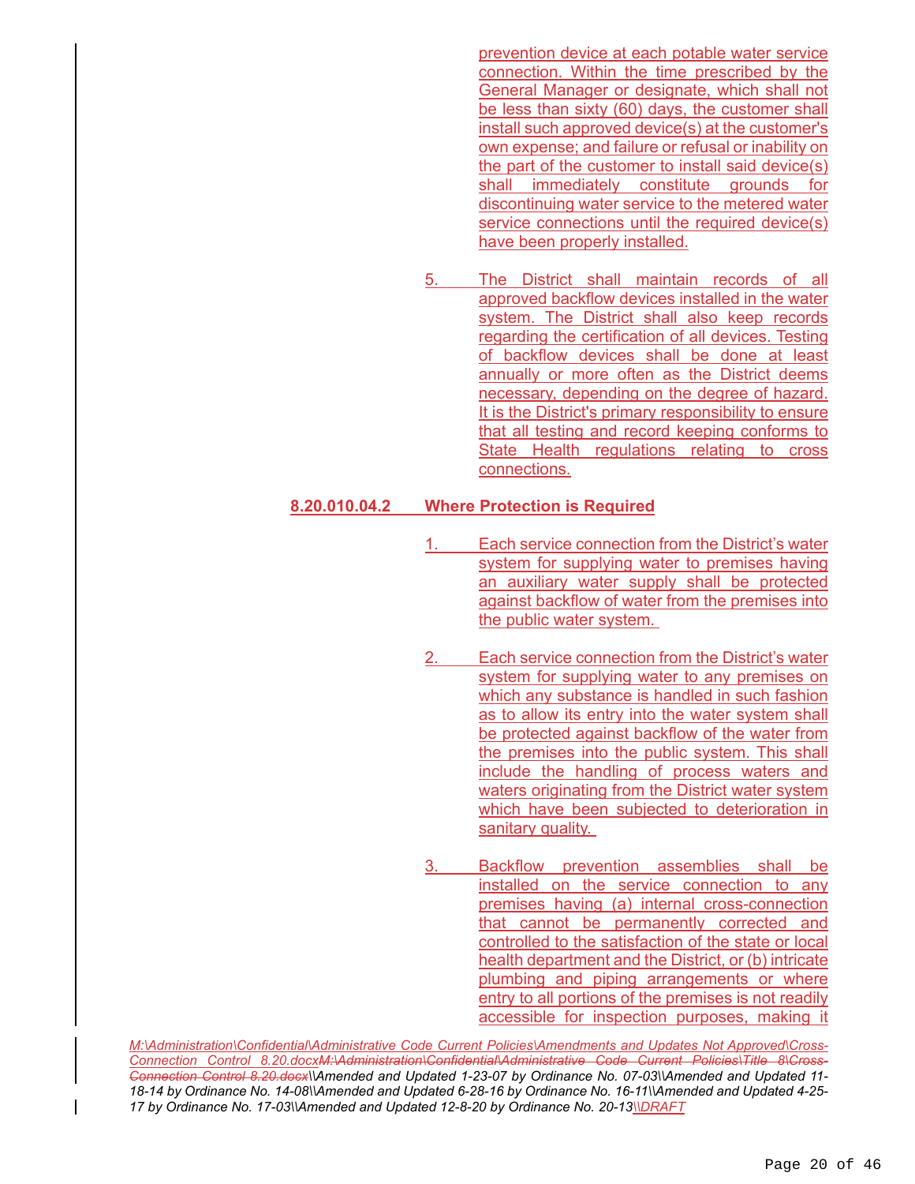prevention device at each potable water service connection. Within the time prescribed by the General Manager or designate, which shall not be less than sixty (60) days, the customer shall install such approved device(s) at the customer's own expense; and failure or refusal or inability on the part of the customer to install said device(s) shall immediately constitute grounds for discontinuing water service to the metered water service connections until the required device(s) have been properly installed.

5. The District shall maintain records of all approved backflow devices installed in the water system. The District shall also keep records regarding the certification of all devices. Testing of backflow devices shall be done at least annually or more often as the District deems necessary, depending on the degree of hazard. It is the District's primary responsibility to ensure that all testing and record keeping conforms to State Health regulations relating to cross connections.

**8.20.010.04.2 Where Protection is Required**

1. Each service connection from the District's water system for supplying water to premises having an auxiliary water supply shall be protected against backflow of water from the premises into the public water system.

2. Each service connection from the District's water system for supplying water to any premises on which any substance is handled in such fashion as to allow its entry into the water system shall be protected against backflow of the water from the premises into the public system. This shall include the handling of process waters and waters originating from the District water system which have been subjected to deterioration in sanitary quality.

3. Backflow prevention assemblies shall be installed on the service connection to any premises having (a) internal cross-connection that cannot be permanently corrected and controlled to the satisfaction of the state or local health department and the District, or (b) intricate plumbing and piping arrangements or where entry to all portions of the premises is not readily accessible for inspection purposes, making it

*M:\Administration\Confidential\Administrative Code Current Policies\Amendments and Updates Not Approved\Cross-Connection Control 8.20.docx~~M:\Administration\Confidential\Administrative Code Current Policies\Title 8\Cross-Connection Control 8.20.docx~~\\Amended and Updated 1-23-07 by Ordinance No. 07-03\\Amended and Updated 11-18-14 by Ordinance No. 14-08\\Amended and Updated 6-28-16 by Ordinance No. 16-11\\Amended and Updated 4-25-17 by Ordinance No. 17-03\\Amended and Updated 12-8-20 by Ordinance No. 20-13\\DRAFT*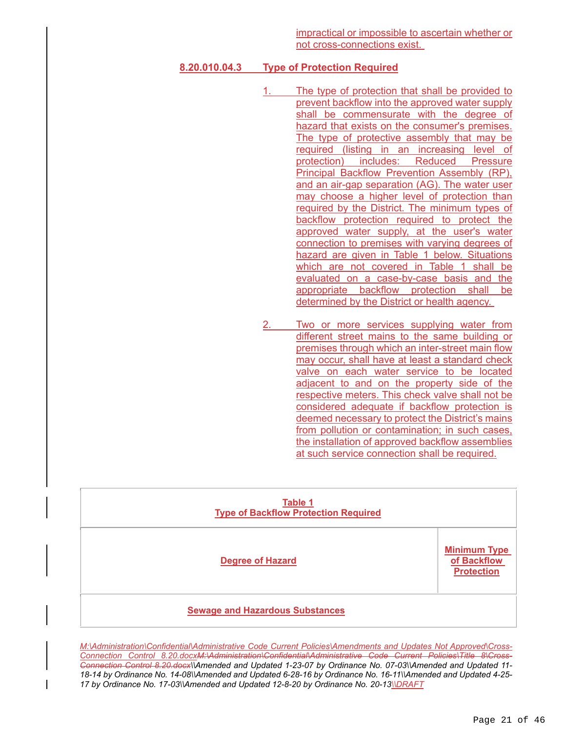impractical or impossible to ascertain whether or not cross-connections exist.

### 8.20.010.04.3 Type of Protection Required

1. The type of protection that shall be provided to prevent backflow into the approved water supply shall be commensurate with the degree of hazard that exists on the consumer's premises. The type of protective assembly that may be required (listing in an increasing level of protection) includes: Reduced Pressure Principal Backflow Prevention Assembly (RP), and an air-gap separation (AG). The water user may choose a higher level of protection than required by the District. The minimum types of backflow protection required to protect the approved water supply, at the user's water connection to premises with varying degrees of hazard are given in Table 1 below. Situations which are not covered in Table 1 shall be evaluated on a case-by-case basis and the appropriate backflow protection shall be determined by the District or health agency.

2. Two or more services supplying water from different street mains to the same building or premises through which an inter-street main flow may occur, shall have at least a standard check valve on each water service to be located adjacent to and on the property side of the respective meters. This check valve shall not be considered adequate if backflow protection is deemed necessary to protect the District's mains from pollution or contamination; in such cases, the installation of approved backflow assemblies at such service connection shall be required.

| **Table 1**<br>**Type of Backflow Protection Required** | |
|---|---|
| **Degree of Hazard** | **Minimum Type of Backflow Protection** |
| **Sewage and Hazardous Substances** | |

*M:\Administration\Confidential\Administrative Code Current Policies\Amendments and Updates Not Approved\Cross-Connection Control 8.20.docx~~M:\Administration\Confidential\Administrative Code Current Policies\Title 8\Cross-Connection Control 8.20.docx~~\\Amended and Updated 1-23-07 by Ordinance No. 07-03\\Amended and Updated 11-18-14 by Ordinance No. 14-08\\Amended and Updated 6-28-16 by Ordinance No. 16-11\\Amended and Updated 4-25-17 by Ordinance No. 17-03\\Amended and Updated 12-8-20 by Ordinance No. 20-13\\DRAFT*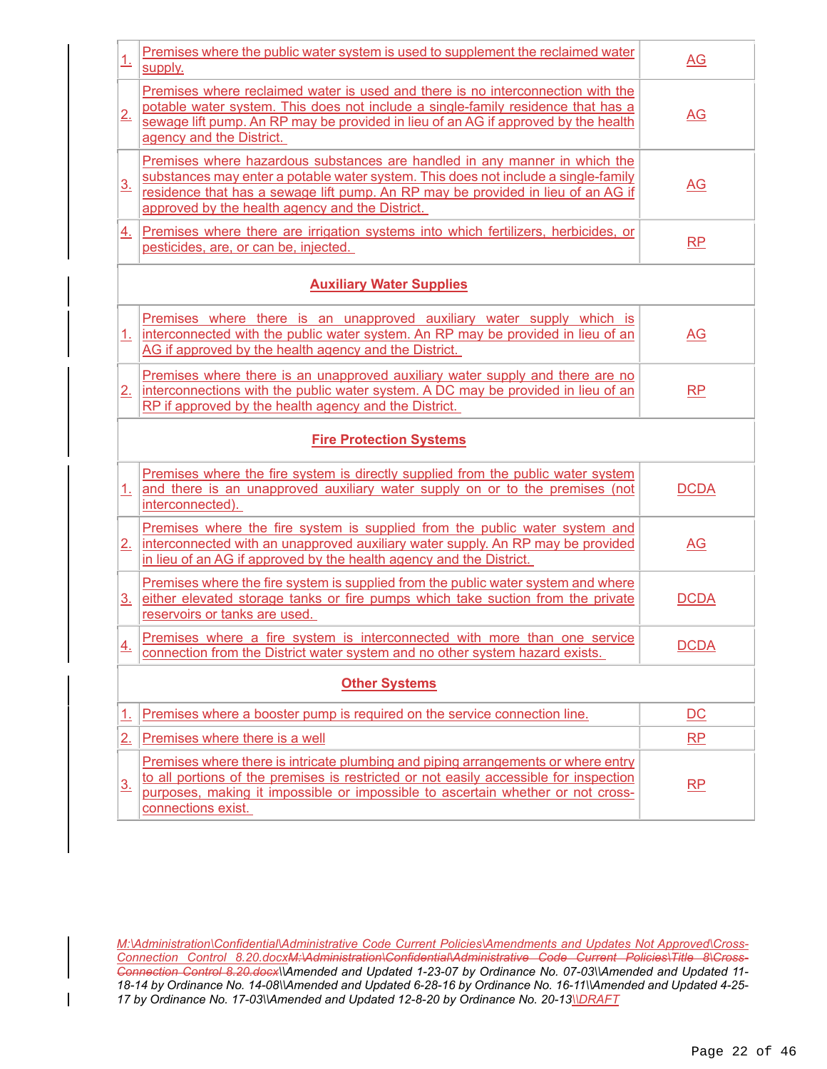| | | |
|---|---|---|
| 1. | Premises where the public water system is used to supplement the reclaimed water supply. | AG |
| 2. | Premises where reclaimed water is used and there is no interconnection with the potable water system. This does not include a single-family residence that has a sewage lift pump. An RP may be provided in lieu of an AG if approved by the health agency and the District. | AG |
| 3. | Premises where hazardous substances are handled in any manner in which the substances may enter a potable water system. This does not include a single-family residence that has a sewage lift pump. An RP may be provided in lieu of an AG if approved by the health agency and the District. | AG |
| 4. | Premises where there are irrigation systems into which fertilizers, herbicides, or pesticides, are, or can be, injected. | RP |
| | **Auxiliary Water Supplies** | |
| 1. | Premises where there is an unapproved auxiliary water supply which is interconnected with the public water system. An RP may be provided in lieu of an AG if approved by the health agency and the District. | AG |
| 2. | Premises where there is an unapproved auxiliary water supply and there are no interconnections with the public water system. A DC may be provided in lieu of an RP if approved by the health agency and the District. | RP |
| | **Fire Protection Systems** | |
| 1. | Premises where the fire system is directly supplied from the public water system and there is an unapproved auxiliary water supply on or to the premises (not interconnected). | DCDA |
| 2. | Premises where the fire system is supplied from the public water system and interconnected with an unapproved auxiliary water supply. An RP may be provided in lieu of an AG if approved by the health agency and the District. | AG |
| 3. | Premises where the fire system is supplied from the public water system and where either elevated storage tanks or fire pumps which take suction from the private reservoirs or tanks are used. | DCDA |
| 4. | Premises where a fire system is interconnected with more than one service connection from the District water system and no other system hazard exists. | DCDA |
| | **Other Systems** | |
| 1. | Premises where a booster pump is required on the service connection line. | DC |
| 2. | Premises where there is a well | RP |
| 3. | Premises where there is intricate plumbing and piping arrangements or where entry to all portions of the premises is restricted or not easily accessible for inspection purposes, making it impossible or impossible to ascertain whether or not cross-connections exist. | RP |

*M:\Administration\Confidential\Administrative Code Current Policies\Amendments and Updates Not Approved\Cross-Connection Control 8.20.docx~~M:\Administration\Confidential\Administrative Code Current Policies\Title 8\Cross-Connection Control 8.20.docx~~\\Amended and Updated 1-23-07 by Ordinance No. 07-03\\Amended and Updated 11-18-14 by Ordinance No. 14-08\\Amended and Updated 6-28-16 by Ordinance No. 16-11\\Amended and Updated 4-25-17 by Ordinance No. 17-03\\Amended and Updated 12-8-20 by Ordinance No. 20-13\\DRAFT*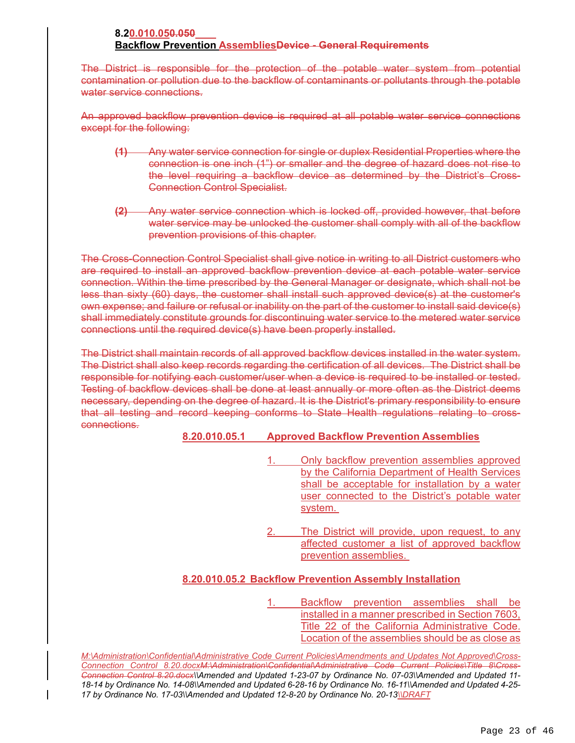**8.20.010.050.050**
**Backflow Prevention Assemblies~~Device - General Requirements~~**

~~The District is responsible for the protection of the potable water system from potential contamination or pollution due to the backflow of contaminants or pollutants through the potable water service connections.~~

~~An approved backflow prevention device is required at all potable water service connections except for the following:~~

~~**(1)** Any water service connection for single or duplex Residential Properties where the connection is one inch (1") or smaller and the degree of hazard does not rise to the level requiring a backflow device as determined by the District's Cross-Connection Control Specialist.~~

~~**(2)** Any water service connection which is locked off, provided however, that before water service may be unlocked the customer shall comply with all of the backflow prevention provisions of this chapter.~~

~~The Cross-Connection Control Specialist shall give notice in writing to all District customers who are required to install an approved backflow prevention device at each potable water service connection. Within the time prescribed by the General Manager or designate, which shall not be less than sixty (60) days, the customer shall install such approved device(s) at the customer's own expense; and failure or refusal or inability on the part of the customer to install said device(s) shall immediately constitute grounds for discontinuing water service to the metered water service connections until the required device(s) have been properly installed.~~

~~The District shall maintain records of all approved backflow devices installed in the water system. The District shall also keep records regarding the certification of all devices. The District shall be responsible for notifying each customer/user when a device is required to be installed or tested. Testing of backflow devices shall be done at least annually or more often as the District deems necessary, depending on the degree of hazard. It is the District's primary responsibility to ensure that all testing and record keeping conforms to State Health regulations relating to cross-connections.~~

**8.20.010.05.1 Approved Backflow Prevention Assemblies**

1. Only backflow prevention assemblies approved by the California Department of Health Services shall be acceptable for installation by a water user connected to the District's potable water system.

2. The District will provide, upon request, to any affected customer a list of approved backflow prevention assemblies.

**8.20.010.05.2 Backflow Prevention Assembly Installation**

1. Backflow prevention assemblies shall be installed in a manner prescribed in Section 7603, Title 22 of the California Administrative Code. Location of the assemblies should be as close as

*M:\Administration\Confidential\Administrative Code Current Policies\Amendments and Updates Not Approved\Cross-Connection Control 8.20.docx~~M:\Administration\Confidential\Administrative Code Current Policies\Title 8\Cross-Connection Control 8.20.docx~~\\Amended and Updated 1-23-07 by Ordinance No. 07-03\\Amended and Updated 11-18-14 by Ordinance No. 14-08\\Amended and Updated 6-28-16 by Ordinance No. 16-11\\Amended and Updated 4-25-17 by Ordinance No. 17-03\\Amended and Updated 12-8-20 by Ordinance No. 20-13\\DRAFT*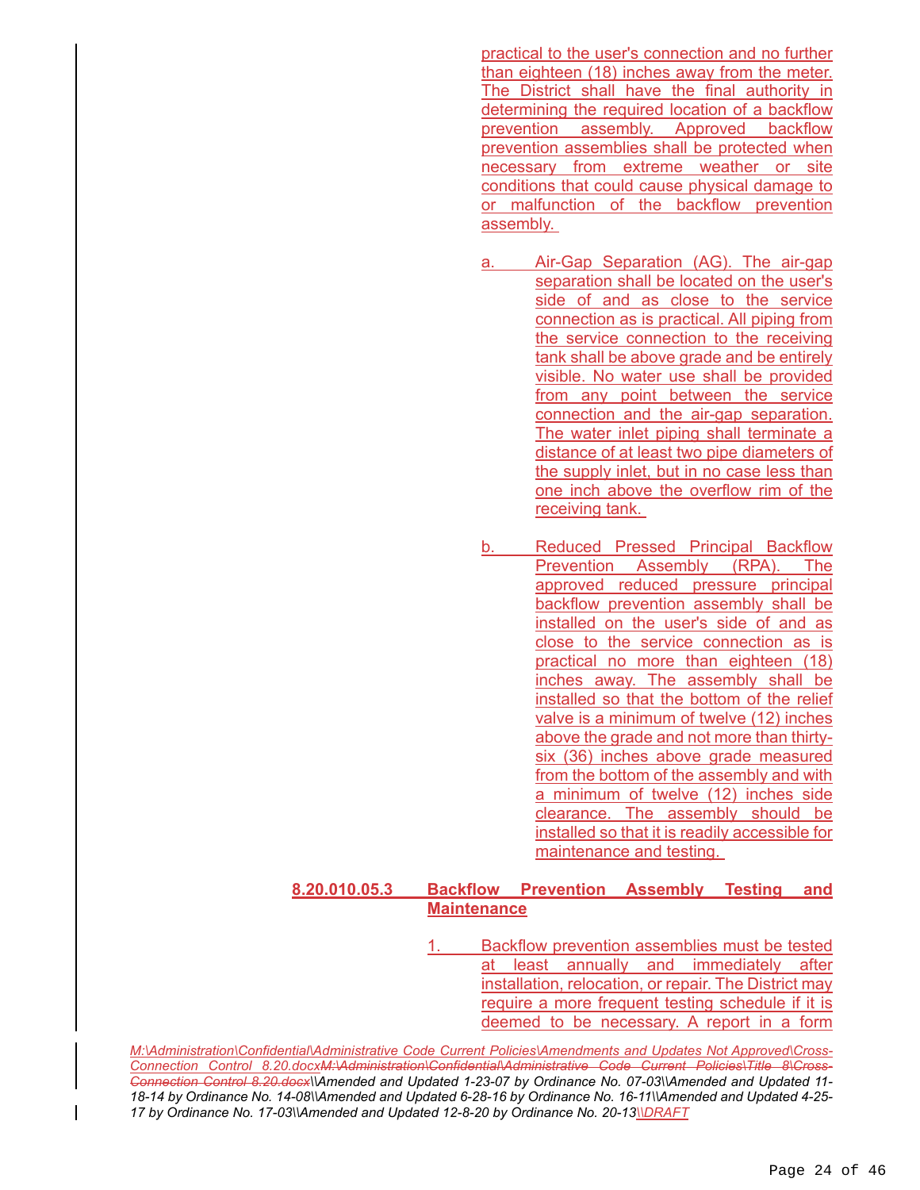practical to the user's connection and no further than eighteen (18) inches away from the meter. The District shall have the final authority in determining the required location of a backflow prevention assembly. Approved backflow prevention assemblies shall be protected when necessary from extreme weather or site conditions that could cause physical damage to or malfunction of the backflow prevention assembly.

a. Air-Gap Separation (AG). The air-gap separation shall be located on the user's side of and as close to the service connection as is practical. All piping from the service connection to the receiving tank shall be above grade and be entirely visible. No water use shall be provided from any point between the service connection and the air-gap separation. The water inlet piping shall terminate a distance of at least two pipe diameters of the supply inlet, but in no case less than one inch above the overflow rim of the receiving tank.

b. Reduced Pressed Principal Backflow Prevention Assembly (RPA). The approved reduced pressure principal backflow prevention assembly shall be installed on the user's side of and as close to the service connection as is practical no more than eighteen (18) inches away. The assembly shall be installed so that the bottom of the relief valve is a minimum of twelve (12) inches above the grade and not more than thirty-six (36) inches above grade measured from the bottom of the assembly and with a minimum of twelve (12) inches side clearance. The assembly should be installed so that it is readily accessible for maintenance and testing.

**8.20.010.05.3 Backflow Prevention Assembly Testing and Maintenance**

1. Backflow prevention assemblies must be tested at least annually and immediately after installation, relocation, or repair. The District may require a more frequent testing schedule if it is deemed to be necessary. A report in a form

*M:\Administration\Confidential\Administrative Code Current Policies\Amendments and Updates Not Approved\Cross-Connection Control 8.20.docx~~M:\Administration\Confidential\Administrative Code Current Policies\Title 8\Cross-Connection Control 8.20.docx~~\\Amended and Updated 1-23-07 by Ordinance No. 07-03\\Amended and Updated 11-18-14 by Ordinance No. 14-08\\Amended and Updated 6-28-16 by Ordinance No. 16-11\\Amended and Updated 4-25-17 by Ordinance No. 17-03\\Amended and Updated 12-8-20 by Ordinance No. 20-13\\DRAFT*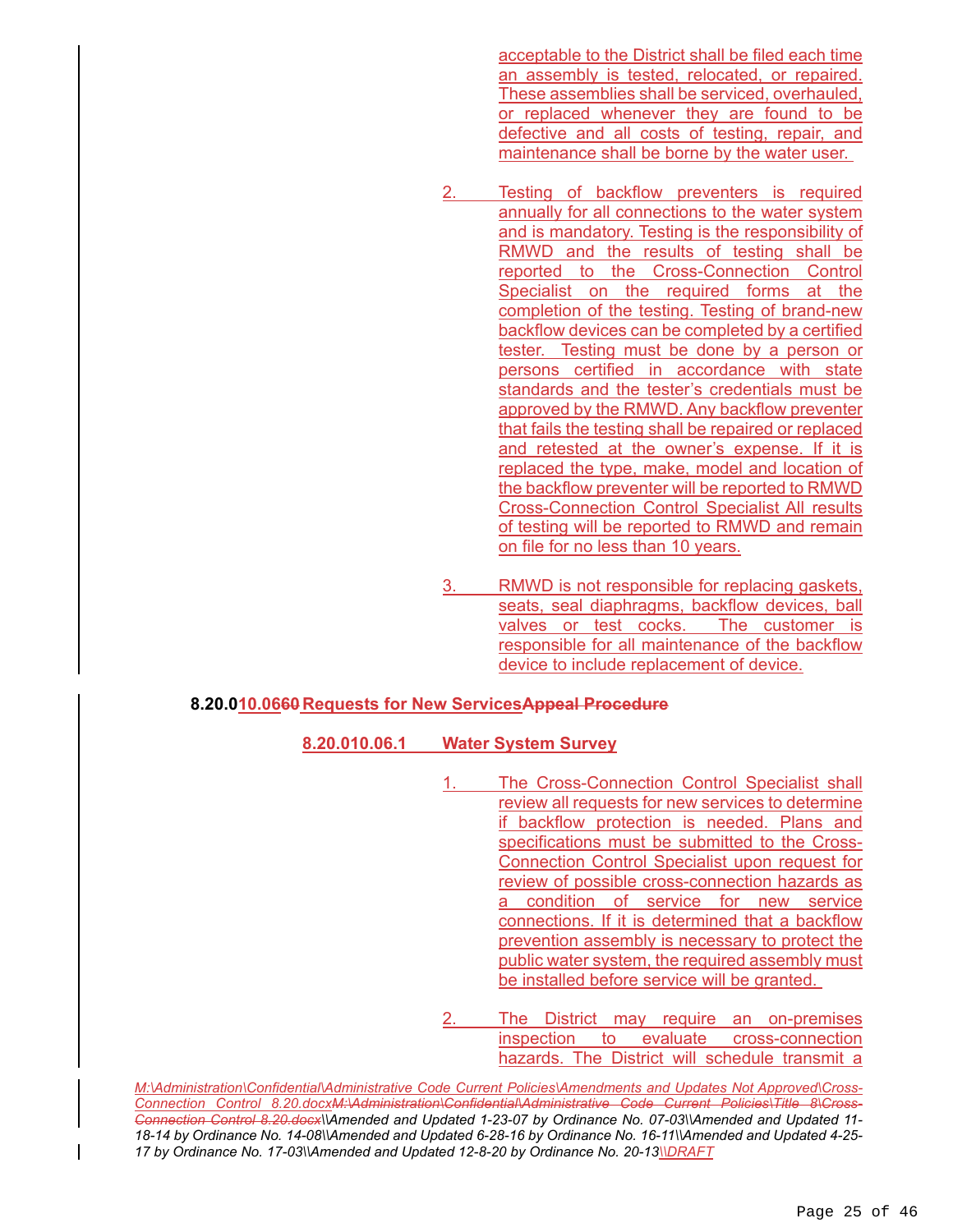acceptable to the District shall be filed each time an assembly is tested, relocated, or repaired. These assemblies shall be serviced, overhauled, or replaced whenever they are found to be defective and all costs of testing, repair, and maintenance shall be borne by the water user.

2. Testing of backflow preventers is required annually for all connections to the water system and is mandatory. Testing is the responsibility of RMWD and the results of testing shall be reported to the Cross-Connection Control Specialist on the required forms at the completion of the testing. Testing of brand-new backflow devices can be completed by a certified tester. Testing must be done by a person or persons certified in accordance with state standards and the tester's credentials must be approved by the RMWD. Any backflow preventer that fails the testing shall be repaired or replaced and retested at the owner's expense. If it is replaced the type, make, model and location of the backflow preventer will be reported to RMWD Cross-Connection Control Specialist All results of testing will be reported to RMWD and remain on file for no less than 10 years.

3. RMWD is not responsible for replacing gaskets, seats, seal diaphragms, backflow devices, ball valves or test cocks. The customer is responsible for all maintenance of the backflow device to include replacement of device.

**8.20.010.0660 Requests for New ServicesAppeal Procedure**

**8.20.010.06.1 Water System Survey**

1. The Cross-Connection Control Specialist shall review all requests for new services to determine if backflow protection is needed. Plans and specifications must be submitted to the Cross-Connection Control Specialist upon request for review of possible cross-connection hazards as a condition of service for new service connections. If it is determined that a backflow prevention assembly is necessary to protect the public water system, the required assembly must be installed before service will be granted.

2. The District may require an on-premises inspection to evaluate cross-connection hazards. The District will schedule transmit a

*M:\Administration\Confidential\Administrative Code Current Policies\Amendments and Updates Not Approved\Cross-Connection Control 8.20.docxM:\Administration\Confidential\Administrative Code Current Policies\Title 8\Cross-Connection Control 8.20.docx\\Amended and Updated 1-23-07 by Ordinance No. 07-03\\Amended and Updated 11-18-14 by Ordinance No. 14-08\\Amended and Updated 6-28-16 by Ordinance No. 16-11\\Amended and Updated 4-25-17 by Ordinance No. 17-03\\Amended and Updated 12-8-20 by Ordinance No. 20-13\\DRAFT*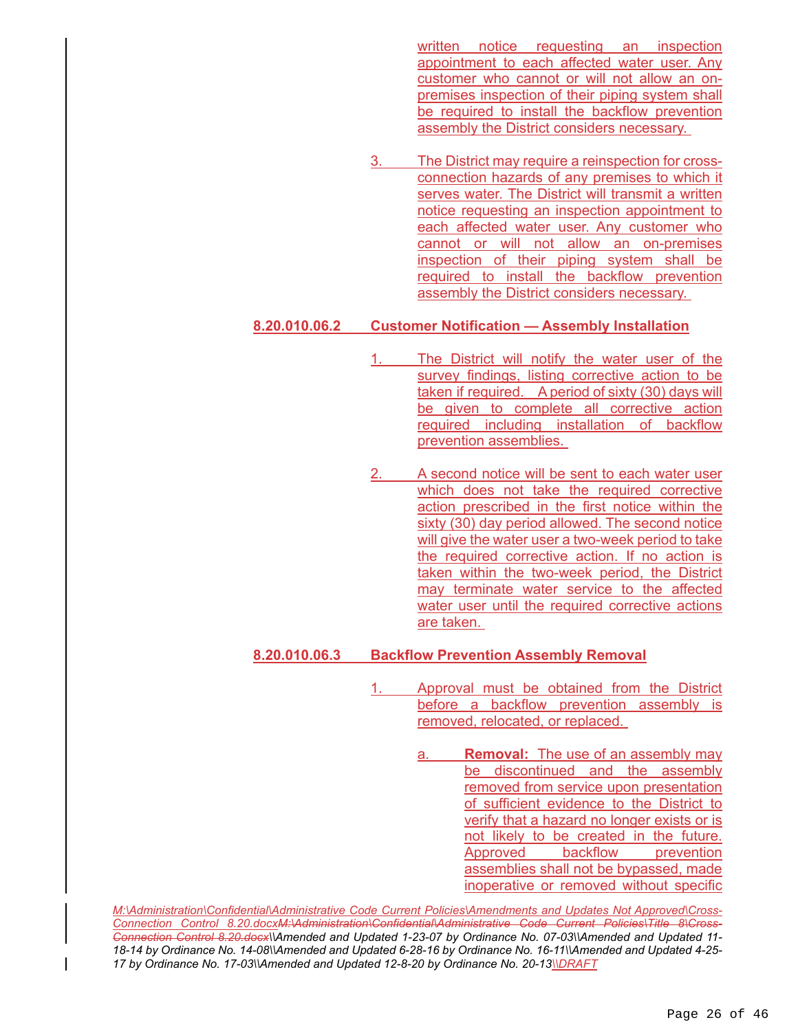written notice requesting an inspection appointment to each affected water user. Any customer who cannot or will not allow an on-premises inspection of their piping system shall be required to install the backflow prevention assembly the District considers necessary.

3. The District may require a reinspection for cross-connection hazards of any premises to which it serves water. The District will transmit a written notice requesting an inspection appointment to each affected water user. Any customer who cannot or will not allow an on-premises inspection of their piping system shall be required to install the backflow prevention assembly the District considers necessary.

### 8.20.010.06.2 Customer Notification — Assembly Installation

1. The District will notify the water user of the survey findings, listing corrective action to be taken if required. A period of sixty (30) days will be given to complete all corrective action required including installation of backflow prevention assemblies.

2. A second notice will be sent to each water user which does not take the required corrective action prescribed in the first notice within the sixty (30) day period allowed. The second notice will give the water user a two-week period to take the required corrective action. If no action is taken within the two-week period, the District may terminate water service to the affected water user until the required corrective actions are taken.

### 8.20.010.06.3 Backflow Prevention Assembly Removal

1. Approval must be obtained from the District before a backflow prevention assembly is removed, relocated, or replaced.

   a. **Removal:** The use of an assembly may be discontinued and the assembly removed from service upon presentation of sufficient evidence to the District to verify that a hazard no longer exists or is not likely to be created in the future. Approved backflow prevention assemblies shall not be bypassed, made inoperative or removed without specific

*M:\Administration\Confidential\Administrative Code Current Policies\Amendments and Updates Not Approved\Cross-Connection Control 8.20.docx~~M:\Administration\Confidential\Administrative Code Current Policies\Title 8\Cross-Connection Control 8.20.docx~~\\Amended and Updated 1-23-07 by Ordinance No. 07-03\\Amended and Updated 11-18-14 by Ordinance No. 14-08\\Amended and Updated 6-28-16 by Ordinance No. 16-11\\Amended and Updated 4-25-17 by Ordinance No. 17-03\\Amended and Updated 12-8-20 by Ordinance No. 20-13\\DRAFT*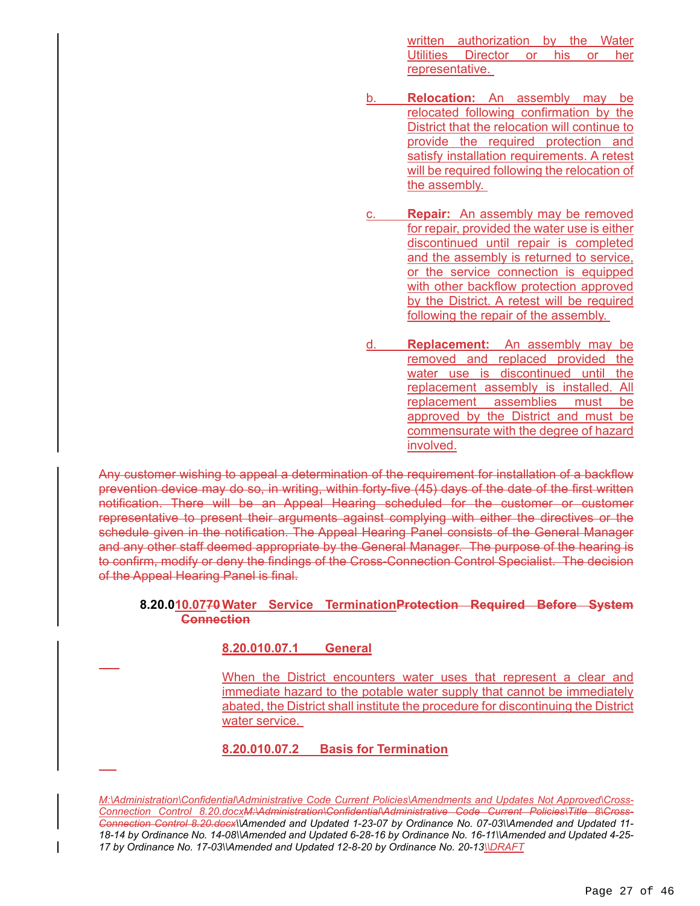written authorization by the Water Utilities Director or his or her representative.

b. **Relocation:** An assembly may be relocated following confirmation by the District that the relocation will continue to provide the required protection and satisfy installation requirements. A retest will be required following the relocation of the assembly.

c. **Repair:** An assembly may be removed for repair, provided the water use is either discontinued until repair is completed and the assembly is returned to service, or the service connection is equipped with other backflow protection approved by the District. A retest will be required following the repair of the assembly.

d. **Replacement:** An assembly may be removed and replaced provided the water use is discontinued until the replacement assembly is installed. All replacement assemblies must be approved by the District and must be commensurate with the degree of hazard involved.

~~Any customer wishing to appeal a determination of the requirement for installation of a backflow prevention device may do so, in writing, within forty-five (45) days of the date of the first written notification. There will be an Appeal Hearing scheduled for the customer or customer representative to present their arguments against complying with either the directives or the schedule given in the notification. The Appeal Hearing Panel consists of the General Manager and any other staff deemed appropriate by the General Manager. The purpose of the hearing is to confirm, modify or deny the findings of the Cross-Connection Control Specialist. The decision of the Appeal Hearing Panel is final.~~

**8.20.010.07~~70~~ Water Service Termination~~Protection Required Before System Connection~~**

**8.20.010.07.1 General**

When the District encounters water uses that represent a clear and immediate hazard to the potable water supply that cannot be immediately abated, the District shall institute the procedure for discontinuing the District water service.

**8.20.010.07.2 Basis for Termination**

*M:\Administration\Confidential\Administrative Code Current Policies\Amendments and Updates Not Approved\Cross-Connection Control 8.20.docx~~M:\Administration\Confidential\Administrative Code Current Policies\Title 8\Cross-Connection Control 8.20.docx~~\\Amended and Updated 1-23-07 by Ordinance No. 07-03\\Amended and Updated 11-18-14 by Ordinance No. 14-08\\Amended and Updated 6-28-16 by Ordinance No. 16-11\\Amended and Updated 4-25-17 by Ordinance No. 17-03\\Amended and Updated 12-8-20 by Ordinance No. 20-13\\DRAFT*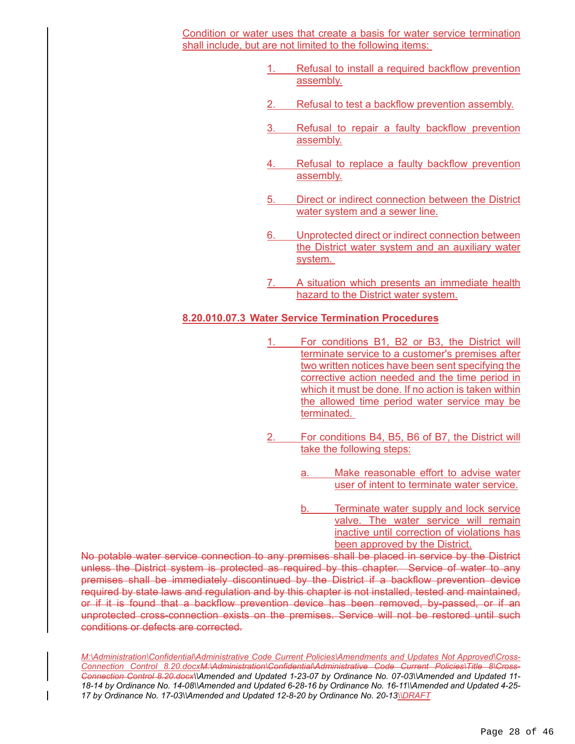Condition or water uses that create a basis for water service termination shall include, but are not limited to the following items:

1. Refusal to install a required backflow prevention assembly.

2. Refusal to test a backflow prevention assembly.

3. Refusal to repair a faulty backflow prevention assembly.

4. Refusal to replace a faulty backflow prevention assembly.

5. Direct or indirect connection between the District water system and a sewer line.

6. Unprotected direct or indirect connection between the District water system and an auxiliary water system.

7. A situation which presents an immediate health hazard to the District water system.

**8.20.010.07.3 Water Service Termination Procedures**

1. For conditions B1, B2 or B3, the District will terminate service to a customer's premises after two written notices have been sent specifying the corrective action needed and the time period in which it must be done. If no action is taken within the allowed time period water service may be terminated.

2. For conditions B4, B5, B6 of B7, the District will take the following steps:

   a. Make reasonable effort to advise water user of intent to terminate water service.

   b. Terminate water supply and lock service valve. The water service will remain inactive until correction of violations has been approved by the District.

~~No potable water service connection to any premises shall be placed in service by the District unless the District system is protected as required by this chapter. Service of water to any premises shall be immediately discontinued by the District if a backflow prevention device required by state laws and regulation and by this chapter is not installed, tested and maintained, or if it is found that a backflow prevention device has been removed, by-passed, or if an unprotected cross-connection exists on the premises. Service will not be restored until such conditions or defects are corrected.~~

*M:\Administration\Confidential\Administrative Code Current Policies\Amendments and Updates Not Approved\Cross-Connection Control 8.20.docx~~M:\Administration\Confidential\Administrative Code Current Policies\Title 8\Cross-Connection Control 8.20.docx~~\\Amended and Updated 1-23-07 by Ordinance No. 07-03\\Amended and Updated 11-18-14 by Ordinance No. 14-08\\Amended and Updated 6-28-16 by Ordinance No. 16-11\\Amended and Updated 4-25-17 by Ordinance No. 17-03\\Amended and Updated 12-8-20 by Ordinance No. 20-13\\DRAFT*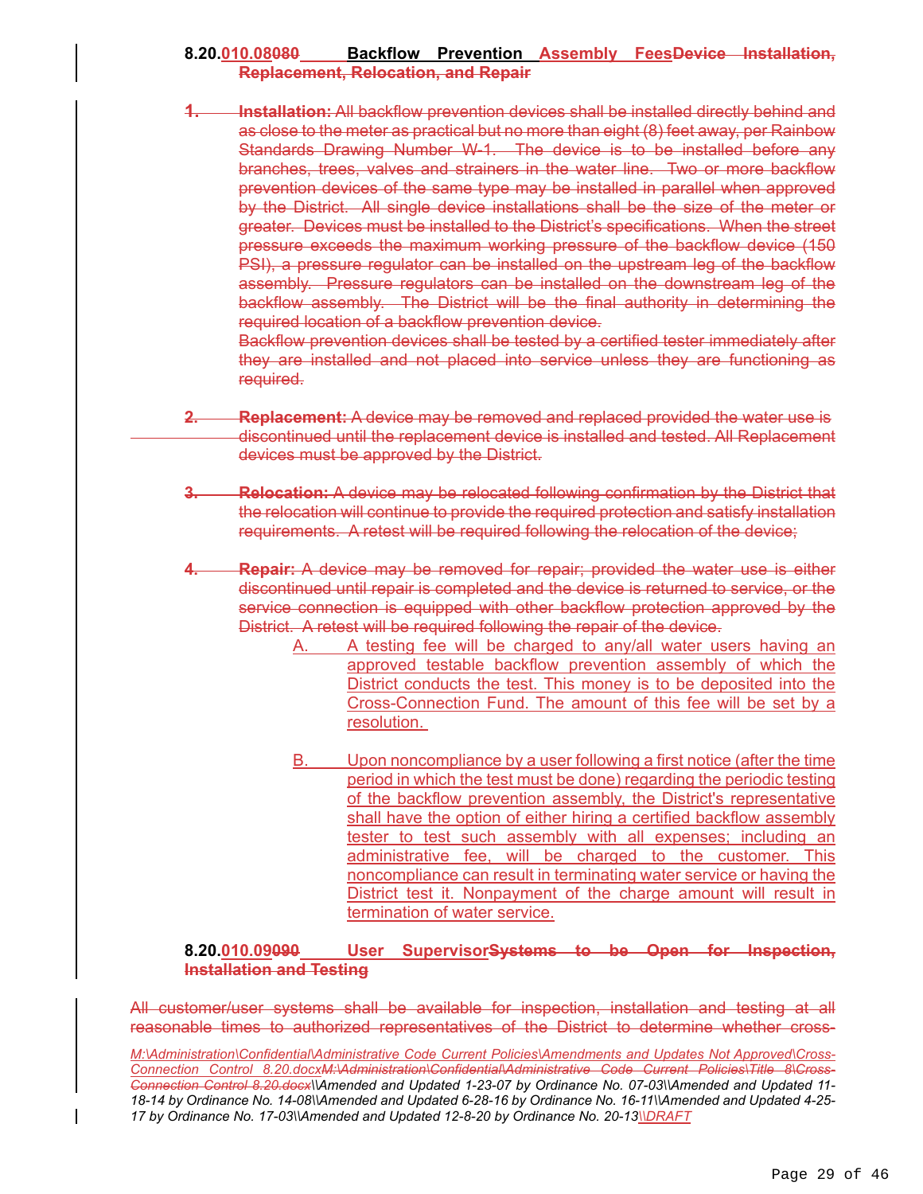**8.20.010.08080 Backflow Prevention Assembly FeesDevice Installation, Replacement, Relocation, and Repair**

1. **Installation:** All backflow prevention devices shall be installed directly behind and as close to the meter as practical but no more than eight (8) feet away, per Rainbow Standards Drawing Number W-1. The device is to be installed before any branches, trees, valves and strainers in the water line. Two or more backflow prevention devices of the same type may be installed in parallel when approved by the District. All single device installations shall be the size of the meter or greater. Devices must be installed to the District's specifications. When the street pressure exceeds the maximum working pressure of the backflow device (150 PSI), a pressure regulator can be installed on the upstream leg of the backflow assembly. Pressure regulators can be installed on the downstream leg of the backflow assembly. The District will be the final authority in determining the required location of a backflow prevention device.
   Backflow prevention devices shall be tested by a certified tester immediately after they are installed and not placed into service unless they are functioning as required.

2. **Replacement:** A device may be removed and replaced provided the water use is discontinued until the replacement device is installed and tested. All Replacement devices must be approved by the District.

3. **Relocation:** A device may be relocated following confirmation by the District that the relocation will continue to provide the required protection and satisfy installation requirements. A retest will be required following the relocation of the device;

4. **Repair:** A device may be removed for repair; provided the water use is either discontinued until repair is completed and the device is returned to service, or the service connection is equipped with other backflow protection approved by the District. A retest will be required following the repair of the device.

   A. A testing fee will be charged to any/all water users having an approved testable backflow prevention assembly of which the District conducts the test. This money is to be deposited into the Cross-Connection Fund. The amount of this fee will be set by a resolution.

   B. Upon noncompliance by a user following a first notice (after the time period in which the test must be done) regarding the periodic testing of the backflow prevention assembly, the District's representative shall have the option of either hiring a certified backflow assembly tester to test such assembly with all expenses; including an administrative fee, will be charged to the customer. This noncompliance can result in terminating water service or having the District test it. Nonpayment of the charge amount will result in termination of water service.

**8.20.010.09090 User SupervisorSystems to be Open for Inspection, Installation and Testing**

All customer/user systems shall be available for inspection, installation and testing at all reasonable times to authorized representatives of the District to determine whether cross-

*M:\Administration\Confidential\Administrative Code Current Policies\Amendments and Updates Not Approved\Cross-Connection Control 8.20.docxM:\Administration\Confidential\Administrative Code Current Policies\Title 8\Cross-Connection Control 8.20.docx\\Amended and Updated 1-23-07 by Ordinance No. 07-03\\Amended and Updated 11-18-14 by Ordinance No. 14-08\\Amended and Updated 6-28-16 by Ordinance No. 16-11\\Amended and Updated 4-25-17 by Ordinance No. 17-03\\Amended and Updated 12-8-20 by Ordinance No. 20-13\\DRAFT*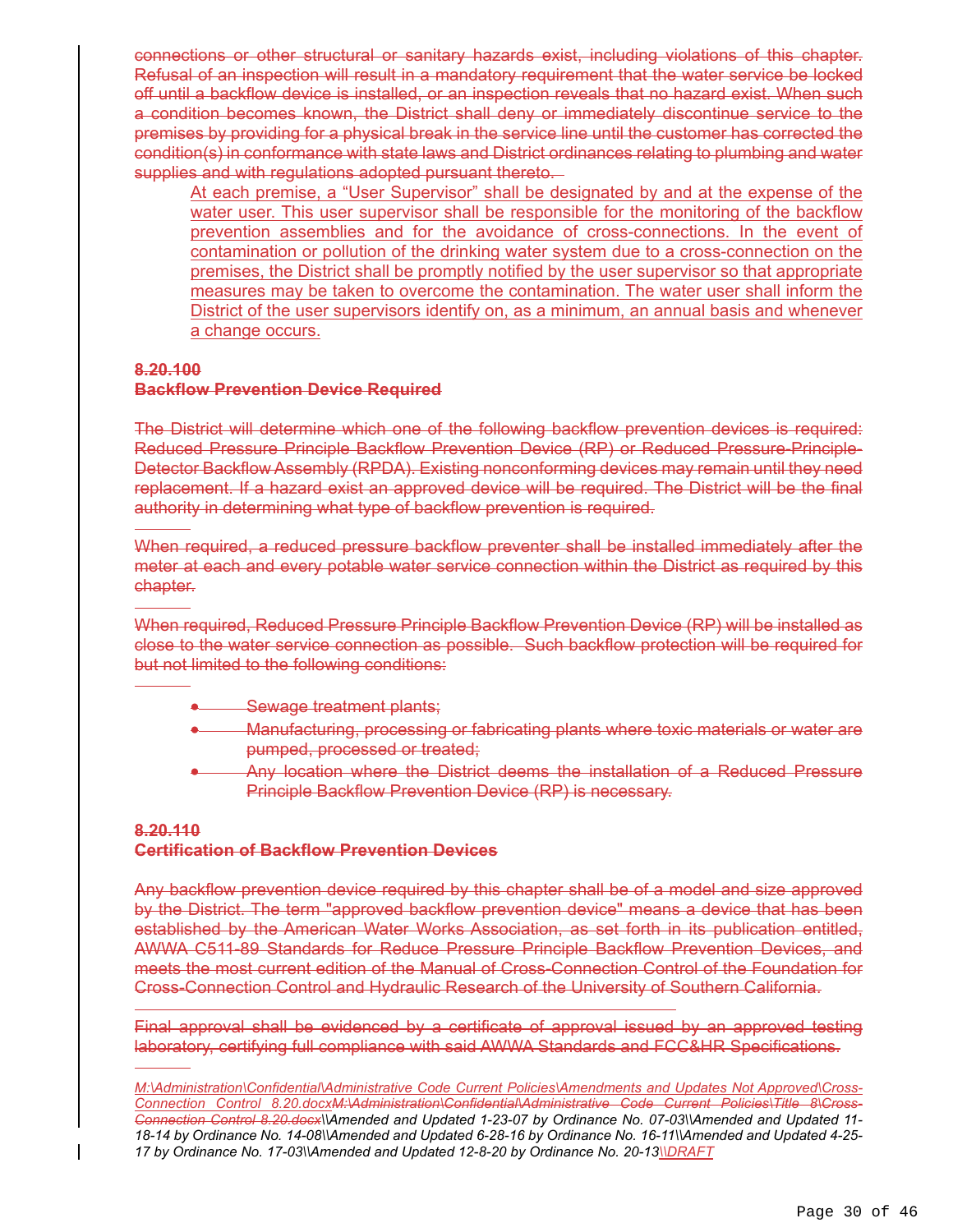~~connections or other structural or sanitary hazards exist, including violations of this chapter. Refusal of an inspection will result in a mandatory requirement that the water service be locked off until a backflow device is installed, or an inspection reveals that no hazard exist. When such a condition becomes known, the District shall deny or immediately discontinue service to the premises by providing for a physical break in the service line until the customer has corrected the condition(s) in conformance with state laws and District ordinances relating to plumbing and water supplies and with regulations adopted pursuant thereto.~~

At each premise, a "User Supervisor" shall be designated by and at the expense of the water user. This user supervisor shall be responsible for the monitoring of the backflow prevention assemblies and for the avoidance of cross-connections. In the event of contamination or pollution of the drinking water system due to a cross-connection on the premises, the District shall be promptly notified by the user supervisor so that appropriate measures may be taken to overcome the contamination. The water user shall inform the District of the user supervisors identify on, as a minimum, an annual basis and whenever a change occurs.

~~**8.20.100**~~
~~**Backflow Prevention Device Required**~~

~~The District will determine which one of the following backflow prevention devices is required: Reduced Pressure Principle Backflow Prevention Device (RP) or Reduced Pressure-Principle-Detector Backflow Assembly (RPDA). Existing nonconforming devices may remain until they need replacement. If a hazard exist an approved device will be required. The District will be the final authority in determining what type of backflow prevention is required.~~

~~When required, a reduced pressure backflow preventer shall be installed immediately after the meter at each and every potable water service connection within the District as required by this chapter.~~

~~When required, Reduced Pressure Principle Backflow Prevention Device (RP) will be installed as close to the water service connection as possible. Such backflow protection will be required for but not limited to the following conditions:~~

- ~~Sewage treatment plants;~~
- ~~Manufacturing, processing or fabricating plants where toxic materials or water are pumped, processed or treated;~~
- ~~Any location where the District deems the installation of a Reduced Pressure Principle Backflow Prevention Device (RP) is necessary.~~

~~**8.20.110**~~
~~**Certification of Backflow Prevention Devices**~~

~~Any backflow prevention device required by this chapter shall be of a model and size approved by the District. The term "approved backflow prevention device" means a device that has been established by the American Water Works Association, as set forth in its publication entitled, AWWA C511-89 Standards for Reduce Pressure Principle Backflow Prevention Devices, and meets the most current edition of the Manual of Cross-Connection Control of the Foundation for Cross-Connection Control and Hydraulic Research of the University of Southern California.~~

~~Final approval shall be evidenced by a certificate of approval issued by an approved testing laboratory, certifying full compliance with said AWWA Standards and FCC&HR Specifications.~~

*M:\Administration\Confidential\Administrative Code Current Policies\Amendments and Updates Not Approved\Cross-Connection Control 8.20.docx~~M:\Administration\Confidential\Administrative Code Current Policies\Title 8\Cross-Connection Control 8.20.docx~~\\Amended and Updated 1-23-07 by Ordinance No. 07-03\\Amended and Updated 11-18-14 by Ordinance No. 14-08\\Amended and Updated 6-28-16 by Ordinance No. 16-11\\Amended and Updated 4-25-17 by Ordinance No. 17-03\\Amended and Updated 12-8-20 by Ordinance No. 20-13\\DRAFT*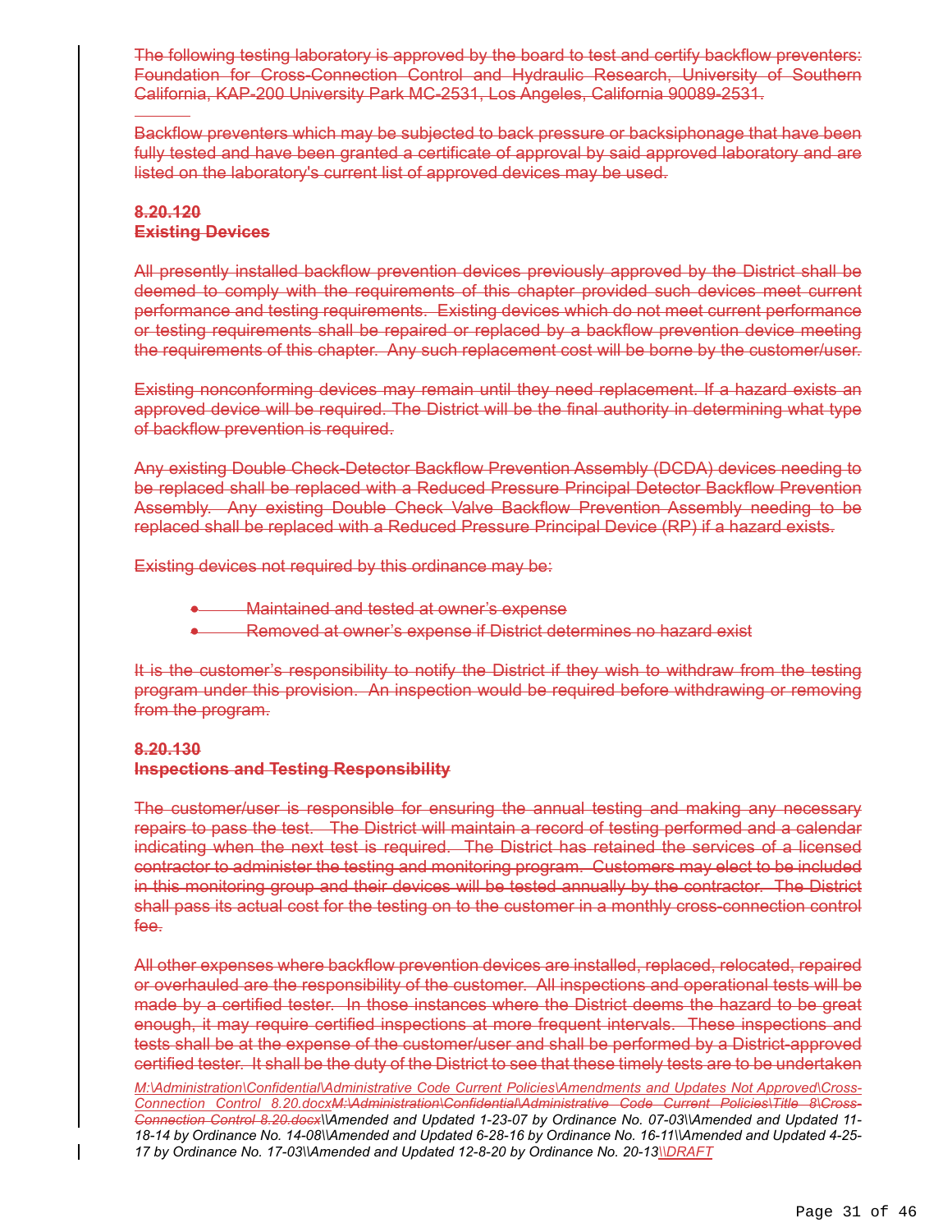~~The following testing laboratory is approved by the board to test and certify backflow preventers: Foundation for Cross-Connection Control and Hydraulic Research, University of Southern California, KAP-200 University Park MC-2531, Los Angeles, California 90089-2531.~~

~~Backflow preventers which may be subjected to back pressure or backsiphonage that have been fully tested and have been granted a certificate of approval by said approved laboratory and are listed on the laboratory's current list of approved devices may be used.~~

**~~8.20.120~~**
**~~Existing Devices~~**

~~All presently installed backflow prevention devices previously approved by the District shall be deemed to comply with the requirements of this chapter provided such devices meet current performance and testing requirements. Existing devices which do not meet current performance or testing requirements shall be repaired or replaced by a backflow prevention device meeting the requirements of this chapter. Any such replacement cost will be borne by the customer/user.~~

~~Existing nonconforming devices may remain until they need replacement. If a hazard exists an approved device will be required. The District will be the final authority in determining what type of backflow prevention is required.~~

~~Any existing Double Check-Detector Backflow Prevention Assembly (DCDA) devices needing to be replaced shall be replaced with a Reduced Pressure Principal Detector Backflow Prevention Assembly. Any existing Double Check Valve Backflow Prevention Assembly needing to be replaced shall be replaced with a Reduced Pressure Principal Device (RP) if a hazard exists.~~

~~Existing devices not required by this ordinance may be:~~

- ~~Maintained and tested at owner's expense~~
- ~~Removed at owner's expense if District determines no hazard exist~~

~~It is the customer's responsibility to notify the District if they wish to withdraw from the testing program under this provision. An inspection would be required before withdrawing or removing from the program.~~

**~~8.20.130~~**
**~~Inspections and Testing Responsibility~~**

~~The customer/user is responsible for ensuring the annual testing and making any necessary repairs to pass the test. The District will maintain a record of testing performed and a calendar indicating when the next test is required. The District has retained the services of a licensed contractor to administer the testing and monitoring program. Customers may elect to be included in this monitoring group and their devices will be tested annually by the contractor. The District shall pass its actual cost for the testing on to the customer in a monthly cross-connection control fee.~~

~~All other expenses where backflow prevention devices are installed, replaced, relocated, repaired or overhauled are the responsibility of the customer. All inspections and operational tests will be made by a certified tester. In those instances where the District deems the hazard to be great enough, it may require certified inspections at more frequent intervals. These inspections and tests shall be at the expense of the customer/user and shall be performed by a District-approved certified tester. It shall be the duty of the District to see that these timely tests are to be undertaken~~

*M:\Administration\Confidential\Administrative Code Current Policies\Amendments and Updates Not Approved\Cross-Connection Control 8.20.docx~~M:\Administration\Confidential\Administrative Code Current Policies\Title 8\Cross-Connection Control 8.20.docx~~\\Amended and Updated 1-23-07 by Ordinance No. 07-03\\Amended and Updated 11-18-14 by Ordinance No. 14-08\\Amended and Updated 6-28-16 by Ordinance No. 16-11\\Amended and Updated 4-25-17 by Ordinance No. 17-03\\Amended and Updated 12-8-20 by Ordinance No. 20-13\\DRAFT*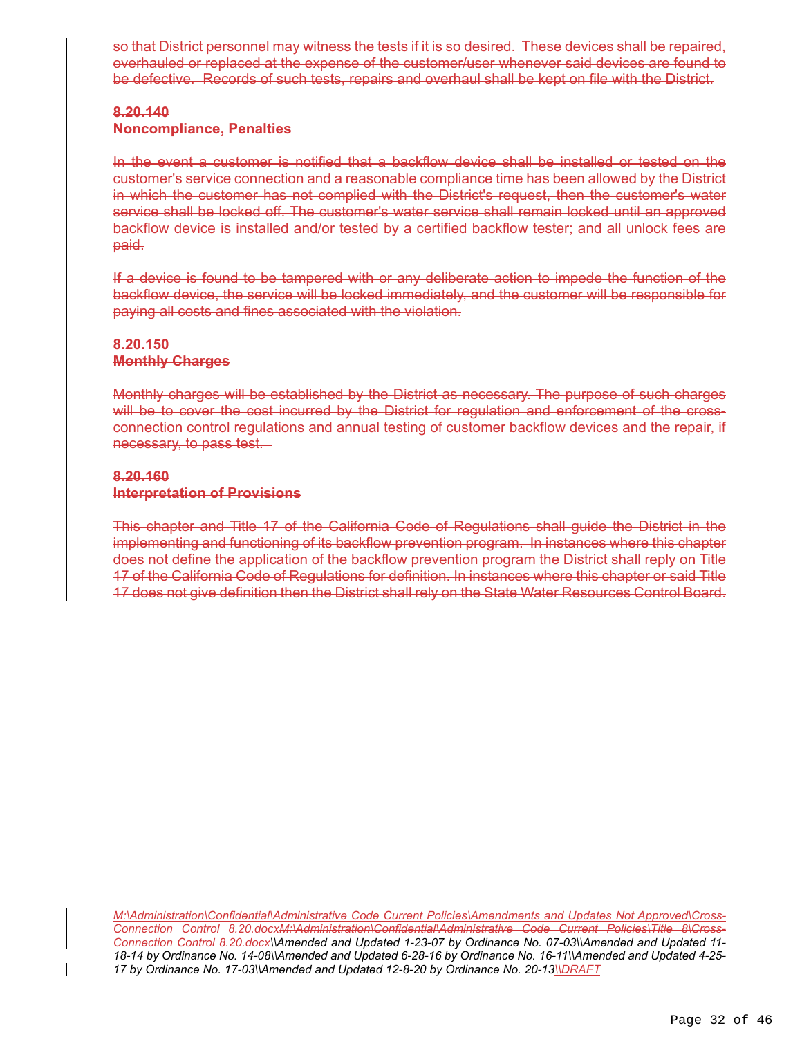so that District personnel may witness the tests if it is so desired. These devices shall be repaired, overhauled or replaced at the expense of the customer/user whenever said devices are found to be defective. Records of such tests, repairs and overhaul shall be kept on file with the District.

**8.20.140**
**Noncompliance, Penalties**

In the event a customer is notified that a backflow device shall be installed or tested on the customer's service connection and a reasonable compliance time has been allowed by the District in which the customer has not complied with the District's request, then the customer's water service shall be locked off. The customer's water service shall remain locked until an approved backflow device is installed and/or tested by a certified backflow tester; and all unlock fees are paid.

If a device is found to be tampered with or any deliberate action to impede the function of the backflow device, the service will be locked immediately, and the customer will be responsible for paying all costs and fines associated with the violation.

**8.20.150**
**Monthly Charges**

Monthly charges will be established by the District as necessary. The purpose of such charges will be to cover the cost incurred by the District for regulation and enforcement of the cross-connection control regulations and annual testing of customer backflow devices and the repair, if necessary, to pass test.

**8.20.160**
**Interpretation of Provisions**

This chapter and Title 17 of the California Code of Regulations shall guide the District in the implementing and functioning of its backflow prevention program. In instances where this chapter does not define the application of the backflow prevention program the District shall reply on Title 17 of the California Code of Regulations for definition. In instances where this chapter or said Title 17 does not give definition then the District shall rely on the State Water Resources Control Board.

*M:\Administration\Confidential\Administrative Code Current Policies\Amendments and Updates Not Approved\Cross-Connection Control 8.20.docxM:\Administration\Confidential\Administrative Code Current Policies\Title 8\Cross-Connection Control 8.20.docx\\Amended and Updated 1-23-07 by Ordinance No. 07-03\\Amended and Updated 11-18-14 by Ordinance No. 14-08\\Amended and Updated 6-28-16 by Ordinance No. 16-11\\Amended and Updated 4-25-17 by Ordinance No. 17-03\\Amended and Updated 12-8-20 by Ordinance No. 20-13\\DRAFT*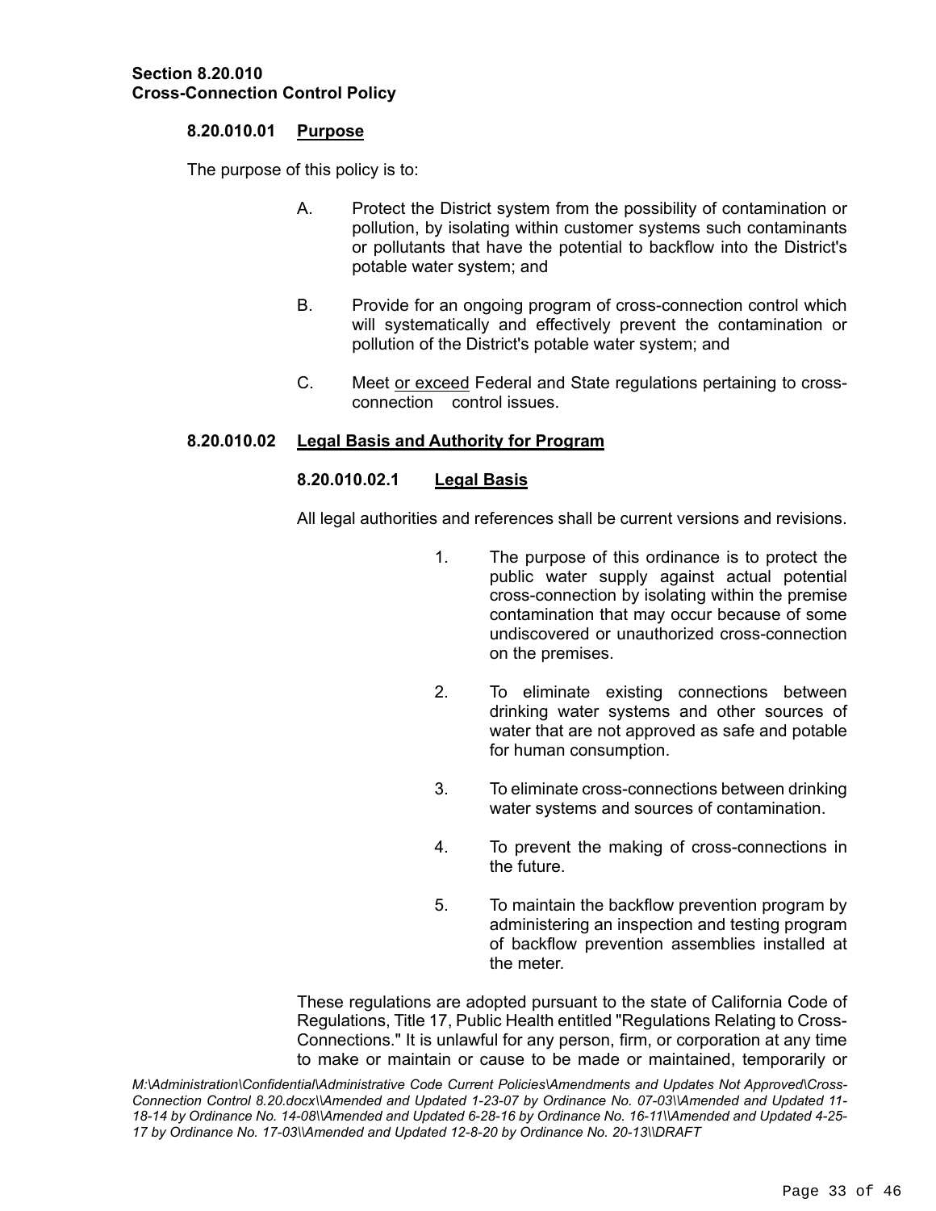**Section 8.20.010**
**Cross-Connection Control Policy**

**8.20.010.01 Purpose**

The purpose of this policy is to:

A. Protect the District system from the possibility of contamination or pollution, by isolating within customer systems such contaminants or pollutants that have the potential to backflow into the District's potable water system; and

B. Provide for an ongoing program of cross-connection control which will systematically and effectively prevent the contamination or pollution of the District's potable water system; and

C. Meet or exceed Federal and State regulations pertaining to cross-connection control issues.

**8.20.010.02 Legal Basis and Authority for Program**

**8.20.010.02.1 Legal Basis**

All legal authorities and references shall be current versions and revisions.

1. The purpose of this ordinance is to protect the public water supply against actual potential cross-connection by isolating within the premise contamination that may occur because of some undiscovered or unauthorized cross-connection on the premises.

2. To eliminate existing connections between drinking water systems and other sources of water that are not approved as safe and potable for human consumption.

3. To eliminate cross-connections between drinking water systems and sources of contamination.

4. To prevent the making of cross-connections in the future.

5. To maintain the backflow prevention program by administering an inspection and testing program of backflow prevention assemblies installed at the meter.

These regulations are adopted pursuant to the state of California Code of Regulations, Title 17, Public Health entitled "Regulations Relating to Cross-Connections." It is unlawful for any person, firm, or corporation at any time to make or maintain or cause to be made or maintained, temporarily or

*M:\Administration\Confidential\Administrative Code Current Policies\Amendments and Updates Not Approved\Cross-Connection Control 8.20.docx\\Amended and Updated 1-23-07 by Ordinance No. 07-03\\Amended and Updated 11-18-14 by Ordinance No. 14-08\\Amended and Updated 6-28-16 by Ordinance No. 16-11\\Amended and Updated 4-25-17 by Ordinance No. 17-03\\Amended and Updated 12-8-20 by Ordinance No. 20-13\\DRAFT*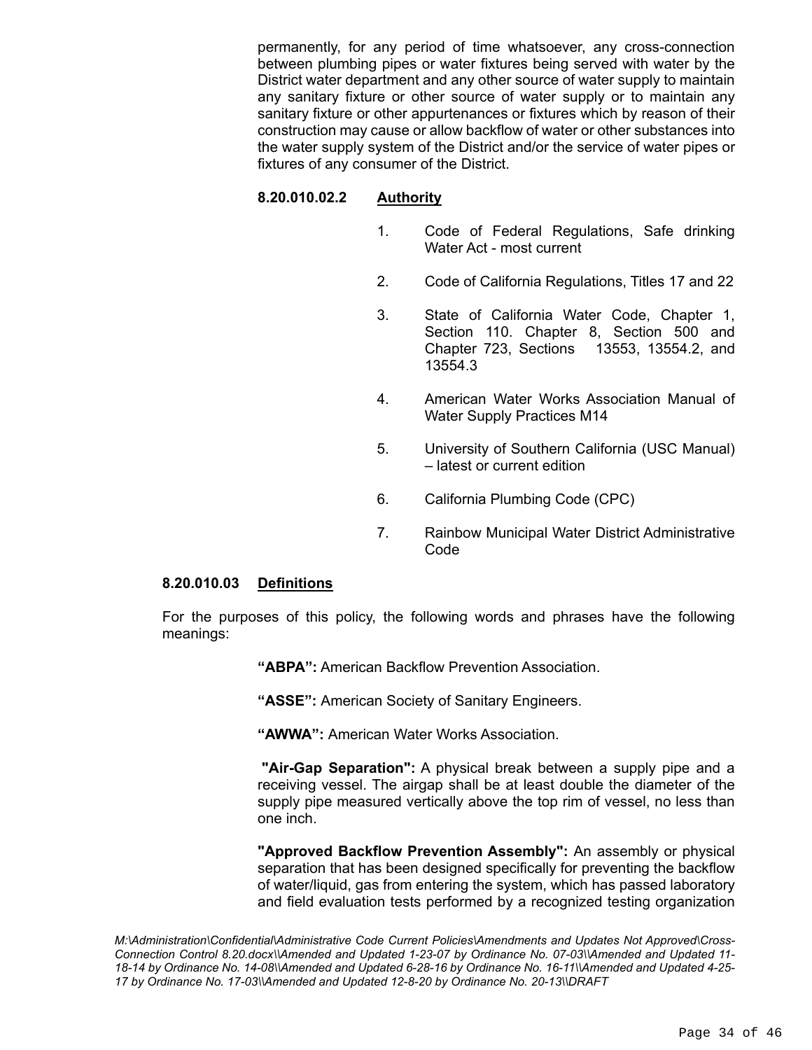permanently, for any period of time whatsoever, any cross-connection between plumbing pipes or water fixtures being served with water by the District water department and any other source of water supply to maintain any sanitary fixture or other source of water supply or to maintain any sanitary fixture or other appurtenances or fixtures which by reason of their construction may cause or allow backflow of water or other substances into the water supply system of the District and/or the service of water pipes or fixtures of any consumer of the District.

**8.20.010.02.2 Authority**

1. Code of Federal Regulations, Safe drinking Water Act - most current

2. Code of California Regulations, Titles 17 and 22

3. State of California Water Code, Chapter 1, Section 110. Chapter 8, Section 500 and Chapter 723, Sections 13553, 13554.2, and 13554.3

4. American Water Works Association Manual of Water Supply Practices M14

5. University of Southern California (USC Manual) – latest or current edition

6. California Plumbing Code (CPC)

7. Rainbow Municipal Water District Administrative Code

**8.20.010.03 Definitions**

For the purposes of this policy, the following words and phrases have the following meanings:

**"ABPA":** American Backflow Prevention Association.

**"ASSE":** American Society of Sanitary Engineers.

**"AWWA":** American Water Works Association.

**"Air-Gap Separation":** A physical break between a supply pipe and a receiving vessel. The airgap shall be at least double the diameter of the supply pipe measured vertically above the top rim of vessel, no less than one inch.

**"Approved Backflow Prevention Assembly":** An assembly or physical separation that has been designed specifically for preventing the backflow of water/liquid, gas from entering the system, which has passed laboratory and field evaluation tests performed by a recognized testing organization

*M:\Administration\Confidential\Administrative Code Current Policies\Amendments and Updates Not Approved\Cross-Connection Control 8.20.docx\\Amended and Updated 1-23-07 by Ordinance No. 07-03\\Amended and Updated 11-18-14 by Ordinance No. 14-08\\Amended and Updated 6-28-16 by Ordinance No. 16-11\\Amended and Updated 4-25-17 by Ordinance No. 17-03\\Amended and Updated 12-8-20 by Ordinance No. 20-13\\DRAFT*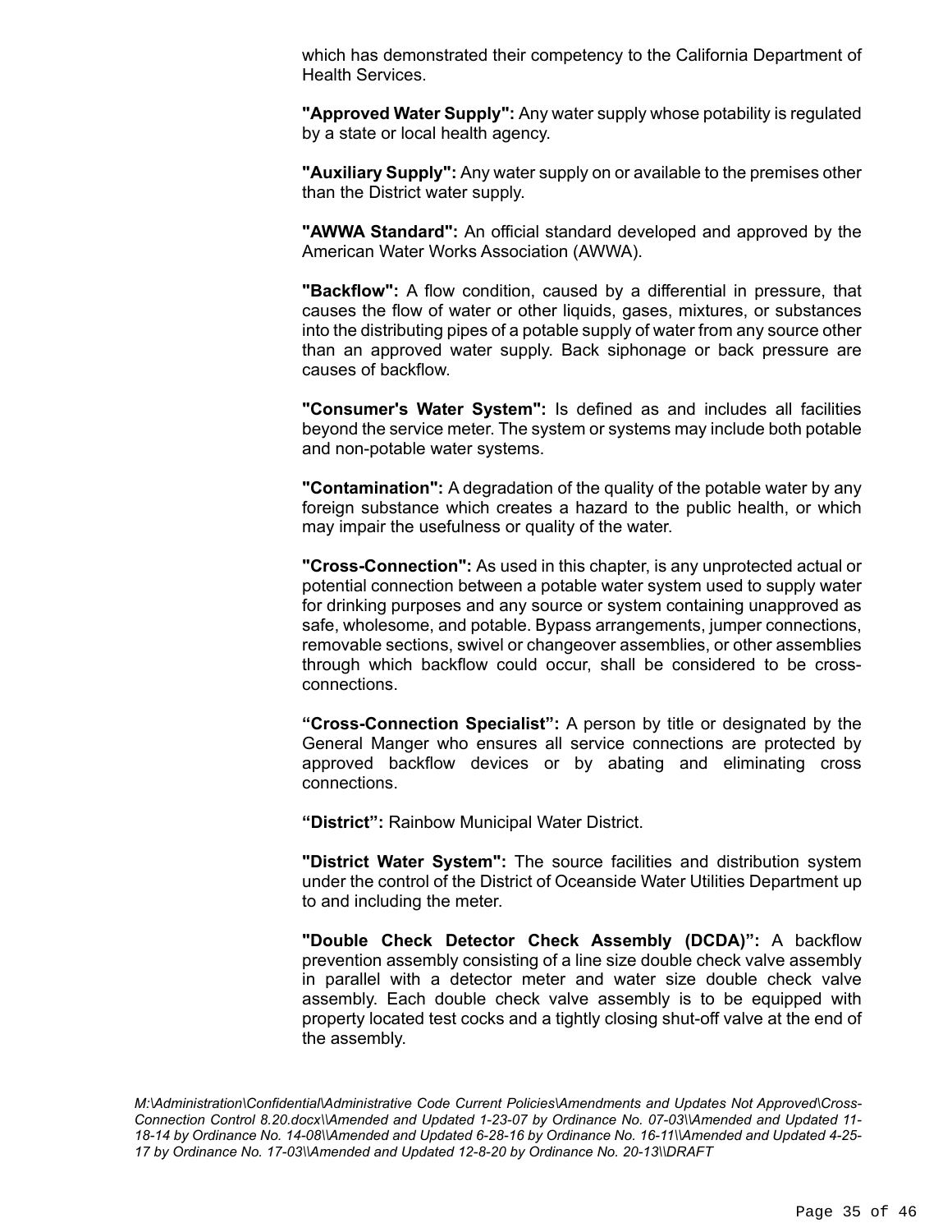which has demonstrated their competency to the California Department of Health Services.

**"Approved Water Supply":** Any water supply whose potability is regulated by a state or local health agency.

**"Auxiliary Supply":** Any water supply on or available to the premises other than the District water supply.

**"AWWA Standard":** An official standard developed and approved by the American Water Works Association (AWWA).

**"Backflow":** A flow condition, caused by a differential in pressure, that causes the flow of water or other liquids, gases, mixtures, or substances into the distributing pipes of a potable supply of water from any source other than an approved water supply. Back siphonage or back pressure are causes of backflow.

**"Consumer's Water System":** Is defined as and includes all facilities beyond the service meter. The system or systems may include both potable and non-potable water systems.

**"Contamination":** A degradation of the quality of the potable water by any foreign substance which creates a hazard to the public health, or which may impair the usefulness or quality of the water.

**"Cross-Connection":** As used in this chapter, is any unprotected actual or potential connection between a potable water system used to supply water for drinking purposes and any source or system containing unapproved as safe, wholesome, and potable. Bypass arrangements, jumper connections, removable sections, swivel or changeover assemblies, or other assemblies through which backflow could occur, shall be considered to be cross-connections.

**“Cross-Connection Specialist”:** A person by title or designated by the General Manger who ensures all service connections are protected by approved backflow devices or by abating and eliminating cross connections.

**“District”:** Rainbow Municipal Water District.

**"District Water System":** The source facilities and distribution system under the control of the District of Oceanside Water Utilities Department up to and including the meter.

**"Double Check Detector Check Assembly (DCDA)”:** A backflow prevention assembly consisting of a line size double check valve assembly in parallel with a detector meter and water size double check valve assembly. Each double check valve assembly is to be equipped with property located test cocks and a tightly closing shut-off valve at the end of the assembly.

*M:\Administration\Confidential\Administrative Code Current Policies\Amendments and Updates Not Approved\Cross-Connection Control 8.20.docx\\Amended and Updated 1-23-07 by Ordinance No. 07-03\\Amended and Updated 11-18-14 by Ordinance No. 14-08\\Amended and Updated 6-28-16 by Ordinance No. 16-11\\Amended and Updated 4-25-17 by Ordinance No. 17-03\\Amended and Updated 12-8-20 by Ordinance No. 20-13\\DRAFT*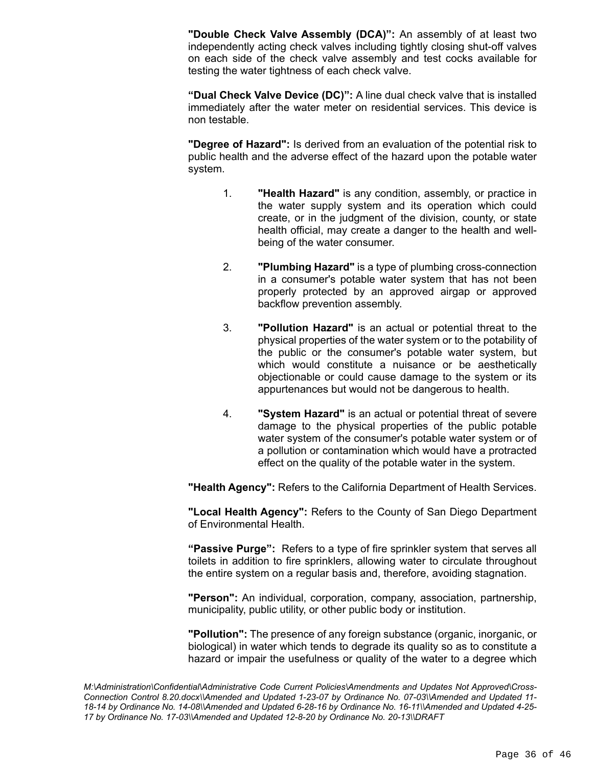**"Double Check Valve Assembly (DCA)":** An assembly of at least two independently acting check valves including tightly closing shut-off valves on each side of the check valve assembly and test cocks available for testing the water tightness of each check valve.

**"Dual Check Valve Device (DC)":** A line dual check valve that is installed immediately after the water meter on residential services. This device is non testable.

**"Degree of Hazard":** Is derived from an evaluation of the potential risk to public health and the adverse effect of the hazard upon the potable water system.

1. **"Health Hazard"** is any condition, assembly, or practice in the water supply system and its operation which could create, or in the judgment of the division, county, or state health official, may create a danger to the health and well-being of the water consumer.

2. **"Plumbing Hazard"** is a type of plumbing cross-connection in a consumer's potable water system that has not been properly protected by an approved airgap or approved backflow prevention assembly.

3. **"Pollution Hazard"** is an actual or potential threat to the physical properties of the water system or to the potability of the public or the consumer's potable water system, but which would constitute a nuisance or be aesthetically objectionable or could cause damage to the system or its appurtenances but would not be dangerous to health.

4. **"System Hazard"** is an actual or potential threat of severe damage to the physical properties of the public potable water system of the consumer's potable water system or of a pollution or contamination which would have a protracted effect on the quality of the potable water in the system.

**"Health Agency":** Refers to the California Department of Health Services.

**"Local Health Agency":** Refers to the County of San Diego Department of Environmental Health.

**"Passive Purge":** Refers to a type of fire sprinkler system that serves all toilets in addition to fire sprinklers, allowing water to circulate throughout the entire system on a regular basis and, therefore, avoiding stagnation.

**"Person":** An individual, corporation, company, association, partnership, municipality, public utility, or other public body or institution.

**"Pollution":** The presence of any foreign substance (organic, inorganic, or biological) in water which tends to degrade its quality so as to constitute a hazard or impair the usefulness or quality of the water to a degree which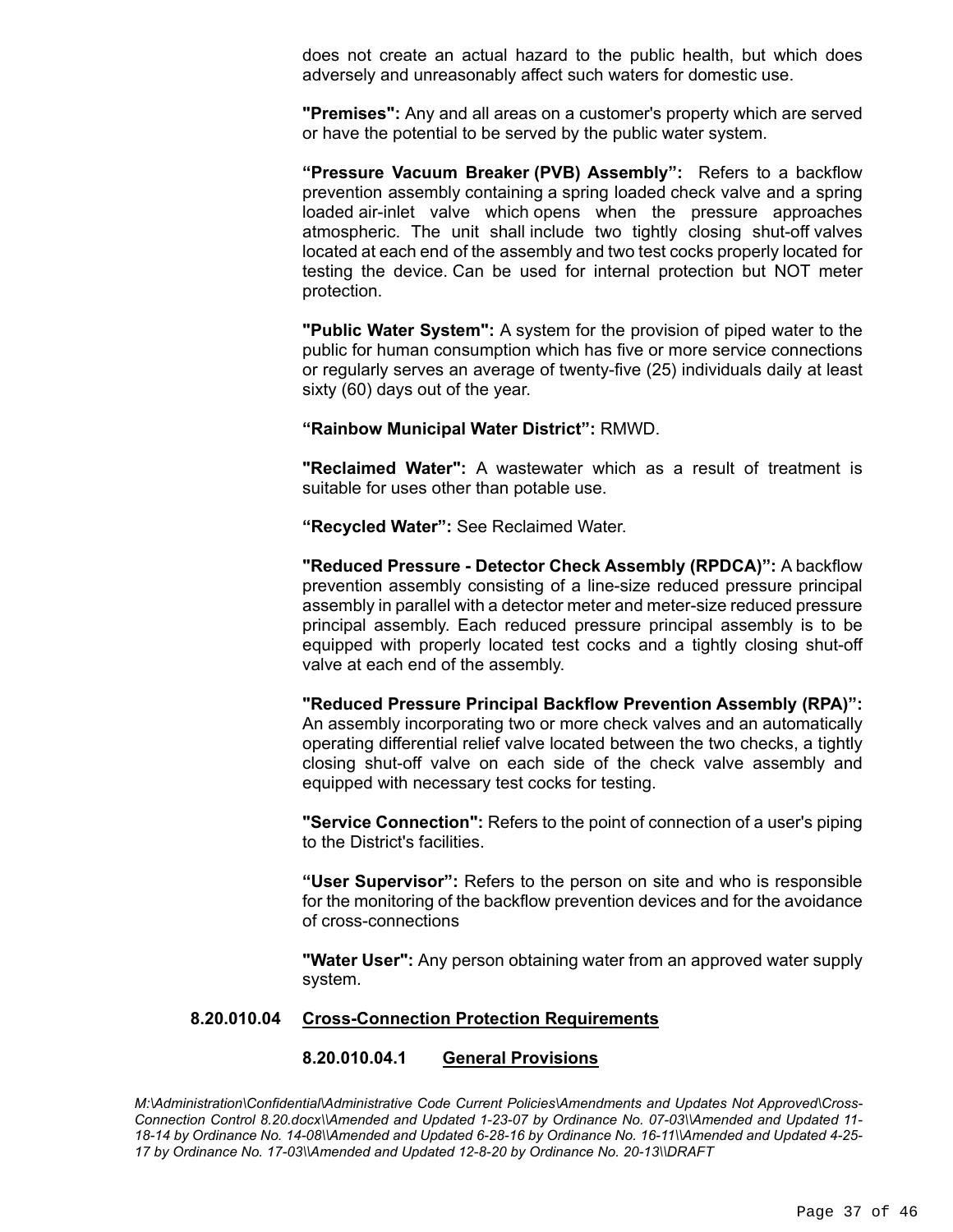does not create an actual hazard to the public health, but which does adversely and unreasonably affect such waters for domestic use.

**"Premises":** Any and all areas on a customer's property which are served or have the potential to be served by the public water system.

**“Pressure Vacuum Breaker (PVB) Assembly”:** Refers to a backflow prevention assembly containing a spring loaded check valve and a spring loaded air-inlet valve which opens when the pressure approaches atmospheric. The unit shall include two tightly closing shut-off valves located at each end of the assembly and two test cocks properly located for testing the device. Can be used for internal protection but NOT meter protection.

**"Public Water System":** A system for the provision of piped water to the public for human consumption which has five or more service connections or regularly serves an average of twenty-five (25) individuals daily at least sixty (60) days out of the year.

**“Rainbow Municipal Water District”:** RMWD.

**"Reclaimed Water":** A wastewater which as a result of treatment is suitable for uses other than potable use.

**“Recycled Water”:** See Reclaimed Water.

**"Reduced Pressure - Detector Check Assembly (RPDCA)”:** A backflow prevention assembly consisting of a line-size reduced pressure principal assembly in parallel with a detector meter and meter-size reduced pressure principal assembly. Each reduced pressure principal assembly is to be equipped with properly located test cocks and a tightly closing shut-off valve at each end of the assembly.

**"Reduced Pressure Principal Backflow Prevention Assembly (RPA)”:** An assembly incorporating two or more check valves and an automatically operating differential relief valve located between the two checks, a tightly closing shut-off valve on each side of the check valve assembly and equipped with necessary test cocks for testing.

**"Service Connection":** Refers to the point of connection of a user's piping to the District's facilities.

**“User Supervisor”:** Refers to the person on site and who is responsible for the monitoring of the backflow prevention devices and for the avoidance of cross-connections

**"Water User":** Any person obtaining water from an approved water supply system.

**8.20.010.04 Cross-Connection Protection Requirements**

**8.20.010.04.1 General Provisions**

*M:\Administration\Confidential\Administrative Code Current Policies\Amendments and Updates Not Approved\Cross-Connection Control 8.20.docx\\Amended and Updated 1-23-07 by Ordinance No. 07-03\\Amended and Updated 11-18-14 by Ordinance No. 14-08\\Amended and Updated 6-28-16 by Ordinance No. 16-11\\Amended and Updated 4-25-17 by Ordinance No. 17-03\\Amended and Updated 12-8-20 by Ordinance No. 20-13\\DRAFT*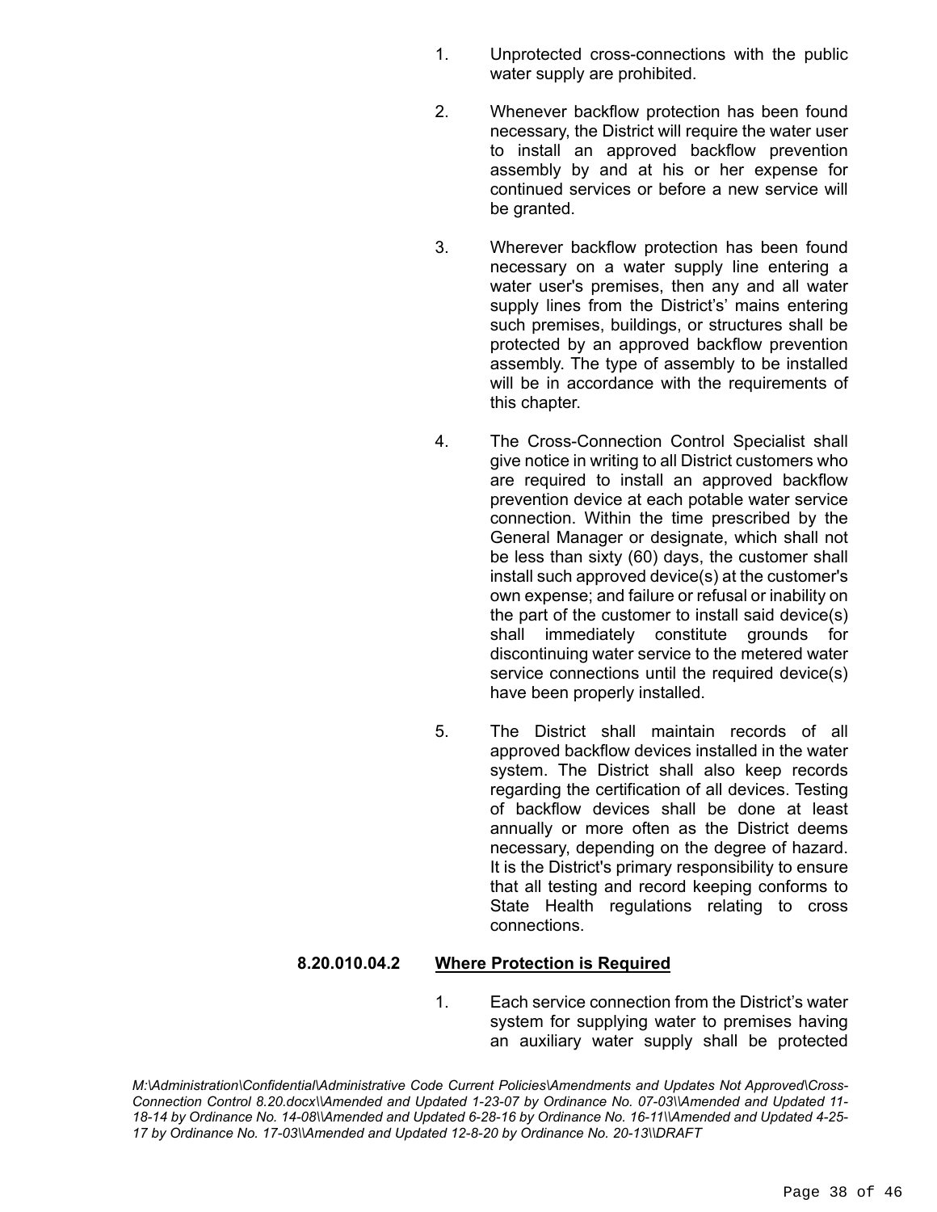1. Unprotected cross-connections with the public water supply are prohibited.

2. Whenever backflow protection has been found necessary, the District will require the water user to install an approved backflow prevention assembly by and at his or her expense for continued services or before a new service will be granted.

3. Wherever backflow protection has been found necessary on a water supply line entering a water user's premises, then any and all water supply lines from the District's' mains entering such premises, buildings, or structures shall be protected by an approved backflow prevention assembly. The type of assembly to be installed will be in accordance with the requirements of this chapter.

4. The Cross-Connection Control Specialist shall give notice in writing to all District customers who are required to install an approved backflow prevention device at each potable water service connection. Within the time prescribed by the General Manager or designate, which shall not be less than sixty (60) days, the customer shall install such approved device(s) at the customer's own expense; and failure or refusal or inability on the part of the customer to install said device(s) shall immediately constitute grounds for discontinuing water service to the metered water service connections until the required device(s) have been properly installed.

5. The District shall maintain records of all approved backflow devices installed in the water system. The District shall also keep records regarding the certification of all devices. Testing of backflow devices shall be done at least annually or more often as the District deems necessary, depending on the degree of hazard. It is the District's primary responsibility to ensure that all testing and record keeping conforms to State Health regulations relating to cross connections.

**8.20.010.04.2** **Where Protection is Required**

1. Each service connection from the District's water system for supplying water to premises having an auxiliary water supply shall be protected

*M:\Administration\Confidential\Administrative Code Current Policies\Amendments and Updates Not Approved\Cross-Connection Control 8.20.docx\\Amended and Updated 1-23-07 by Ordinance No. 07-03\\Amended and Updated 11-18-14 by Ordinance No. 14-08\\Amended and Updated 6-28-16 by Ordinance No. 16-11\\Amended and Updated 4-25-17 by Ordinance No. 17-03\\Amended and Updated 12-8-20 by Ordinance No. 20-13\\DRAFT*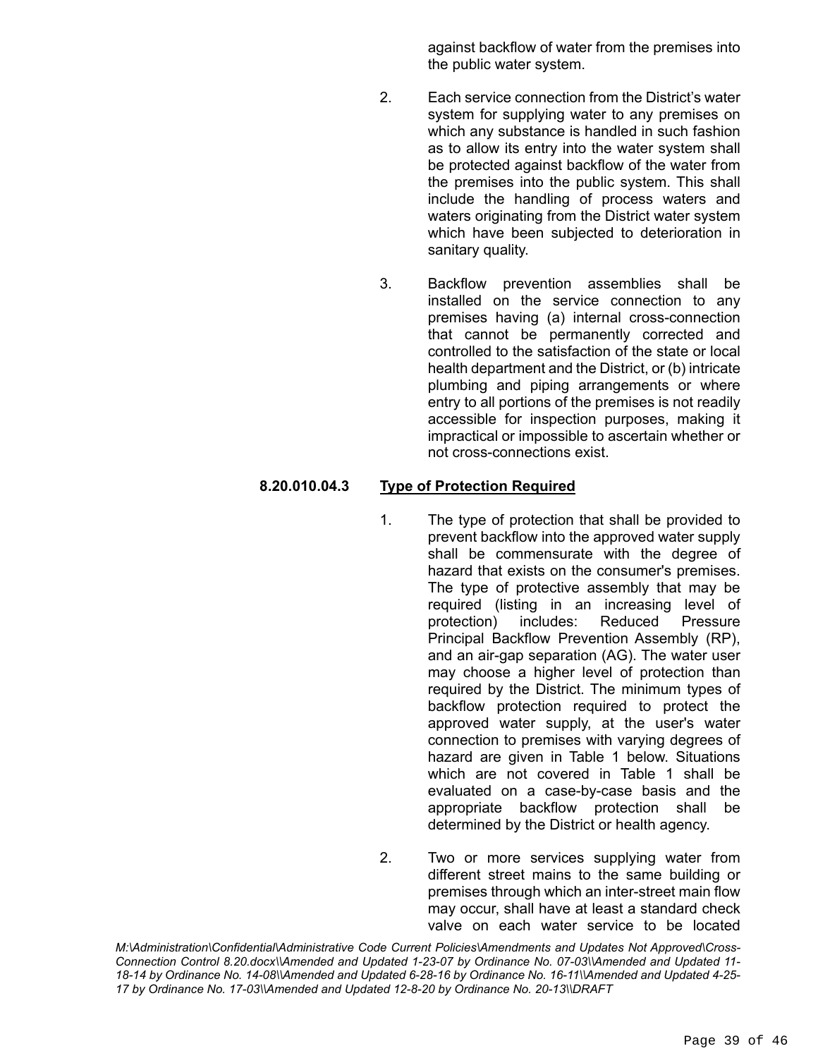against backflow of water from the premises into the public water system.

2. Each service connection from the District's water system for supplying water to any premises on which any substance is handled in such fashion as to allow its entry into the water system shall be protected against backflow of the water from the premises into the public system. This shall include the handling of process waters and waters originating from the District water system which have been subjected to deterioration in sanitary quality.

3. Backflow prevention assemblies shall be installed on the service connection to any premises having (a) internal cross-connection that cannot be permanently corrected and controlled to the satisfaction of the state or local health department and the District, or (b) intricate plumbing and piping arrangements or where entry to all portions of the premises is not readily accessible for inspection purposes, making it impractical or impossible to ascertain whether or not cross-connections exist.

**8.20.010.04.3** **<u>Type of Protection Required</u>**

1. The type of protection that shall be provided to prevent backflow into the approved water supply shall be commensurate with the degree of hazard that exists on the consumer's premises. The type of protective assembly that may be required (listing in an increasing level of protection) includes: Reduced Pressure Principal Backflow Prevention Assembly (RP), and an air-gap separation (AG). The water user may choose a higher level of protection than required by the District. The minimum types of backflow protection required to protect the approved water supply, at the user's water connection to premises with varying degrees of hazard are given in Table 1 below. Situations which are not covered in Table 1 shall be evaluated on a case-by-case basis and the appropriate backflow protection shall be determined by the District or health agency.

2. Two or more services supplying water from different street mains to the same building or premises through which an inter-street main flow may occur, shall have at least a standard check valve on each water service to be located

*M:\Administration\Confidential\Administrative Code Current Policies\Amendments and Updates Not Approved\Cross-Connection Control 8.20.docx\\Amended and Updated 1-23-07 by Ordinance No. 07-03\\Amended and Updated 11-18-14 by Ordinance No. 14-08\\Amended and Updated 6-28-16 by Ordinance No. 16-11\\Amended and Updated 4-25-17 by Ordinance No. 17-03\\Amended and Updated 12-8-20 by Ordinance No. 20-13\\DRAFT*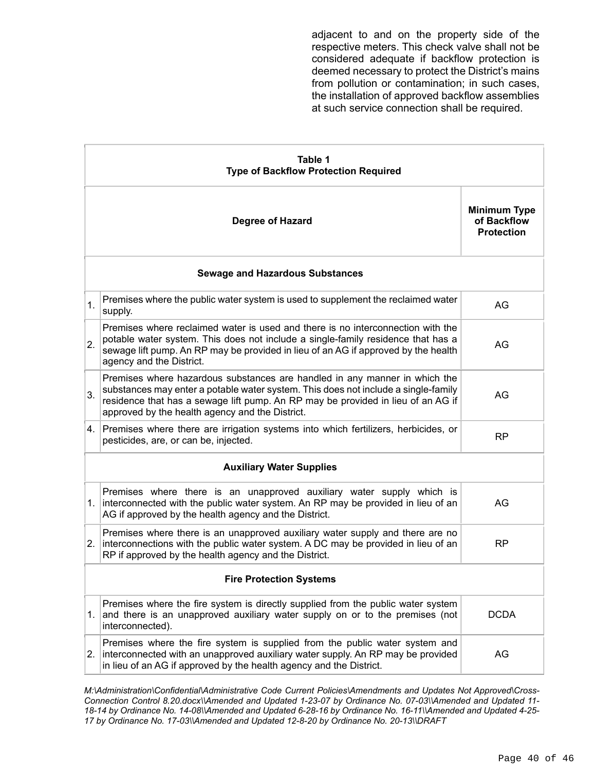adjacent to and on the property side of the respective meters. This check valve shall not be considered adequate if backflow protection is deemed necessary to protect the District's mains from pollution or contamination; in such cases, the installation of approved backflow assemblies at such service connection shall be required.

**Table 1**
**Type of Backflow Protection Required**

| | Degree of Hazard | Minimum Type of Backflow Protection |
|---|---|---|
| | **Sewage and Hazardous Substances** | |
| 1. | Premises where the public water system is used to supplement the reclaimed water supply. | AG |
| 2. | Premises where reclaimed water is used and there is no interconnection with the potable water system. This does not include a single-family residence that has a sewage lift pump. An RP may be provided in lieu of an AG if approved by the health agency and the District. | AG |
| 3. | Premises where hazardous substances are handled in any manner in which the substances may enter a potable water system. This does not include a single-family residence that has a sewage lift pump. An RP may be provided in lieu of an AG if approved by the health agency and the District. | AG |
| 4. | Premises where there are irrigation systems into which fertilizers, herbicides, or pesticides, are, or can be, injected. | RP |
| | **Auxiliary Water Supplies** | |
| 1. | Premises where there is an unapproved auxiliary water supply which is interconnected with the public water system. An RP may be provided in lieu of an AG if approved by the health agency and the District. | AG |
| 2. | Premises where there is an unapproved auxiliary water supply and there are no interconnections with the public water system. A DC may be provided in lieu of an RP if approved by the health agency and the District. | RP |
| | **Fire Protection Systems** | |
| 1. | Premises where the fire system is directly supplied from the public water system and there is an unapproved auxiliary water supply on or to the premises (not interconnected). | DCDA |
| 2. | Premises where the fire system is supplied from the public water system and interconnected with an unapproved auxiliary water supply. An RP may be provided in lieu of an AG if approved by the health agency and the District. | AG |

*M:\Administration\Confidential\Administrative Code Current Policies\Amendments and Updates Not Approved\Cross-Connection Control 8.20.docx\\Amended and Updated 1-23-07 by Ordinance No. 07-03\\Amended and Updated 11-18-14 by Ordinance No. 14-08\\Amended and Updated 6-28-16 by Ordinance No. 16-11\\Amended and Updated 4-25-17 by Ordinance No. 17-03\\Amended and Updated 12-8-20 by Ordinance No. 20-13\\DRAFT*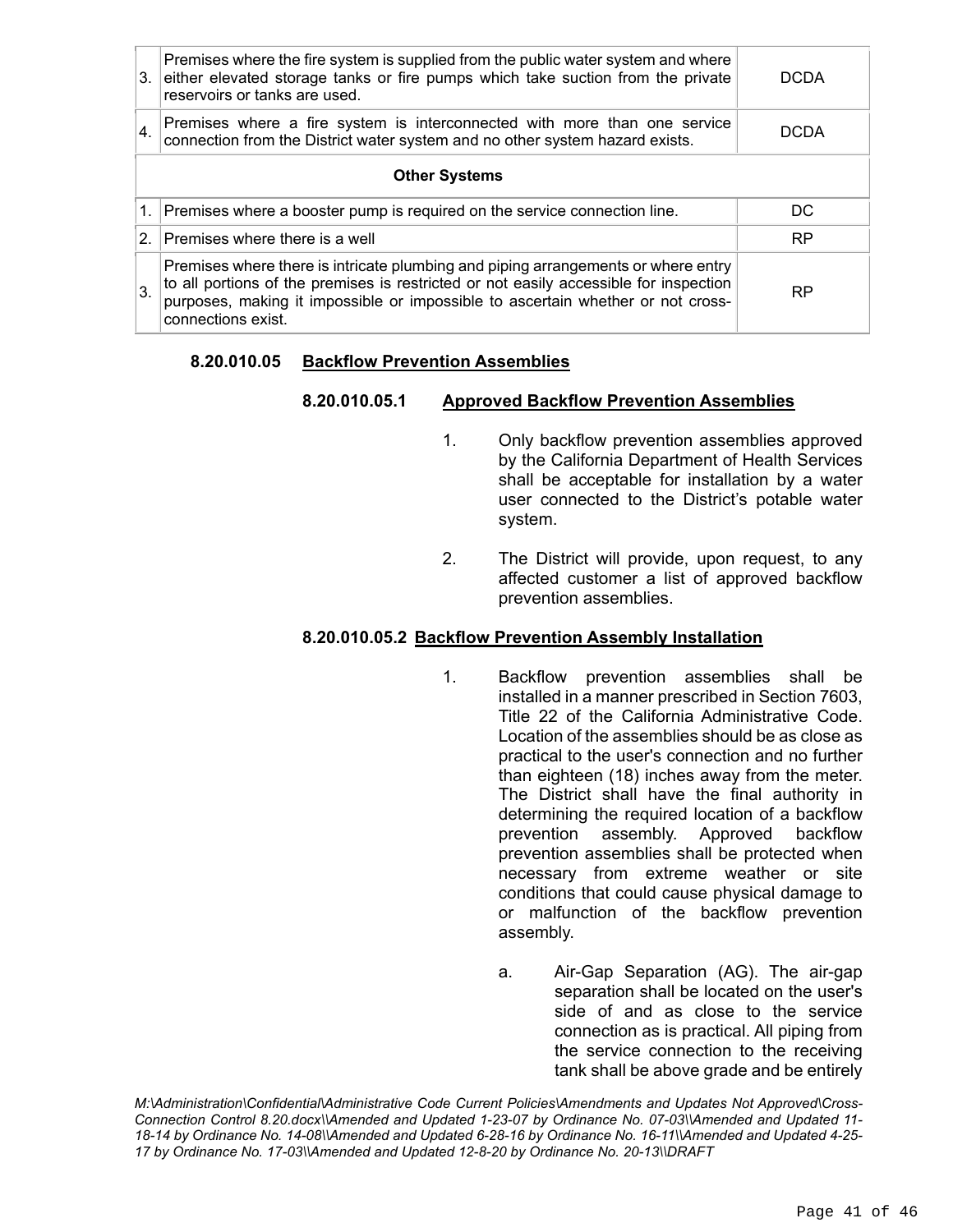| | | |
|---|---|---|
| 3. | Premises where the fire system is supplied from the public water system and where either elevated storage tanks or fire pumps which take suction from the private reservoirs or tanks are used. | DCDA |
| 4. | Premises where a fire system is interconnected with more than one service connection from the District water system and no other system hazard exists. | DCDA |
| | **Other Systems** | |
| 1. | Premises where a booster pump is required on the service connection line. | DC |
| 2. | Premises where there is a well | RP |
| 3. | Premises where there is intricate plumbing and piping arrangements or where entry to all portions of the premises is restricted or not easily accessible for inspection purposes, making it impossible or impossible to ascertain whether or not cross-connections exist. | RP |

**8.20.010.05 Backflow Prevention Assemblies**

**8.20.010.05.1 Approved Backflow Prevention Assemblies**

1. Only backflow prevention assemblies approved by the California Department of Health Services shall be acceptable for installation by a water user connected to the District's potable water system.

2. The District will provide, upon request, to any affected customer a list of approved backflow prevention assemblies.

**8.20.010.05.2 Backflow Prevention Assembly Installation**

1. Backflow prevention assemblies shall be installed in a manner prescribed in Section 7603, Title 22 of the California Administrative Code. Location of the assemblies should be as close as practical to the user's connection and no further than eighteen (18) inches away from the meter. The District shall have the final authority in determining the required location of a backflow prevention assembly. Approved backflow prevention assemblies shall be protected when necessary from extreme weather or site conditions that could cause physical damage to or malfunction of the backflow prevention assembly.

   a. Air-Gap Separation (AG). The air-gap separation shall be located on the user's side of and as close to the service connection as is practical. All piping from the service connection to the receiving tank shall be above grade and be entirely

*M:\Administration\Confidential\Administrative Code Current Policies\Amendments and Updates Not Approved\Cross-Connection Control 8.20.docx\\Amended and Updated 1-23-07 by Ordinance No. 07-03\\Amended and Updated 11-18-14 by Ordinance No. 14-08\\Amended and Updated 6-28-16 by Ordinance No. 16-11\\Amended and Updated 4-25-17 by Ordinance No. 17-03\\Amended and Updated 12-8-20 by Ordinance No. 20-13\\DRAFT*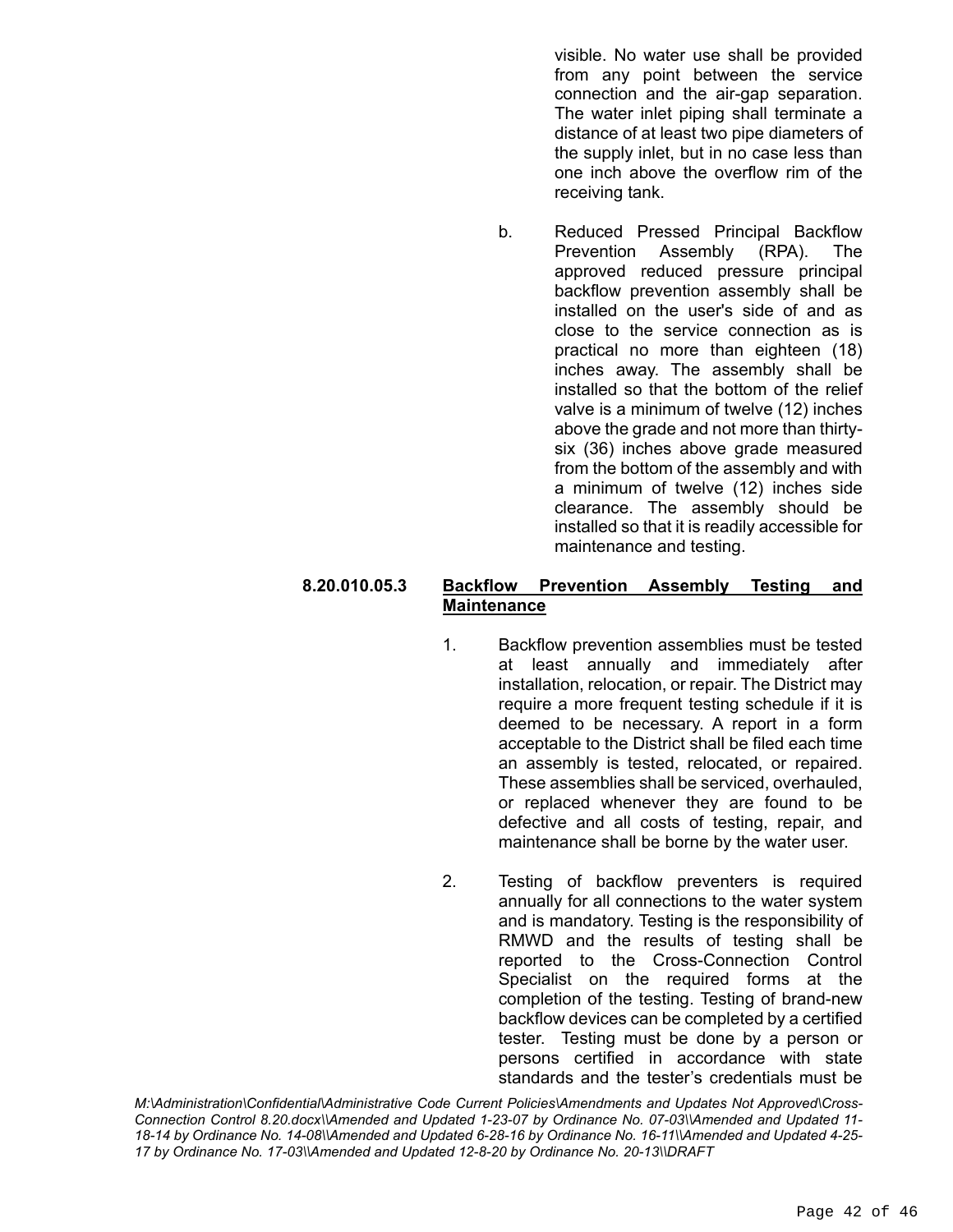visible. No water use shall be provided from any point between the service connection and the air-gap separation. The water inlet piping shall terminate a distance of at least two pipe diameters of the supply inlet, but in no case less than one inch above the overflow rim of the receiving tank.

b. Reduced Pressed Principal Backflow Prevention Assembly (RPA). The approved reduced pressure principal backflow prevention assembly shall be installed on the user's side of and as close to the service connection as is practical no more than eighteen (18) inches away. The assembly shall be installed so that the bottom of the relief valve is a minimum of twelve (12) inches above the grade and not more than thirty-six (36) inches above grade measured from the bottom of the assembly and with a minimum of twelve (12) inches side clearance. The assembly should be installed so that it is readily accessible for maintenance and testing.

**8.20.010.05.3 <u>Backflow Prevention Assembly Testing and Maintenance</u>**

1. Backflow prevention assemblies must be tested at least annually and immediately after installation, relocation, or repair. The District may require a more frequent testing schedule if it is deemed to be necessary. A report in a form acceptable to the District shall be filed each time an assembly is tested, relocated, or repaired. These assemblies shall be serviced, overhauled, or replaced whenever they are found to be defective and all costs of testing, repair, and maintenance shall be borne by the water user.

2. Testing of backflow preventers is required annually for all connections to the water system and is mandatory. Testing is the responsibility of RMWD and the results of testing shall be reported to the Cross-Connection Control Specialist on the required forms at the completion of the testing. Testing of brand-new backflow devices can be completed by a certified tester. Testing must be done by a person or persons certified in accordance with state standards and the tester's credentials must be

*M:\Administration\Confidential\Administrative Code Current Policies\Amendments and Updates Not Approved\Cross-Connection Control 8.20.docx\\Amended and Updated 1-23-07 by Ordinance No. 07-03\\Amended and Updated 11-18-14 by Ordinance No. 14-08\\Amended and Updated 6-28-16 by Ordinance No. 16-11\\Amended and Updated 4-25-17 by Ordinance No. 17-03\\Amended and Updated 12-8-20 by Ordinance No. 20-13\\DRAFT*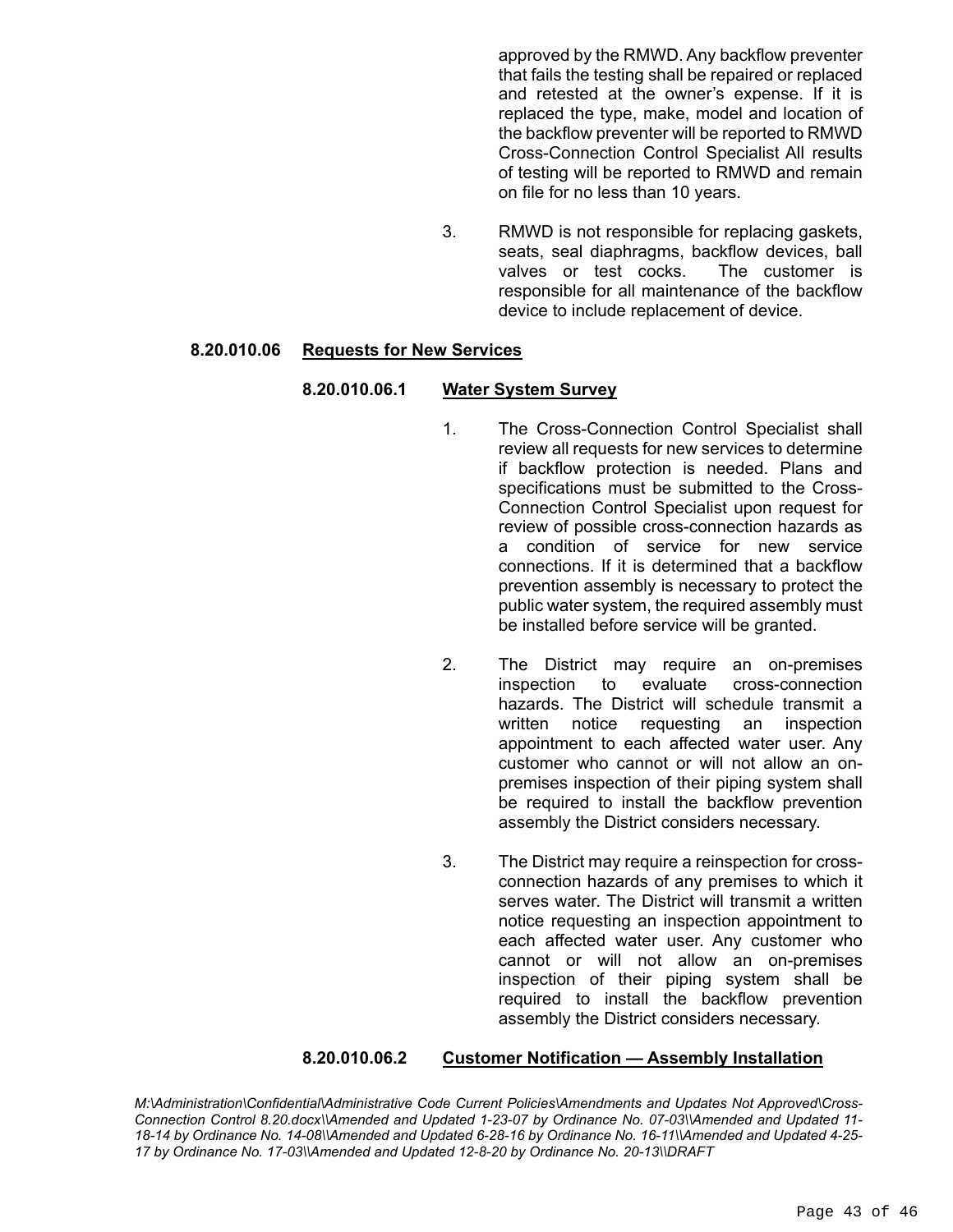approved by the RMWD. Any backflow preventer that fails the testing shall be repaired or replaced and retested at the owner's expense. If it is replaced the type, make, model and location of the backflow preventer will be reported to RMWD Cross-Connection Control Specialist All results of testing will be reported to RMWD and remain on file for no less than 10 years.

3. RMWD is not responsible for replacing gaskets, seats, seal diaphragms, backflow devices, ball valves or test cocks. The customer is responsible for all maintenance of the backflow device to include replacement of device.

**8.20.010.06 Requests for New Services**

**8.20.010.06.1 Water System Survey**

1. The Cross-Connection Control Specialist shall review all requests for new services to determine if backflow protection is needed. Plans and specifications must be submitted to the Cross-Connection Control Specialist upon request for review of possible cross-connection hazards as a condition of service for new service connections. If it is determined that a backflow prevention assembly is necessary to protect the public water system, the required assembly must be installed before service will be granted.

2. The District may require an on-premises inspection to evaluate cross-connection hazards. The District will schedule transmit a written notice requesting an inspection appointment to each affected water user. Any customer who cannot or will not allow an on-premises inspection of their piping system shall be required to install the backflow prevention assembly the District considers necessary.

3. The District may require a reinspection for cross-connection hazards of any premises to which it serves water. The District will transmit a written notice requesting an inspection appointment to each affected water user. Any customer who cannot or will not allow an on-premises inspection of their piping system shall be required to install the backflow prevention assembly the District considers necessary.

**8.20.010.06.2 Customer Notification — Assembly Installation**

*M:\Administration\Confidential\Administrative Code Current Policies\Amendments and Updates Not Approved\Cross-Connection Control 8.20.docx\\Amended and Updated 1-23-07 by Ordinance No. 07-03\\Amended and Updated 11-18-14 by Ordinance No. 14-08\\Amended and Updated 6-28-16 by Ordinance No. 16-11\\Amended and Updated 4-25-17 by Ordinance No. 17-03\\Amended and Updated 12-8-20 by Ordinance No. 20-13\\DRAFT*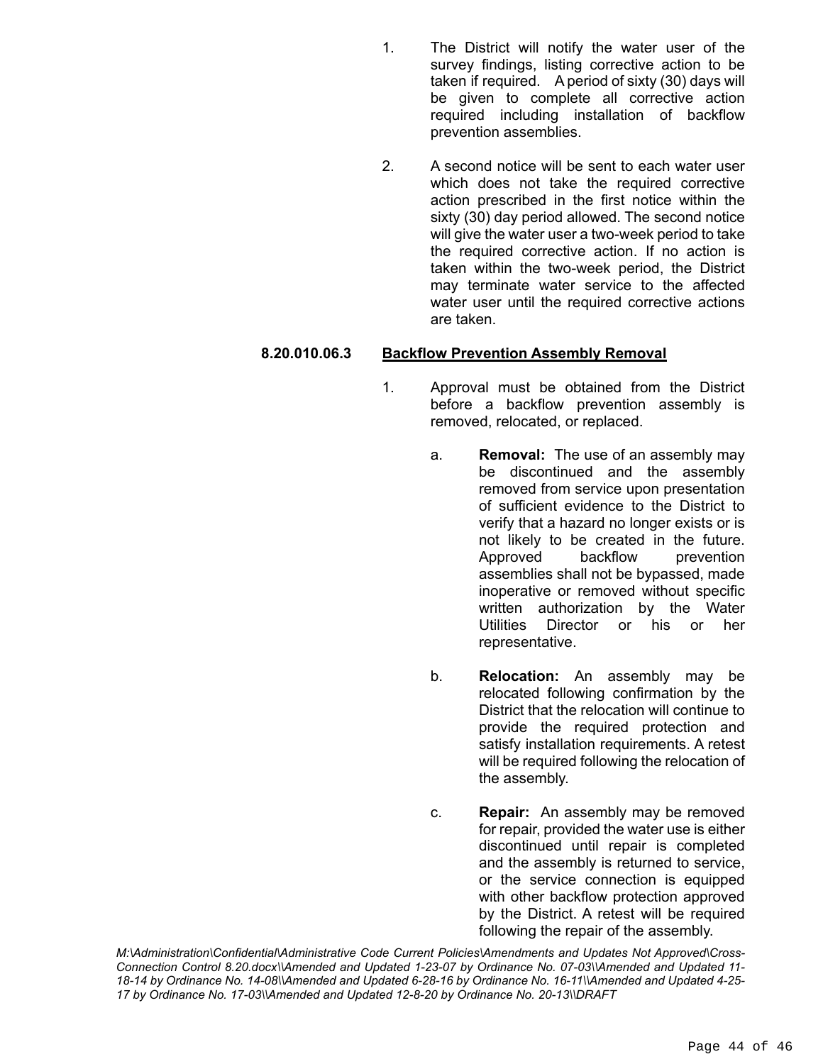1. The District will notify the water user of the survey findings, listing corrective action to be taken if required. A period of sixty (30) days will be given to complete all corrective action required including installation of backflow prevention assemblies.

2. A second notice will be sent to each water user which does not take the required corrective action prescribed in the first notice within the sixty (30) day period allowed. The second notice will give the water user a two-week period to take the required corrective action. If no action is taken within the two-week period, the District may terminate water service to the affected water user until the required corrective actions are taken.

**8.20.010.06.3 <u>Backflow Prevention Assembly Removal</u>**

1. Approval must be obtained from the District before a backflow prevention assembly is removed, relocated, or replaced.

   a. **Removal:** The use of an assembly may be discontinued and the assembly removed from service upon presentation of sufficient evidence to the District to verify that a hazard no longer exists or is not likely to be created in the future. Approved backflow prevention assemblies shall not be bypassed, made inoperative or removed without specific written authorization by the Water Utilities Director or his or her representative.

   b. **Relocation:** An assembly may be relocated following confirmation by the District that the relocation will continue to provide the required protection and satisfy installation requirements. A retest will be required following the relocation of the assembly.

   c. **Repair:** An assembly may be removed for repair, provided the water use is either discontinued until repair is completed and the assembly is returned to service, or the service connection is equipped with other backflow protection approved by the District. A retest will be required following the repair of the assembly.

*M:\Administration\Confidential\Administrative Code Current Policies\Amendments and Updates Not Approved\Cross-Connection Control 8.20.docx\\Amended and Updated 1-23-07 by Ordinance No. 07-03\\Amended and Updated 11-18-14 by Ordinance No. 14-08\\Amended and Updated 6-28-16 by Ordinance No. 16-11\\Amended and Updated 4-25-17 by Ordinance No. 17-03\\Amended and Updated 12-8-20 by Ordinance No. 20-13\\DRAFT*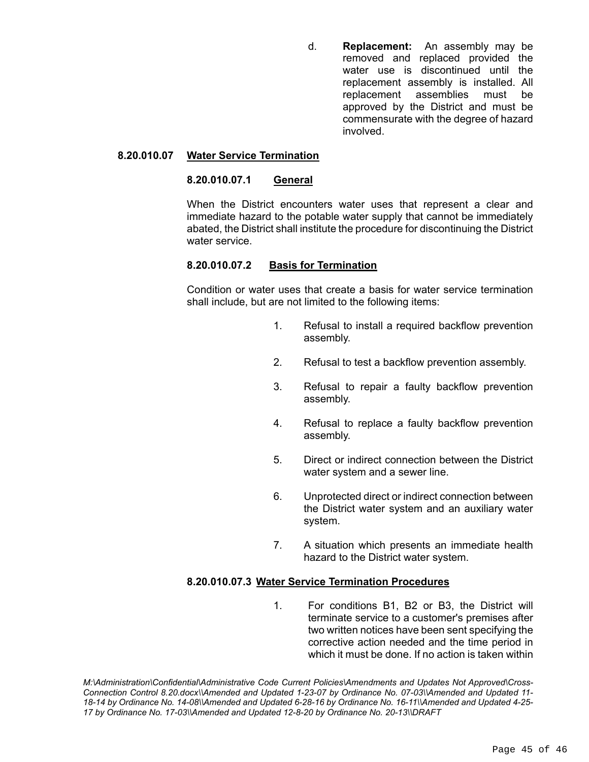d. **Replacement:** An assembly may be removed and replaced provided the water use is discontinued until the replacement assembly is installed. All replacement assemblies must be approved by the District and must be commensurate with the degree of hazard involved.

### 8.20.010.07 Water Service Termination

#### 8.20.010.07.1 General

When the District encounters water uses that represent a clear and immediate hazard to the potable water supply that cannot be immediately abated, the District shall institute the procedure for discontinuing the District water service.

#### 8.20.010.07.2 Basis for Termination

Condition or water uses that create a basis for water service termination shall include, but are not limited to the following items:

1. Refusal to install a required backflow prevention assembly.
2. Refusal to test a backflow prevention assembly.
3. Refusal to repair a faulty backflow prevention assembly.
4. Refusal to replace a faulty backflow prevention assembly.
5. Direct or indirect connection between the District water system and a sewer line.
6. Unprotected direct or indirect connection between the District water system and an auxiliary water system.
7. A situation which presents an immediate health hazard to the District water system.

#### 8.20.010.07.3 Water Service Termination Procedures

1. For conditions B1, B2 or B3, the District will terminate service to a customer's premises after two written notices have been sent specifying the corrective action needed and the time period in which it must be done. If no action is taken within

*M:\Administration\Confidential\Administrative Code Current Policies\Amendments and Updates Not Approved\Cross-Connection Control 8.20.docx\\Amended and Updated 1-23-07 by Ordinance No. 07-03\\Amended and Updated 11-18-14 by Ordinance No. 14-08\\Amended and Updated 6-28-16 by Ordinance No. 16-11\\Amended and Updated 4-25-17 by Ordinance No. 17-03\\Amended and Updated 12-8-20 by Ordinance No. 20-13\\DRAFT*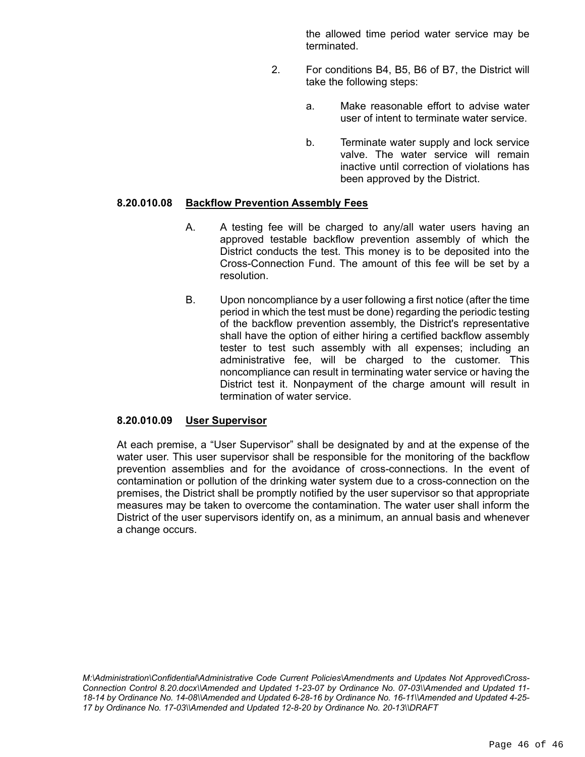the allowed time period water service may be terminated.

2. For conditions B4, B5, B6 of B7, the District will take the following steps:

   a. Make reasonable effort to advise water user of intent to terminate water service.

   b. Terminate water supply and lock service valve. The water service will remain inactive until correction of violations has been approved by the District.

**8.20.010.08 Backflow Prevention Assembly Fees**

A. A testing fee will be charged to any/all water users having an approved testable backflow prevention assembly of which the District conducts the test. This money is to be deposited into the Cross-Connection Fund. The amount of this fee will be set by a resolution.

B. Upon noncompliance by a user following a first notice (after the time period in which the test must be done) regarding the periodic testing of the backflow prevention assembly, the District's representative shall have the option of either hiring a certified backflow assembly tester to test such assembly with all expenses; including an administrative fee, will be charged to the customer. This noncompliance can result in terminating water service or having the District test it. Nonpayment of the charge amount will result in termination of water service.

**8.20.010.09 User Supervisor**

At each premise, a “User Supervisor” shall be designated by and at the expense of the water user. This user supervisor shall be responsible for the monitoring of the backflow prevention assemblies and for the avoidance of cross-connections. In the event of contamination or pollution of the drinking water system due to a cross-connection on the premises, the District shall be promptly notified by the user supervisor so that appropriate measures may be taken to overcome the contamination. The water user shall inform the District of the user supervisors identify on, as a minimum, an annual basis and whenever a change occurs.

*M:\Administration\Confidential\Administrative Code Current Policies\Amendments and Updates Not Approved\Cross-Connection Control 8.20.docx\\Amended and Updated 1-23-07 by Ordinance No. 07-03\\Amended and Updated 11-18-14 by Ordinance No. 14-08\\Amended and Updated 6-28-16 by Ordinance No. 16-11\\Amended and Updated 4-25-17 by Ordinance No. 17-03\\Amended and Updated 12-8-20 by Ordinance No. 20-13\\DRAFT*